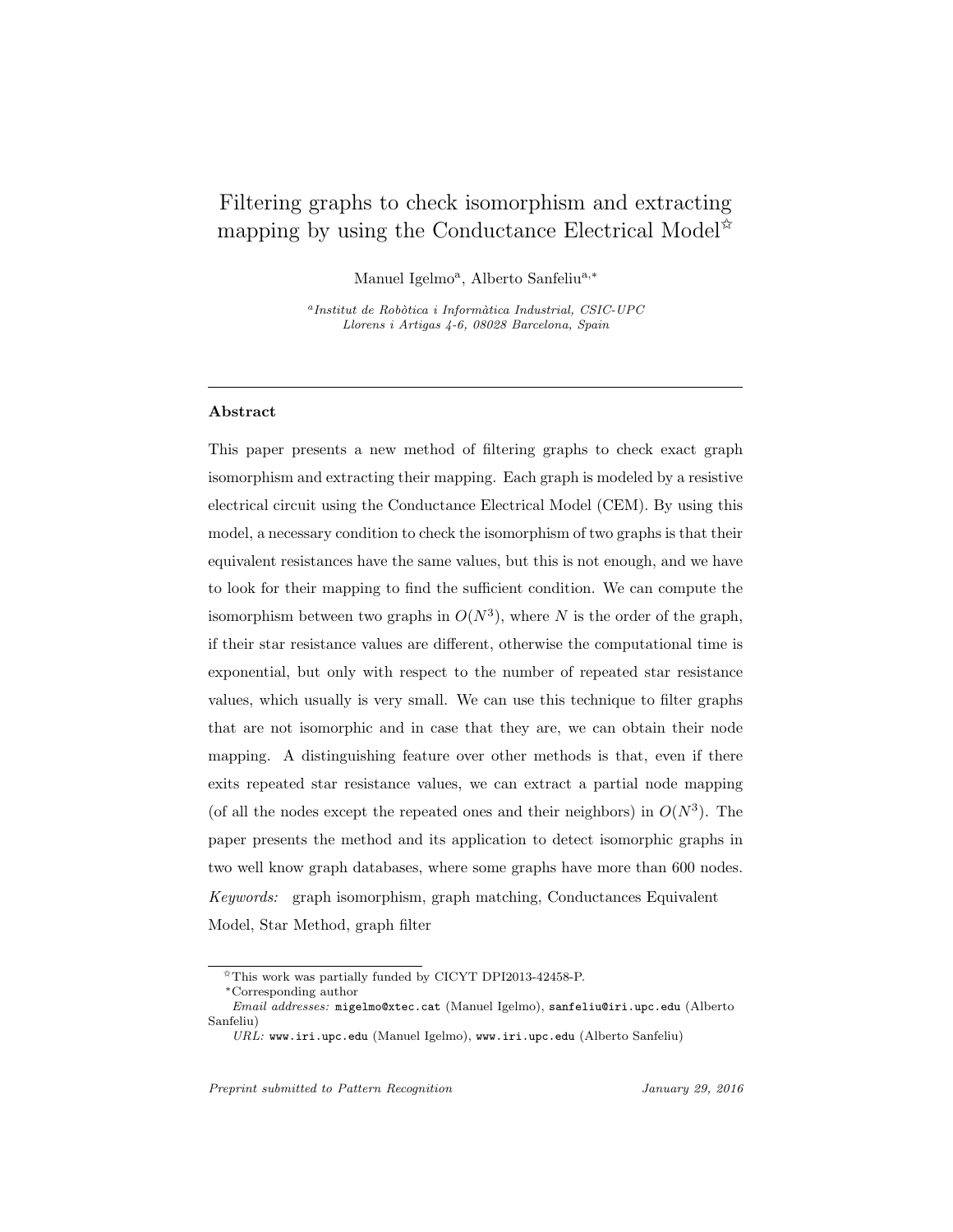# Filtering graphs to check isomorphism and extracting mapping by using the Conductance Electrical Model[☆]

Manuel Igelmo[a], Alberto Sanfeliu[a,*]

[a] *Institut de Robòtica i Informàtica Industrial, CSIC-UPC*
*Llorens i Artigas 4-6, 08028 Barcelona, Spain*

---

## Abstract

This paper presents a new method of filtering graphs to check exact graph isomorphism and extracting their mapping. Each graph is modeled by a resistive electrical circuit using the Conductance Electrical Model (CEM). By using this model, a necessary condition to check the isomorphism of two graphs is that their equivalent resistances have the same values, but this is not enough, and we have to look for their mapping to find the sufficient condition. We can compute the isomorphism between two graphs in $O(N^3)$, where $N$ is the order of the graph, if their star resistance values are different, otherwise the computational time is exponential, but only with respect to the number of repeated star resistance values, which usually is very small. We can use this technique to filter graphs that are not isomorphic and in case that they are, we can obtain their node mapping. A distinguishing feature over other methods is that, even if there exits repeated star resistance values, we can extract a partial node mapping (of all the nodes except the repeated ones and their neighbors) in $O(N^3)$. The paper presents the method and its application to detect isomorphic graphs in two well know graph databases, where some graphs have more than 600 nodes.

*Keywords:* graph isomorphism, graph matching, Conductances Equivalent Model, Star Method, graph filter

---

[☆] This work was partially funded by CICYT DPI2013-42458-P.

[*] Corresponding author

*Email addresses:* migelmo@xtec.cat (Manuel Igelmo), sanfeliu@iri.upc.edu (Alberto Sanfeliu)

*URL:* www.iri.upc.edu (Manuel Igelmo), www.iri.upc.edu (Alberto Sanfeliu)

*Preprint submitted to Pattern Recognition* *January 29, 2016*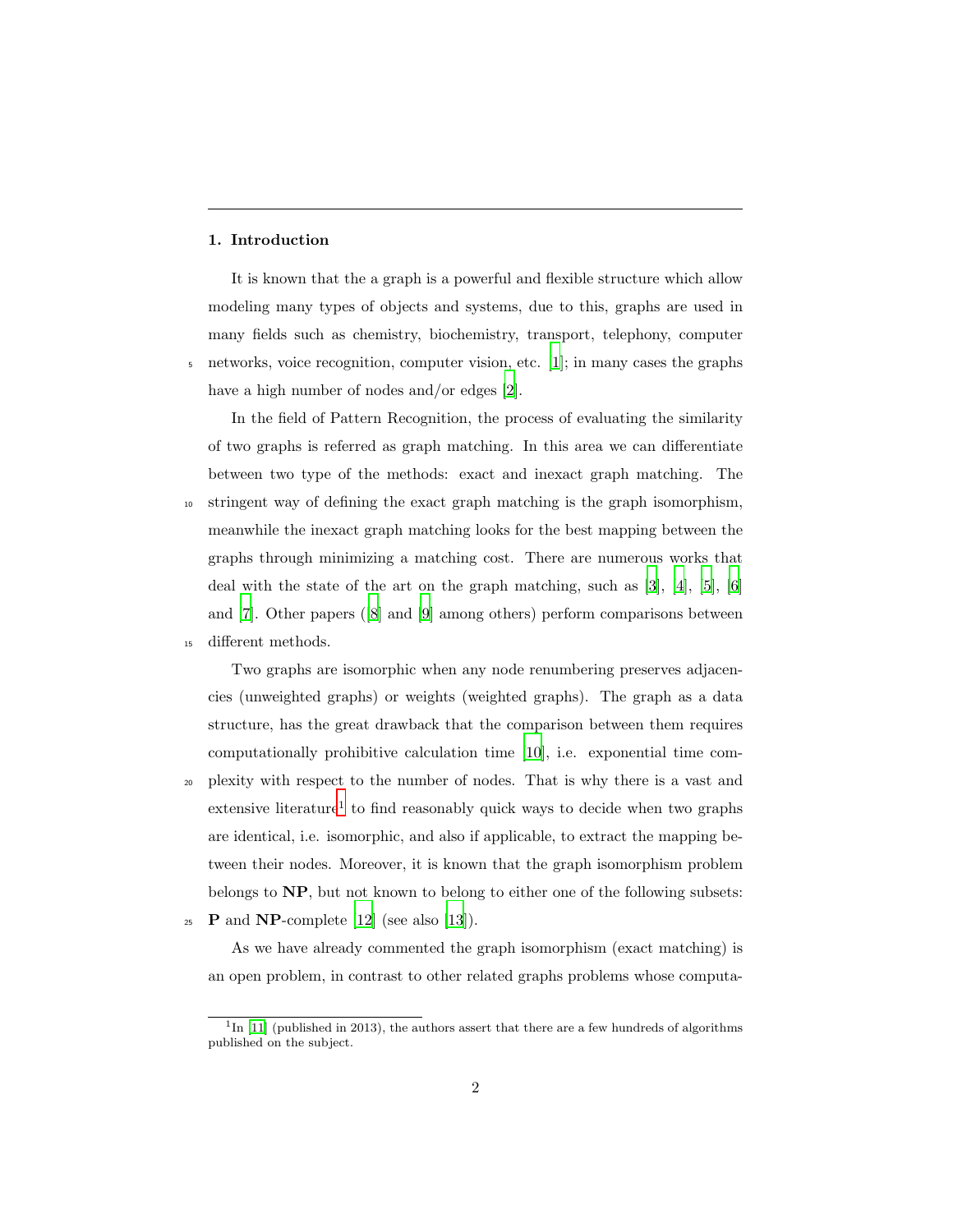## 1. Introduction

It is known that the a graph is a powerful and flexible structure which allow modeling many types of objects and systems, due to this, graphs are used in many fields such as chemistry, biochemistry, transport, telephony, computer networks, voice recognition, computer vision, etc. [1]; in many cases the graphs have a high number of nodes and/or edges [2].

In the field of Pattern Recognition, the process of evaluating the similarity of two graphs is referred as graph matching. In this area we can differentiate between two type of the methods: exact and inexact graph matching. The stringent way of defining the exact graph matching is the graph isomorphism, meanwhile the inexact graph matching looks for the best mapping between the graphs through minimizing a matching cost. There are numerous works that deal with the state of the art on the graph matching, such as [3], [4], [5], [6] and [7]. Other papers ([8] and [9] among others) perform comparisons between different methods.

Two graphs are isomorphic when any node renumbering preserves adjacencies (unweighted graphs) or weights (weighted graphs). The graph as a data structure, has the great drawback that the comparison between them requires computationally prohibitive calculation time [10], i.e. exponential time complexity with respect to the number of nodes. That is why there is a vast and extensive literature[1] to find reasonably quick ways to decide when two graphs are identical, i.e. isomorphic, and also if applicable, to extract the mapping between their nodes. Moreover, it is known that the graph isomorphism problem belongs to **NP**, but not known to belong to either one of the following subsets: **P** and **NP**-complete [12] (see also [13]).

As we have already commented the graph isomorphism (exact matching) is an open problem, in contrast to other related graphs problems whose computa-

[1] In [11] (published in 2013), the authors assert that there are a few hundreds of algorithms published on the subject.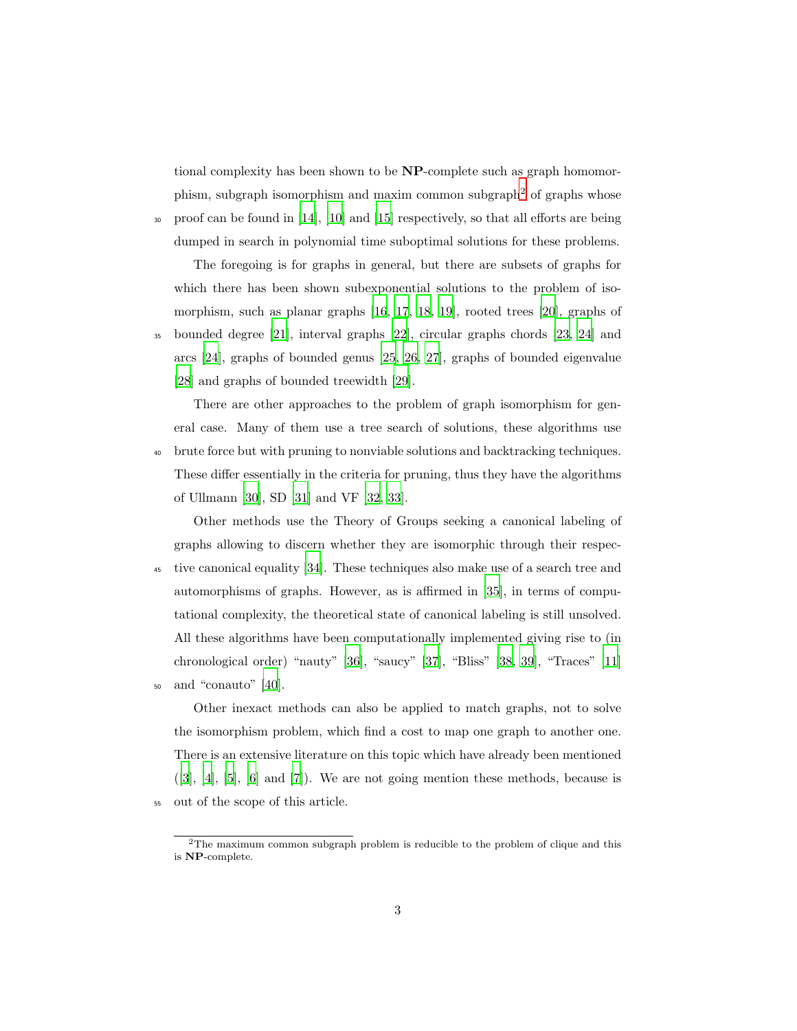tional complexity has been shown to be **NP**-complete such as graph homomorphism, subgraph isomorphism and maxim common subgraph[2] of graphs whose proof can be found in [14], [10] and [15] respectively, so that all efforts are being dumped in search in polynomial time suboptimal solutions for these problems.

The foregoing is for graphs in general, but there are subsets of graphs for which there has been shown subexponential solutions to the problem of isomorphism, such as planar graphs [16, 17, 18, 19], rooted trees [20], graphs of bounded degree [21], interval graphs [22], circular graphs chords [23, 24] and arcs [24], graphs of bounded genus [25, 26, 27], graphs of bounded eigenvalue [28] and graphs of bounded treewidth [29].

There are other approaches to the problem of graph isomorphism for general case. Many of them use a tree search of solutions, these algorithms use brute force but with pruning to nonviable solutions and backtracking techniques. These differ essentially in the criteria for pruning, thus they have the algorithms of Ullmann [30], SD [31] and VF [32, 33].

Other methods use the Theory of Groups seeking a canonical labeling of graphs allowing to discern whether they are isomorphic through their respective canonical equality [34]. These techniques also make use of a search tree and automorphisms of graphs. However, as is affirmed in [35], in terms of computational complexity, the theoretical state of canonical labeling is still unsolved. All these algorithms have been computationally implemented giving rise to (in chronological order) "nauty" [36], "saucy" [37], "Bliss" [38, 39], "Traces" [11] and "conauto" [40].

Other inexact methods can also be applied to match graphs, not to solve the isomorphism problem, which find a cost to map one graph to another one. There is an extensive literature on this topic which have already been mentioned ([3], [4], [5], [6] and [7]). We are not going mention these methods, because is out of the scope of this article.

[2] The maximum common subgraph problem is reducible to the problem of clique and this is **NP**-complete.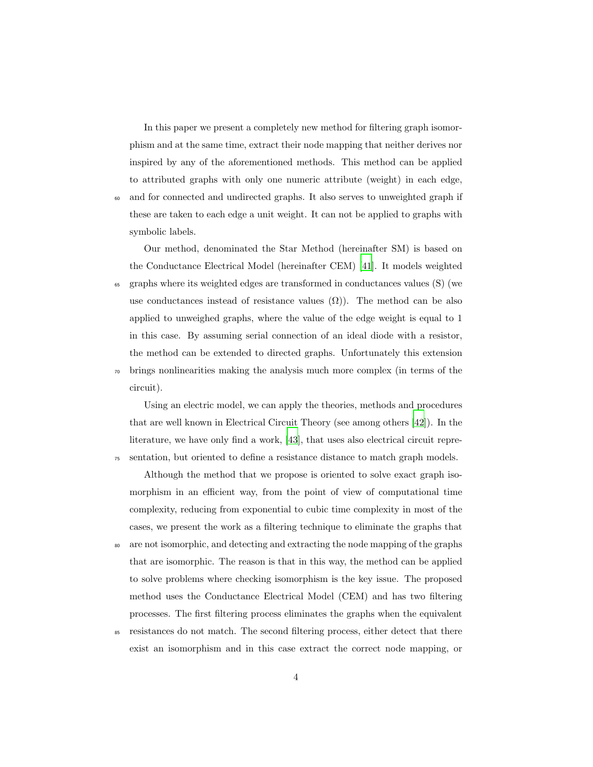In this paper we present a completely new method for filtering graph isomorphism and at the same time, extract their node mapping that neither derives nor inspired by any of the aforementioned methods. This method can be applied to attributed graphs with only one numeric attribute (weight) in each edge, and for connected and undirected graphs. It also serves to unweighted graph if these are taken to each edge a unit weight. It can not be applied to graphs with symbolic labels.

Our method, denominated the Star Method (hereinafter SM) is based on the Conductance Electrical Model (hereinafter CEM) [41]. It models weighted graphs where its weighted edges are transformed in conductances values (S) (we use conductances instead of resistance values ($\Omega$)). The method can be also applied to unweighed graphs, where the value of the edge weight is equal to 1 in this case. By assuming serial connection of an ideal diode with a resistor, the method can be extended to directed graphs. Unfortunately this extension brings nonlinearities making the analysis much more complex (in terms of the circuit).

Using an electric model, we can apply the theories, methods and procedures that are well known in Electrical Circuit Theory (see among others [42]). In the literature, we have only find a work, [43], that uses also electrical circuit representation, but oriented to define a resistance distance to match graph models.

Although the method that we propose is oriented to solve exact graph isomorphism in an efficient way, from the point of view of computational time complexity, reducing from exponential to cubic time complexity in most of the cases, we present the work as a filtering technique to eliminate the graphs that are not isomorphic, and detecting and extracting the node mapping of the graphs that are isomorphic. The reason is that in this way, the method can be applied to solve problems where checking isomorphism is the key issue. The proposed method uses the Conductance Electrical Model (CEM) and has two filtering processes. The first filtering process eliminates the graphs when the equivalent resistances do not match. The second filtering process, either detect that there exist an isomorphism and in this case extract the correct node mapping, or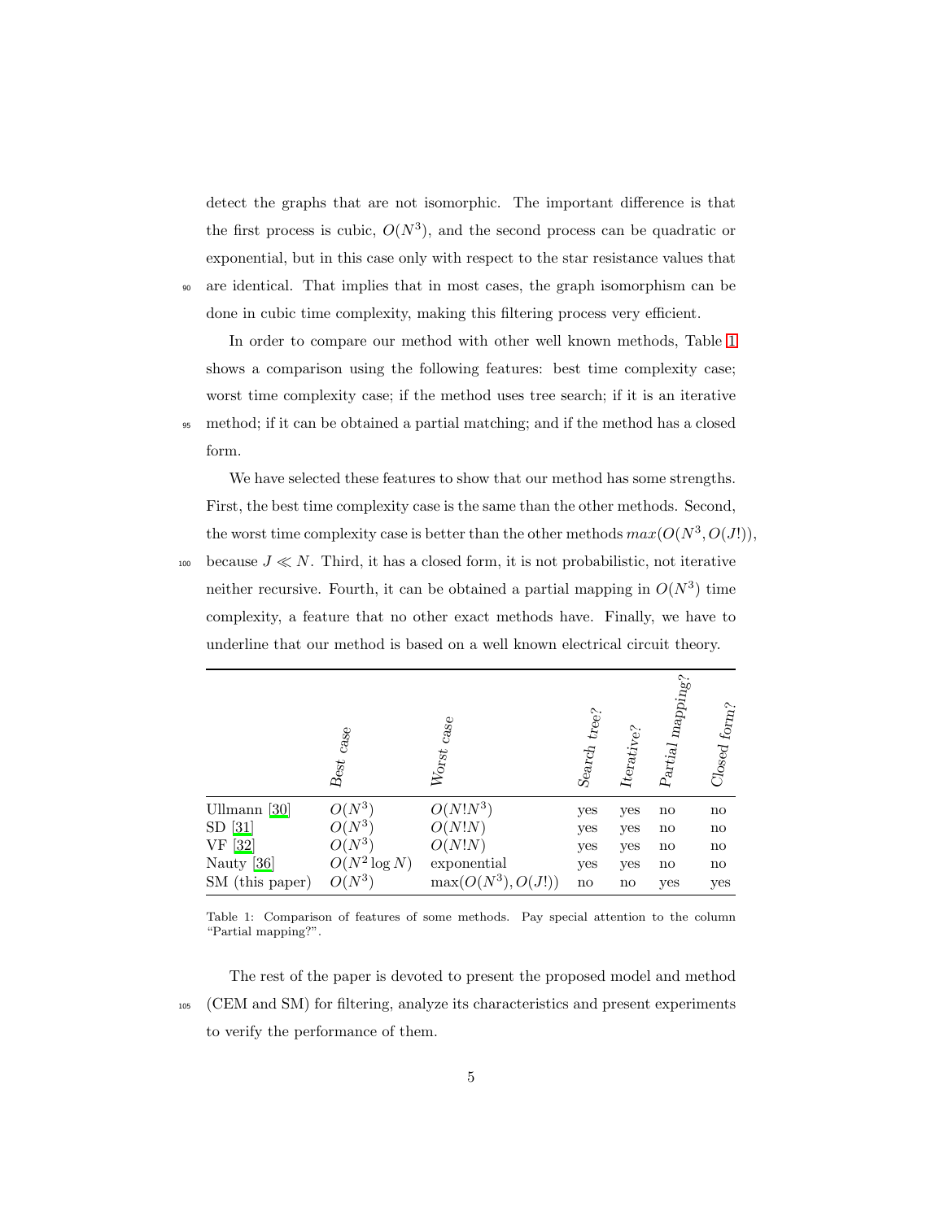detect the graphs that are not isomorphic. The important difference is that the first process is cubic, $O(N^3)$, and the second process can be quadratic or exponential, but in this case only with respect to the star resistance values that are identical. That implies that in most cases, the graph isomorphism can be done in cubic time complexity, making this filtering process very efficient.

In order to compare our method with other well known methods, Table 1 shows a comparison using the following features: best time complexity case; worst time complexity case; if the method uses tree search; if it is an iterative method; if it can be obtained a partial matching; and if the method has a closed form.

We have selected these features to show that our method has some strengths. First, the best time complexity case is the same than the other methods. Second, the worst time complexity case is better than the other methods $max(O(N^3, O(J!))$, because $J \ll N$. Third, it has a closed form, it is not probabilistic, not iterative neither recursive. Fourth, it can be obtained a partial mapping in $O(N^3)$ time complexity, a feature that no other exact methods have. Finally, we have to underline that our method is based on a well known electrical circuit theory.

| | *Best case* | *Worst case* | *Search tree?* | *Iterative?* | *Partial mapping?* | *Closed form?* |
|---|---|---|---|---|---|---|
| Ullmann [30] | $O(N^3)$ | $O(N!N^3)$ | yes | yes | no | no |
| SD [31] | $O(N^3)$ | $O(N!N)$ | yes | yes | no | no |
| VF [32] | $O(N^3)$ | $O(N!N)$ | yes | yes | no | no |
| Nauty [36] | $O(N^2 \log N)$ | exponential | yes | yes | no | no |
| SM (this paper) | $O(N^3)$ | $\max(O(N^3), O(J!))$ | no | no | yes | yes |

Table 1: Comparison of features of some methods. Pay special attention to the column "Partial mapping?".

The rest of the paper is devoted to present the proposed model and method (CEM and SM) for filtering, analyze its characteristics and present experiments to verify the performance of them.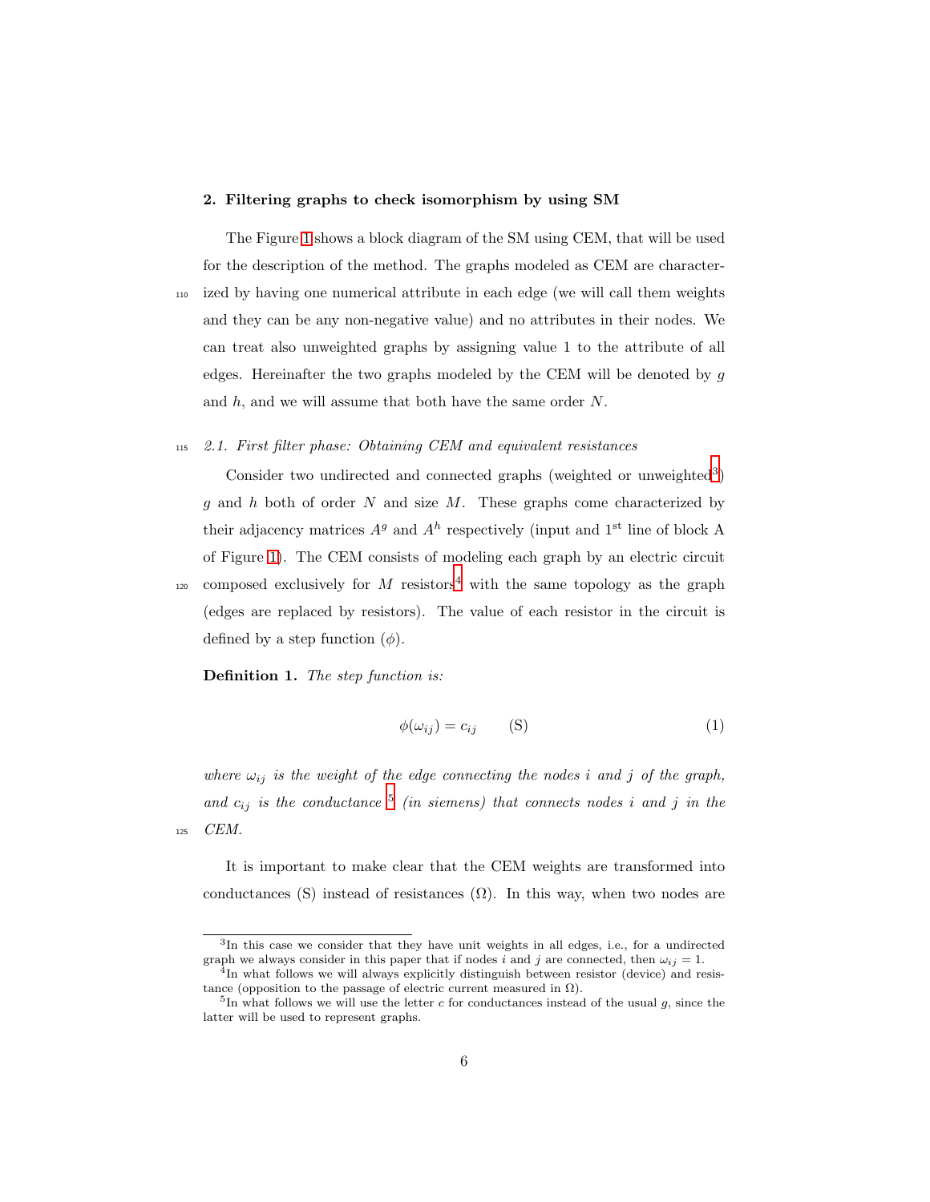## 2. Filtering graphs to check isomorphism by using SM

The Figure 1 shows a block diagram of the SM using CEM, that will be used for the description of the method. The graphs modeled as CEM are characterized by having one numerical attribute in each edge (we will call them weights and they can be any non-negative value) and no attributes in their nodes. We can treat also unweighted graphs by assigning value 1 to the attribute of all edges. Hereinafter the two graphs modeled by the CEM will be denoted by $g$ and $h$, and we will assume that both have the same order $N$.

### 2.1. First filter phase: Obtaining CEM and equivalent resistances

Consider two undirected and connected graphs (weighted or unweighted[3]) $g$ and $h$ both of order $N$ and size $M$. These graphs come characterized by their adjacency matrices $A^g$ and $A^h$ respectively (input and 1st line of block A of Figure 1). The CEM consists of modeling each graph by an electric circuit composed exclusively for $M$ resistors[4] with the same topology as the graph (edges are replaced by resistors). The value of each resistor in the circuit is defined by a step function ($\phi$).

**Definition 1.** *The step function is:*

$$\phi(\omega_{ij}) = c_{ij} \qquad \text{(S)} \tag{1}$$

*where $\omega_{ij}$ is the weight of the edge connecting the nodes $i$ and $j$ of the graph, and $c_{ij}$ is the conductance [5] (in siemens) that connects nodes $i$ and $j$ in the CEM.*

It is important to make clear that the CEM weights are transformed into conductances (S) instead of resistances ($\Omega$). In this way, when two nodes are

---

[3] In this case we consider that they have unit weights in all edges, i.e., for a undirected graph we always consider in this paper that if nodes $i$ and $j$ are connected, then $\omega_{ij} = 1$.

[4] In what follows we will always explicitly distinguish between resistor (device) and resistance (opposition to the passage of electric current measured in $\Omega$).

[5] In what follows we will use the letter $c$ for conductances instead of the usual $g$, since the latter will be used to represent graphs.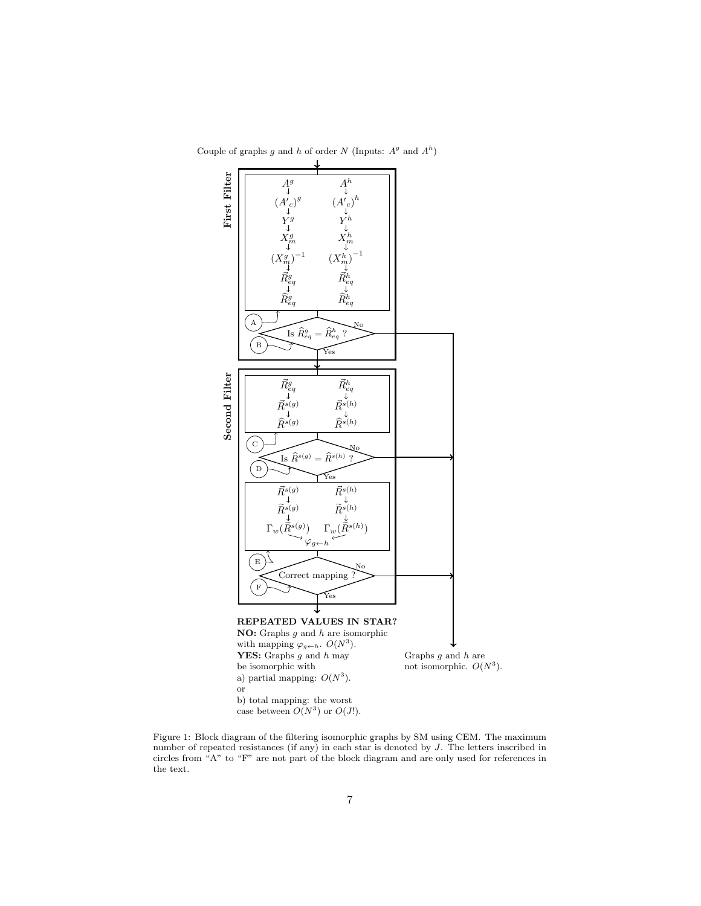Couple of graphs $g$ and $h$ of order $N$ (Inputs: $A^g$ and $A^h$)

**First Filter**

$A^g \rightarrow (A'_c)^g \rightarrow Y^g \rightarrow X_m^g \rightarrow (X_m^g)^{-1} \rightarrow \vec{R}_{eq}^g \rightarrow \widehat{R}_{eq}^g$

$A^h \rightarrow (A'_c)^h \rightarrow Y^h \rightarrow X_m^h \rightarrow (X_m^h)^{-1} \rightarrow \vec{R}_{eq}^h \rightarrow \widehat{R}_{eq}^h$

(A)

Is $\widehat{R}_{eq}^g = \widehat{R}_{eq}^h$ ? — No / Yes

(B)

**Second Filter**

$\vec{R}_{eq}^g \rightarrow \vec{R}^{s(g)} \rightarrow \widehat{R}^{s(g)}$

$\vec{R}_{eq}^h \rightarrow \vec{R}^{s(h)} \rightarrow \widehat{R}^{s(h)}$

(C)

Is $\widehat{R}^{s(g)} = \widehat{R}^{s(h)}$ ? — No / Yes

(D)

$\vec{R}^{s(g)} \rightarrow \widetilde{R}^{s(g)} \rightarrow \Gamma_w(\widetilde{R}^{s(g)})$

$\vec{R}^{s(h)} \rightarrow \widetilde{R}^{s(h)} \rightarrow \Gamma_w(\widetilde{R}^{s(h)})$

$\rightarrow \varphi_{g \leftarrow h} \leftarrow$

(E)

Correct mapping ? — No / Yes

(F)

**REPEATED VALUES IN STAR?**
**NO:** Graphs $g$ and $h$ are isomorphic with mapping $\varphi_{g \leftarrow h}$. $O(N^3)$.
**YES:** Graphs $g$ and $h$ may be isomorphic with
a) partial mapping: $O(N^3)$.
or
b) total mapping: the worst case between $O(N^3)$ or $O(J!)$.

Graphs $g$ and $h$ are not isomorphic. $O(N^3)$.

Figure 1: Block diagram of the filtering isomorphic graphs by SM using CEM. The maximum number of repeated resistances (if any) in each star is denoted by $J$. The letters inscribed in circles from "A" to "F" are not part of the block diagram and are only used for references in the text.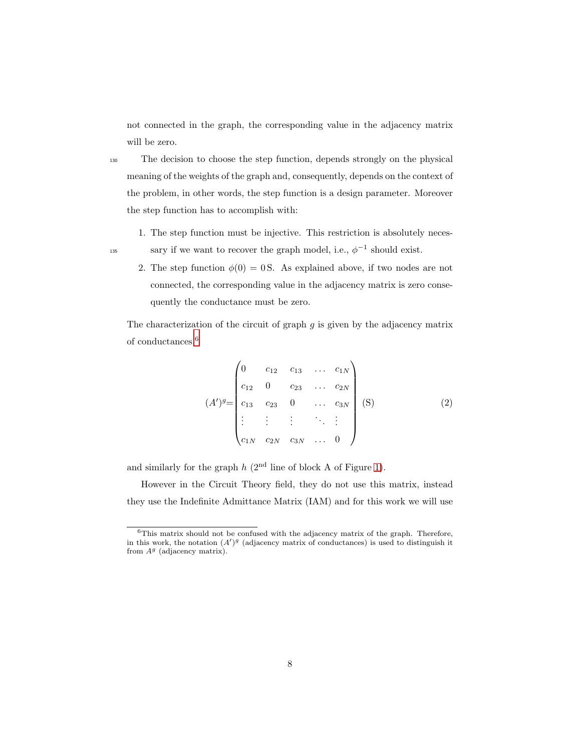not connected in the graph, the corresponding value in the adjacency matrix will be zero.

The decision to choose the step function, depends strongly on the physical meaning of the weights of the graph and, consequently, depends on the context of the problem, in other words, the step function is a design parameter. Moreover the step function has to accomplish with:

1. The step function must be injective. This restriction is absolutely necessary if we want to recover the graph model, i.e., $\phi^{-1}$ should exist.
2. The step function $\phi(0) = 0\,\mathrm{S}$. As explained above, if two nodes are not connected, the corresponding value in the adjacency matrix is zero consequently the conductance must be zero.

The characterization of the circuit of graph $g$ is given by the adjacency matrix of conductances[6]

$$
(A')^g = \begin{pmatrix} 0 & c_{12} & c_{13} & \dots & c_{1N} \\ c_{12} & 0 & c_{23} & \dots & c_{2N} \\ c_{13} & c_{23} & 0 & \dots & c_{3N} \\ \vdots & \vdots & \vdots & \ddots & \vdots \\ c_{1N} & c_{2N} & c_{3N} & \dots & 0 \end{pmatrix} \ (\mathrm{S}) \tag{2}
$$

and similarly for the graph $h$ ($2^{\text{nd}}$ line of block A of Figure 1).

However in the Circuit Theory field, they do not use this matrix, instead they use the Indefinite Admittance Matrix (IAM) and for this work we will use

[6] This matrix should not be confused with the adjacency matrix of the graph. Therefore, in this work, the notation $(A')^g$ (adjacency matrix of conductances) is used to distinguish it from $A^g$ (adjacency matrix).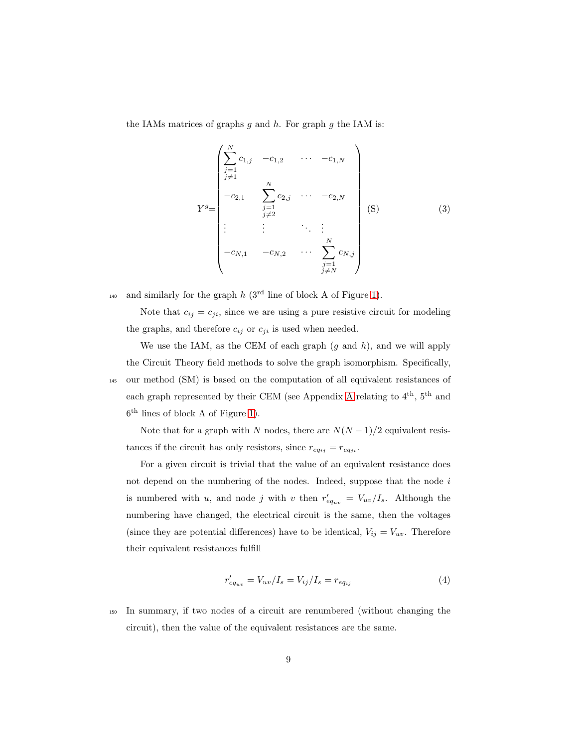the IAMs matrices of graphs $g$ and $h$. For graph $g$ the IAM is:

$$Y^g = \begin{pmatrix} \sum_{\substack{j=1 \\ j\neq 1}}^{N} c_{1,j} & -c_{1,2} & \cdots & -c_{1,N} \\ -c_{2,1} & \sum_{\substack{j=1 \\ j\neq 2}}^{N} c_{2,j} & \cdots & -c_{2,N} \\ \vdots & \vdots & \ddots & \vdots \\ -c_{N,1} & -c_{N,2} & \cdots & \sum_{\substack{j=1 \\ j\neq N}}^{N} c_{N,j} \end{pmatrix} \text{(S)} \tag{3}$$

and similarly for the graph $h$ (3rd line of block A of Figure 1).

Note that $c_{ij} = c_{ji}$, since we are using a pure resistive circuit for modeling the graphs, and therefore $c_{ij}$ or $c_{ji}$ is used when needed.

We use the IAM, as the CEM of each graph ($g$ and $h$), and we will apply the Circuit Theory field methods to solve the graph isomorphism. Specifically, our method (SM) is based on the computation of all equivalent resistances of each graph represented by their CEM (see Appendix A relating to 4th, 5th and 6th lines of block A of Figure 1).

Note that for a graph with $N$ nodes, there are $N(N-1)/2$ equivalent resistances if the circuit has only resistors, since $r_{eq_{ij}} = r_{eq_{ji}}$.

For a given circuit is trivial that the value of an equivalent resistance does not depend on the numbering of the nodes. Indeed, suppose that the node $i$ is numbered with $u$, and node $j$ with $v$ then $r'_{eq_{uv}} = V_{uv}/I_s$. Although the numbering have changed, the electrical circuit is the same, then the voltages (since they are potential differences) have to be identical, $V_{ij} = V_{uv}$. Therefore their equivalent resistances fulfill

$$r'_{eq_{uv}} = V_{uv}/I_s = V_{ij}/I_s = r_{eq_{ij}} \tag{4}$$

In summary, if two nodes of a circuit are renumbered (without changing the circuit), then the value of the equivalent resistances are the same.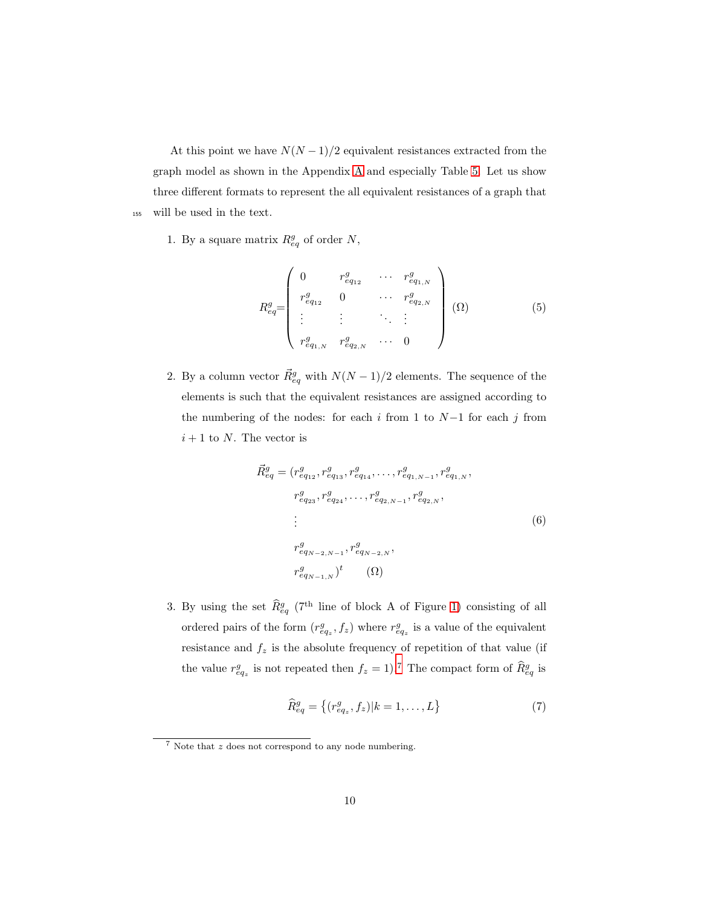At this point we have $N(N-1)/2$ equivalent resistances extracted from the graph model as shown in the Appendix A and especially Table 5. Let us show three different formats to represent the all equivalent resistances of a graph that will be used in the text.

1. By a square matrix $R^g_{eq}$ of order $N$,

$$R^g_{eq}=\begin{pmatrix} 0 & r^g_{eq_{12}} & \cdots & r^g_{eq_{1,N}} \\ r^g_{eq_{12}} & 0 & \cdots & r^g_{eq_{2,N}} \\ \vdots & \vdots & \ddots & \vdots \\ r^g_{eq_{1,N}} & r^g_{eq_{2,N}} & \cdots & 0 \end{pmatrix} (\Omega) \tag{5}$$

2. By a column vector $\vec{R}^g_{eq}$ with $N(N-1)/2$ elements. The sequence of the elements is such that the equivalent resistances are assigned according to the numbering of the nodes: for each $i$ from 1 to $N-1$ for each $j$ from $i+1$ to $N$. The vector is

$$\begin{aligned} \vec{R}^g_{eq} = (& r^g_{eq_{12}}, r^g_{eq_{13}}, r^g_{eq_{14}}, \ldots, r^g_{eq_{1,N-1}}, r^g_{eq_{1,N}}, \\ & r^g_{eq_{23}}, r^g_{eq_{24}}, \ldots, r^g_{eq_{2,N-1}}, r^g_{eq_{2,N}}, \\ & \vdots \\ & r^g_{eq_{N-2,N-1}}, r^g_{eq_{N-2,N}}, \\ & r^g_{eq_{N-1,N}})^t \qquad (\Omega) \end{aligned} \tag{6}$$

3. By using the set $\widehat{R}^g_{eq}$ (7[th] line of block A of Figure 1) consisting of all ordered pairs of the form $(r^g_{eq_z}, f_z)$ where $r^g_{eq_z}$ is a value of the equivalent resistance and $f_z$ is the absolute frequency of repetition of that value (if the value $r^g_{eq_z}$ is not repeated then $f_z = 1$).[7] The compact form of $\widehat{R}^g_{eq}$ is

$$\widehat{R}^g_{eq} = \left\{ (r^g_{eq_z}, f_z) | k = 1, \ldots, L \right\} \tag{7}$$

[7] Note that $z$ does not correspond to any node numbering.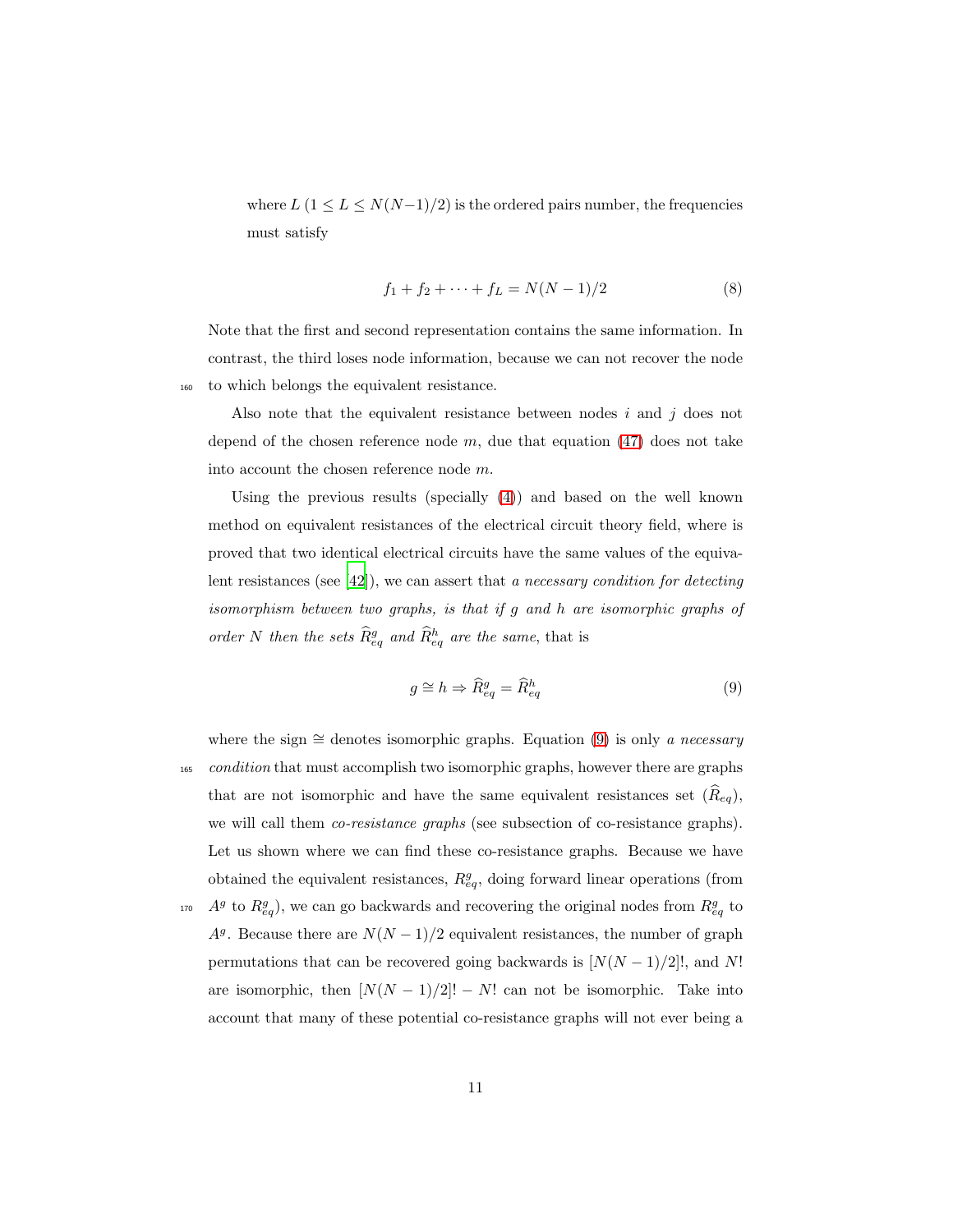where $L$ ($1 \leq L \leq N(N-1)/2$) is the ordered pairs number, the frequencies must satisfy

$$f_1 + f_2 + \cdots + f_L = N(N-1)/2 \tag{8}$$

Note that the first and second representation contains the same information. In contrast, the third loses node information, because we can not recover the node to which belongs the equivalent resistance.

Also note that the equivalent resistance between nodes $i$ and $j$ does not depend of the chosen reference node $m$, due that equation (47) does not take into account the chosen reference node $m$.

Using the previous results (specially (4)) and based on the well known method on equivalent resistances of the electrical circuit theory field, where is proved that two identical electrical circuits have the same values of the equivalent resistances (see [42]), we can assert that *a necessary condition for detecting isomorphism between two graphs, is that if $g$ and $h$ are isomorphic graphs of order $N$ then the sets $\widehat{R}^g_{eq}$ and $\widehat{R}^h_{eq}$ are the same*, that is

$$g \cong h \Rightarrow \widehat{R}^g_{eq} = \widehat{R}^h_{eq} \tag{9}$$

where the sign $\cong$ denotes isomorphic graphs. Equation (9) is only *a necessary condition* that must accomplish two isomorphic graphs, however there are graphs that are not isomorphic and have the same equivalent resistances set ($\widehat{R}_{eq}$), we will call them *co-resistance graphs* (see subsection of co-resistance graphs). Let us shown where we can find these co-resistance graphs. Because we have obtained the equivalent resistances, $R^g_{eq}$, doing forward linear operations (from $A^g$ to $R^g_{eq}$), we can go backwards and recovering the original nodes from $R^g_{eq}$ to $A^g$. Because there are $N(N-1)/2$ equivalent resistances, the number of graph permutations that can be recovered going backwards is $[N(N-1)/2]!$, and $N!$ are isomorphic, then $[N(N-1)/2]! - N!$ can not be isomorphic. Take into account that many of these potential co-resistance graphs will not ever being a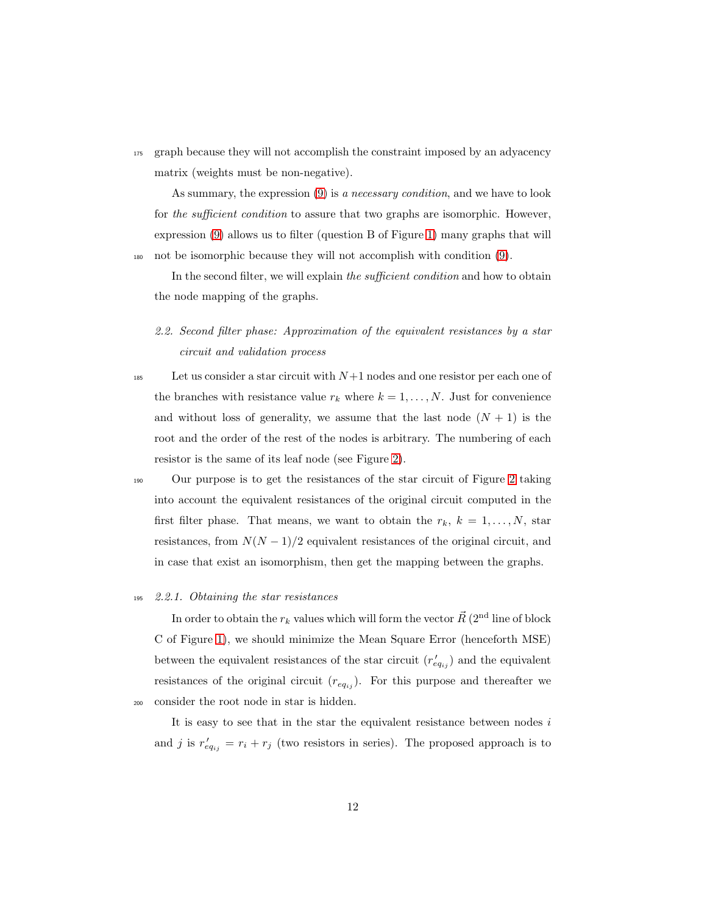graph because they will not accomplish the constraint imposed by an adyacency matrix (weights must be non-negative).

As summary, the expression (9) is *a necessary condition*, and we have to look for *the sufficient condition* to assure that two graphs are isomorphic. However, expression (9) allows us to filter (question B of Figure 1) many graphs that will not be isomorphic because they will not accomplish with condition (9).

In the second filter, we will explain *the sufficient condition* and how to obtain the node mapping of the graphs.

### *2.2. Second filter phase: Approximation of the equivalent resistances by a star circuit and validation process*

Let us consider a star circuit with $N+1$ nodes and one resistor per each one of the branches with resistance value $r_k$ where $k = 1, \dots, N$. Just for convenience and without loss of generality, we assume that the last node $(N + 1)$ is the root and the order of the rest of the nodes is arbitrary. The numbering of each resistor is the same of its leaf node (see Figure 2).

Our purpose is to get the resistances of the star circuit of Figure 2 taking into account the equivalent resistances of the original circuit computed in the first filter phase. That means, we want to obtain the $r_k$, $k = 1, \dots, N$, star resistances, from $N(N-1)/2$ equivalent resistances of the original circuit, and in case that exist an isomorphism, then get the mapping between the graphs.

#### *2.2.1. Obtaining the star resistances*

In order to obtain the $r_k$ values which will form the vector $\vec{R}$ (2[nd] line of block C of Figure 1), we should minimize the Mean Square Error (henceforth MSE) between the equivalent resistances of the star circuit ($r'_{eq_{ij}}$) and the equivalent resistances of the original circuit ($r_{eq_{ij}}$). For this purpose and thereafter we consider the root node in star is hidden.

It is easy to see that in the star the equivalent resistance between nodes $i$ and $j$ is $r'_{eq_{ij}} = r_i + r_j$ (two resistors in series). The proposed approach is to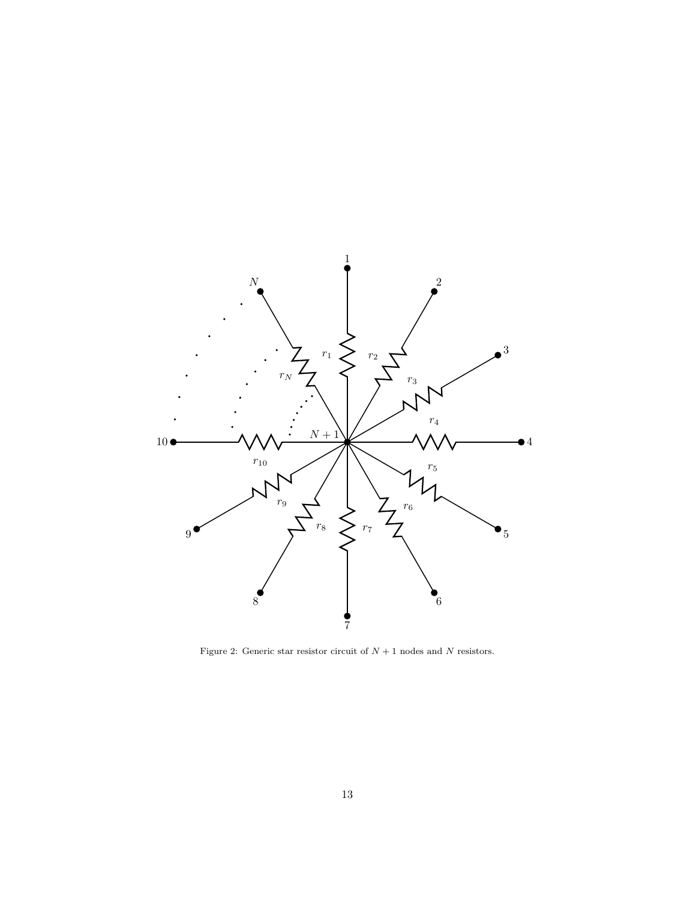Figure 2: Generic star resistor circuit of $N+1$ nodes and $N$ resistors.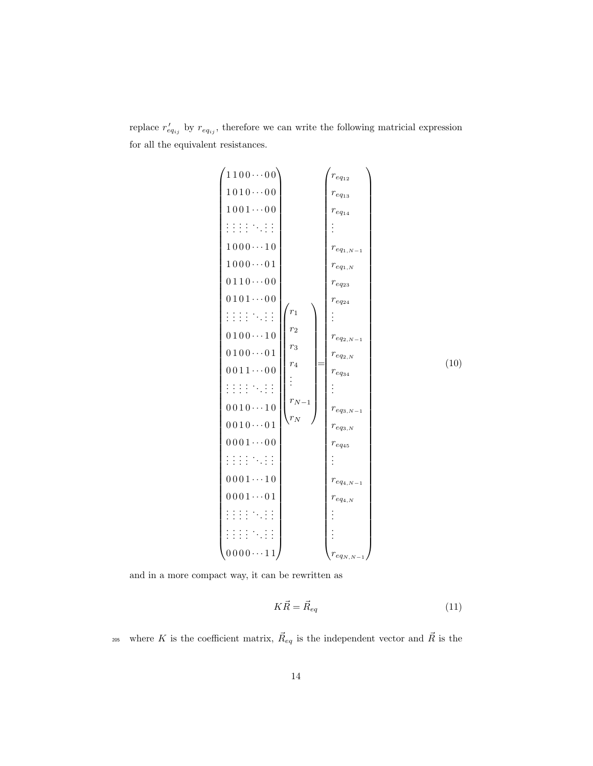replace $r'_{eq_{ij}}$ by $r_{eq_{ij}}$, therefore we can write the following matricial expression for all the equivalent resistances.

$$
\begin{pmatrix}
1\,1\,0\,0 \cdots 0\,0 \\
1\,0\,1\,0 \cdots 0\,0 \\
1\,0\,0\,1 \cdots 0\,0 \\
\vdots\,\vdots\,\vdots\,\vdots\,\ddots\,\vdots\,\vdots \\
1\,0\,0\,0 \cdots 1\,0 \\
1\,0\,0\,0 \cdots 0\,1 \\
0\,1\,1\,0 \cdots 0\,0 \\
0\,1\,0\,1 \cdots 0\,0 \\
\vdots\,\vdots\,\vdots\,\vdots\,\ddots\,\vdots\,\vdots \\
0\,1\,0\,0 \cdots 1\,0 \\
0\,1\,0\,0 \cdots 0\,1 \\
0\,0\,1\,1 \cdots 0\,0 \\
\vdots\,\vdots\,\vdots\,\vdots\,\ddots\,\vdots\,\vdots \\
0\,0\,1\,0 \cdots 1\,0 \\
0\,0\,1\,0 \cdots 0\,1 \\
0\,0\,0\,1 \cdots 0\,0 \\
\vdots\,\vdots\,\vdots\,\vdots\,\ddots\,\vdots\,\vdots \\
0\,0\,0\,1 \cdots 1\,0 \\
0\,0\,0\,1 \cdots 0\,1 \\
\vdots\,\vdots\,\vdots\,\vdots\,\ddots\,\vdots\,\vdots \\
\vdots\,\vdots\,\vdots\,\vdots\,\ddots\,\vdots\,\vdots \\
0\,0\,0\,0 \cdots 1\,1
\end{pmatrix}
\begin{pmatrix}
r_1 \\ r_2 \\ r_3 \\ r_4 \\ \vdots \\ r_{N-1} \\ r_N
\end{pmatrix}
=
\begin{pmatrix}
r_{eq_{12}} \\ r_{eq_{13}} \\ r_{eq_{14}} \\ \vdots \\ r_{eq_{1,N-1}} \\ r_{eq_{1,N}} \\ r_{eq_{23}} \\ r_{eq_{24}} \\ \vdots \\ r_{eq_{2,N-1}} \\ r_{eq_{2,N}} \\ r_{eq_{34}} \\ \vdots \\ r_{eq_{3,N-1}} \\ r_{eq_{3,N}} \\ r_{eq_{45}} \\ \vdots \\ r_{eq_{4,N-1}} \\ r_{eq_{4,N}} \\ \vdots \\ \vdots \\ r_{eq_{N,N-1}}
\end{pmatrix}
\tag{10}
$$

and in a more compact way, it can be rewritten as

$$
K\vec{R} = \vec{R}_{eq} \tag{11}
$$

where $K$ is the coefficient matrix, $\vec{R}_{eq}$ is the independent vector and $\vec{R}$ is the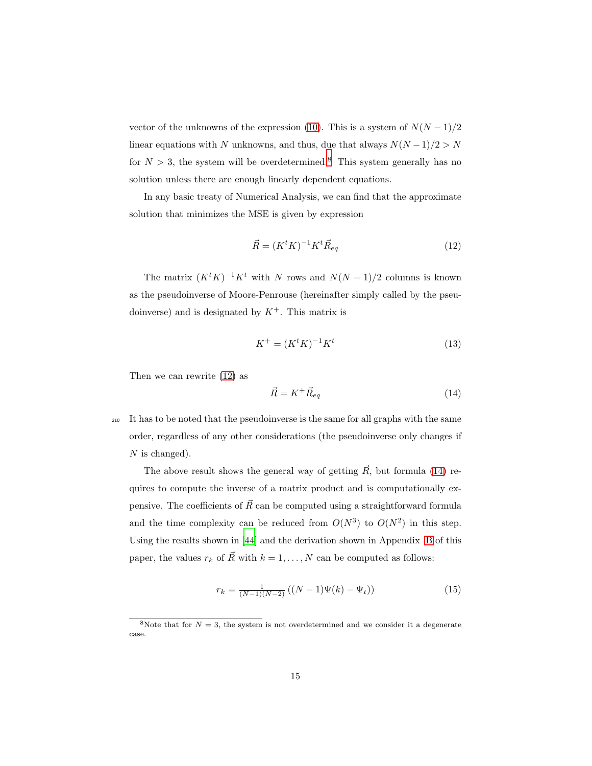vector of the unknowns of the expression (10). This is a system of $N(N-1)/2$ linear equations with $N$ unknowns, and thus, due that always $N(N-1)/2 > N$ for $N > 3$, the system will be overdetermined.[8] This system generally has no solution unless there are enough linearly dependent equations.

In any basic treaty of Numerical Analysis, we can find that the approximate solution that minimizes the MSE is given by expression

$$\vec{R} = (K^t K)^{-1} K^t \vec{R}_{eq} \tag{12}$$

The matrix $(K^t K)^{-1} K^t$ with $N$ rows and $N(N-1)/2$ columns is known as the pseudoinverse of Moore-Penrouse (hereinafter simply called by the pseudoinverse) and is designated by $K^+$. This matrix is

$$K^+ = (K^t K)^{-1} K^t \tag{13}$$

Then we can rewrite (12) as

$$\vec{R} = K^+ \vec{R}_{eq} \tag{14}$$

It has to be noted that the pseudoinverse is the same for all graphs with the same order, regardless of any other considerations (the pseudoinverse only changes if $N$ is changed).

The above result shows the general way of getting $\vec{R}$, but formula (14) requires to compute the inverse of a matrix product and is computationally expensive. The coefficients of $\vec{R}$ can be computed using a straightforward formula and the time complexity can be reduced from $O(N^3)$ to $O(N^2)$ in this step. Using the results shown in [44] and the derivation shown in Appendix B of this paper, the values $r_k$ of $\vec{R}$ with $k = 1, \ldots, N$ can be computed as follows:

$$r_k = \frac{1}{(N-1)(N-2)} \left( (N-1)\Psi(k) - \Psi_t \right) \tag{15}$$

[8] Note that for $N = 3$, the system is not overdetermined and we consider it a degenerate case.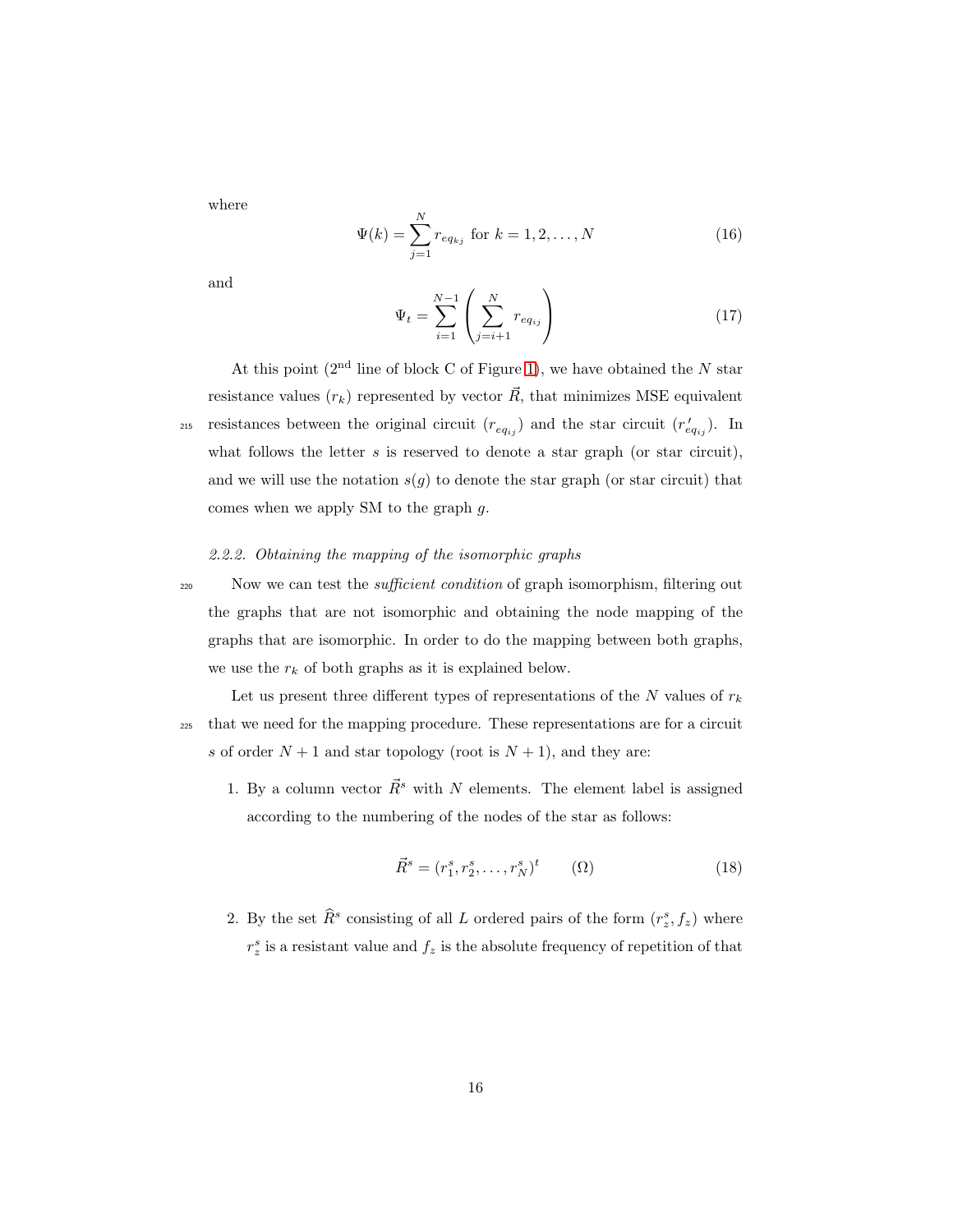where

$$\Psi(k) = \sum_{j=1}^{N} r_{eq_{kj}} \text{ for } k = 1, 2, \ldots, N \tag{16}$$

and

$$\Psi_t = \sum_{i=1}^{N-1} \left( \sum_{j=i+1}^{N} r_{eq_{ij}} \right) \tag{17}$$

At this point (2nd line of block C of Figure 1), we have obtained the $N$ star resistance values ($r_k$) represented by vector $\vec{R}$, that minimizes MSE equivalent resistances between the original circuit ($r_{eq_{ij}}$) and the star circuit ($r'_{eq_{ij}}$). In what follows the letter $s$ is reserved to denote a star graph (or star circuit), and we will use the notation $s(g)$ to denote the star graph (or star circuit) that comes when we apply SM to the graph $g$.

#### *2.2.2. Obtaining the mapping of the isomorphic graphs*

Now we can test the *sufficient condition* of graph isomorphism, filtering out the graphs that are not isomorphic and obtaining the node mapping of the graphs that are isomorphic. In order to do the mapping between both graphs, we use the $r_k$ of both graphs as it is explained below.

Let us present three different types of representations of the $N$ values of $r_k$ that we need for the mapping procedure. These representations are for a circuit $s$ of order $N+1$ and star topology (root is $N+1$), and they are:

1. By a column vector $\vec{R}^s$ with $N$ elements. The element label is assigned according to the numbering of the nodes of the star as follows:

$$\vec{R}^s = (r_1^s, r_2^s, \ldots, r_N^s)^t \qquad (\Omega) \tag{18}$$

2. By the set $\widehat{R}^s$ consisting of all $L$ ordered pairs of the form $(r_z^s, f_z)$ where $r_z^s$ is a resistant value and $f_z$ is the absolute frequency of repetition of that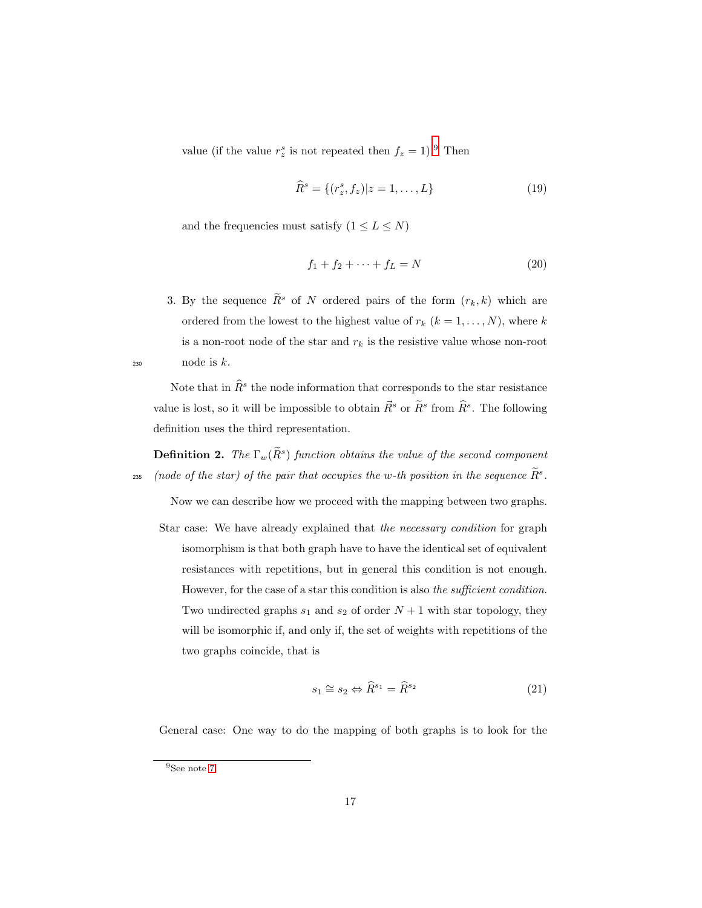value (if the value $r_z^s$ is not repeated then $f_z = 1$).[9] Then

$$\widehat{R}^s = \{(r_z^s, f_z) | z = 1, \ldots, L\} \tag{19}$$

and the frequencies must satisfy ($1 \leq L \leq N$)

$$f_1 + f_2 + \cdots + f_L = N \tag{20}$$

3. By the sequence $\widetilde{R}^s$ of $N$ ordered pairs of the form $(r_k, k)$ which are ordered from the lowest to the highest value of $r_k$ ($k = 1, \ldots, N$), where $k$ is a non-root node of the star and $r_k$ is the resistive value whose non-root node is $k$.

Note that in $\widehat{R}^s$ the node information that corresponds to the star resistance value is lost, so it will be impossible to obtain $\vec{R}^s$ or $\widetilde{R}^s$ from $\widehat{R}^s$. The following definition uses the third representation.

**Definition 2.** *The $\Gamma_w(\widetilde{R}^s)$ function obtains the value of the second component (node of the star) of the pair that occupies the $w$-th position in the sequence $\widetilde{R}^s$.*

Now we can describe how we proceed with the mapping between two graphs.

Star case: We have already explained that *the necessary condition* for graph isomorphism is that both graph have to have the identical set of equivalent resistances with repetitions, but in general this condition is not enough. However, for the case of a star this condition is also *the sufficient condition*. Two undirected graphs $s_1$ and $s_2$ of order $N + 1$ with star topology, they will be isomorphic if, and only if, the set of weights with repetitions of the two graphs coincide, that is

$$s_1 \cong s_2 \Leftrightarrow \widehat{R}^{s_1} = \widehat{R}^{s_2} \tag{21}$$

General case: One way to do the mapping of both graphs is to look for the

[9] See note 7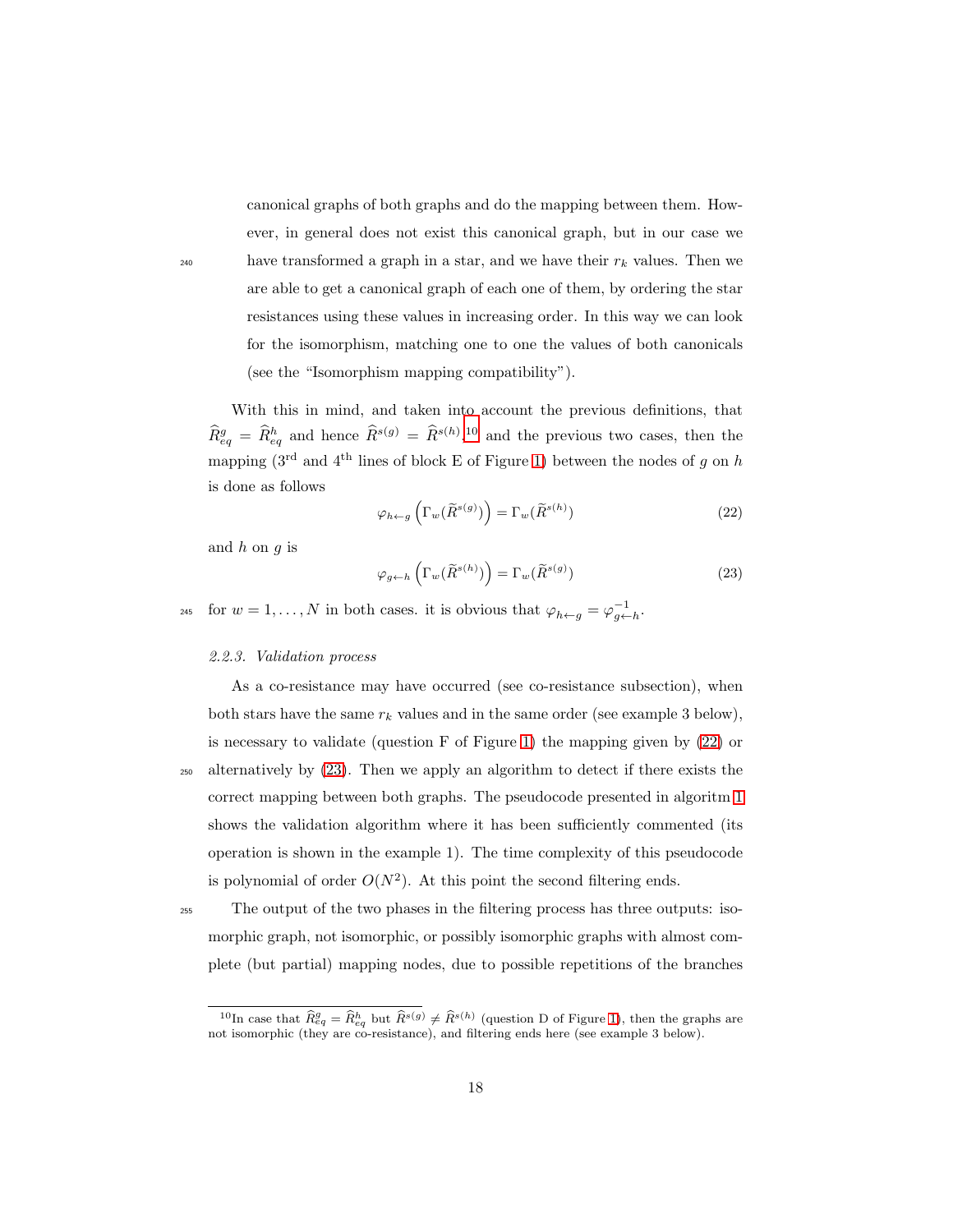canonical graphs of both graphs and do the mapping between them. However, in general does not exist this canonical graph, but in our case we have transformed a graph in a star, and we have their $r_k$ values. Then we are able to get a canonical graph of each one of them, by ordering the star resistances using these values in increasing order. In this way we can look for the isomorphism, matching one to one the values of both canonicals (see the "Isomorphism mapping compatibility").

With this in mind, and taken into account the previous definitions, that $\widehat{R}^g_{eq} = \widehat{R}^h_{eq}$ and hence $\widehat{R}^{s(g)} = \widehat{R}^{s(h)}$,[10] and the previous two cases, then the mapping (3rd and 4th lines of block E of Figure 1) between the nodes of $g$ on $h$ is done as follows

$$\varphi_{h \leftarrow g}\left(\Gamma_w(\widetilde{R}^{s(g)})\right) = \Gamma_w(\widetilde{R}^{s(h)}) \tag{22}$$

and $h$ on $g$ is

$$\varphi_{g \leftarrow h}\left(\Gamma_w(\widetilde{R}^{s(h)})\right) = \Gamma_w(\widetilde{R}^{s(g)}) \tag{23}$$

for $w = 1, \ldots, N$ in both cases. it is obvious that $\varphi_{h \leftarrow g} = \varphi^{-1}_{g \leftarrow h}$.

#### 2.2.3. Validation process

As a co-resistance may have occurred (see co-resistance subsection), when both stars have the same $r_k$ values and in the same order (see example 3 below), is necessary to validate (question F of Figure 1) the mapping given by (22) or alternatively by (23). Then we apply an algorithm to detect if there exists the correct mapping between both graphs. The pseudocode presented in algoritm 1 shows the validation algorithm where it has been sufficiently commented (its operation is shown in the example 1). The time complexity of this pseudocode is polynomial of order $O(N^2)$. At this point the second filtering ends.

The output of the two phases in the filtering process has three outputs: isomorphic graph, not isomorphic, or possibly isomorphic graphs with almost complete (but partial) mapping nodes, due to possible repetitions of the branches

[10] In case that $\widehat{R}^g_{eq} = \widehat{R}^h_{eq}$ but $\widehat{R}^{s(g)} \neq \widehat{R}^{s(h)}$ (question D of Figure 1), then the graphs are not isomorphic (they are co-resistance), and filtering ends here (see example 3 below).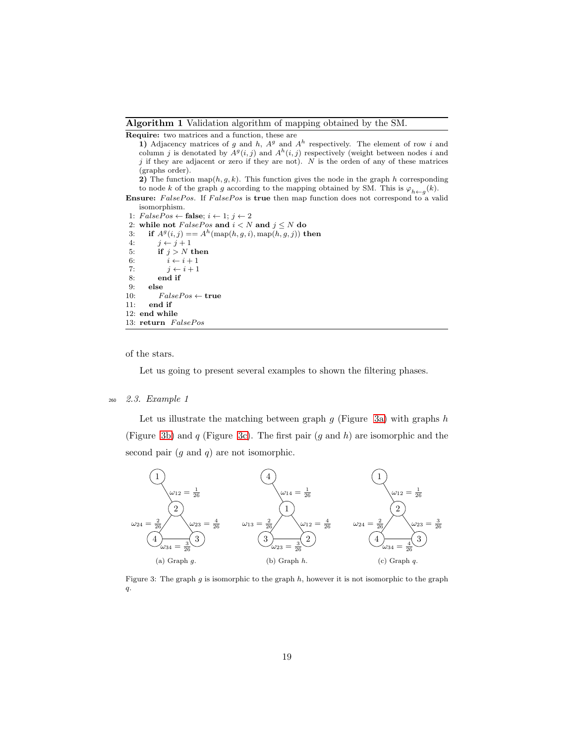**Algorithm 1** Validation algorithm of mapping obtained by the SM.

**Require:** two matrices and a function, these are

**1)** Adjacency matrices of $g$ and $h$, $A^g$ and $A^h$ respectively. The element of row $i$ and column $j$ is denoted by $A^g(i,j)$ and $A^h(i,j)$ respectively (weight between nodes $i$ and $j$ if they are adjacent or zero if they are not). $N$ is the orden of any of these matrices (graphs order).

**2)** The function map$(h,g,k)$. This function gives the node in the graph $h$ corresponding to node $k$ of the graph $g$ according to the mapping obtained by SM. This is $\varphi_{h\leftarrow g}(k)$.

**Ensure:** $FalsePos$. If $FalsePos$ is **true** then map function does not correspond to a valid isomorphism.

```
1: FalsePos ← false; i ← 1; j ← 2
2: while not FalsePos and i < N and j ≤ N do
3:    if A^g(i,j) == A^h(map(h,g,i), map(h,g,j)) then
4:       j ← j + 1
5:       if j > N then
6:          i ← i + 1
7:          j ← i + 1
8:       end if
9:    else
10:      FalsePos ← true
11:   end if
12: end while
13: return FalsePos
```

of the stars.

Let us going to present several examples to shown the filtering phases.

### 2.3. Example 1

Let us illustrate the matching between graph $g$ (Figure 3a) with graphs $h$ (Figure 3b) and $q$ (Figure 3c). The first pair ($g$ and $h$) are isomorphic and the second pair ($g$ and $q$) are not isomorphic.

(a) Graph $g$: edges $\omega_{12} = \frac{1}{26}$, $\omega_{24} = \frac{2}{26}$, $\omega_{23} = \frac{4}{26}$, $\omega_{34} = \frac{3}{26}$.

(b) Graph $h$: edges $\omega_{14} = \frac{1}{26}$, $\omega_{13} = \frac{2}{26}$, $\omega_{12} = \frac{4}{26}$, $\omega_{23} = \frac{3}{26}$.

(c) Graph $q$: edges $\omega_{12} = \frac{1}{26}$, $\omega_{24} = \frac{2}{26}$, $\omega_{23} = \frac{3}{26}$, $\omega_{34} = \frac{4}{26}$.

Figure 3: The graph $g$ is isomorphic to the graph $h$, however it is not isomorphic to the graph $q$.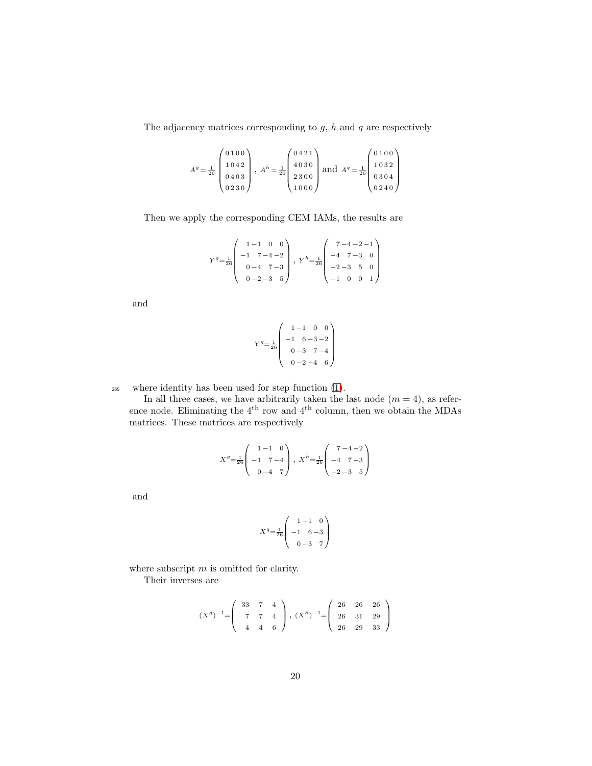The adjacency matrices corresponding to $g$, $h$ and $q$ are respectively

$$A^g = \frac{1}{26}\begin{pmatrix} 0\,1\,0\,0 \\ 1\,0\,4\,2 \\ 0\,4\,0\,3 \\ 0\,2\,3\,0 \end{pmatrix},\ A^h = \frac{1}{26}\begin{pmatrix} 0\,4\,2\,1 \\ 4\,0\,3\,0 \\ 2\,3\,0\,0 \\ 1\,0\,0\,0 \end{pmatrix} \text{ and } A^q = \frac{1}{26}\begin{pmatrix} 0\,1\,0\,0 \\ 1\,0\,3\,2 \\ 0\,3\,0\,4 \\ 0\,2\,4\,0 \end{pmatrix}$$

Then we apply the corresponding CEM IAMs, the results are

$$Y^g = \frac{1}{26}\begin{pmatrix} 1 & -1 & 0 & 0 \\ -1 & 7 & -4 & -2 \\ 0 & -4 & 7 & -3 \\ 0 & -2 & -3 & 5 \end{pmatrix},\ Y^h = \frac{1}{26}\begin{pmatrix} 7 & -4 & -2 & -1 \\ -4 & 7 & -3 & 0 \\ -2 & -3 & 5 & 0 \\ -1 & 0 & 0 & 1 \end{pmatrix}$$

and

$$Y^q = \frac{1}{26}\begin{pmatrix} 1 & -1 & 0 & 0 \\ -1 & 6 & -3 & -2 \\ 0 & -3 & 7 & -4 \\ 0 & -2 & -4 & 6 \end{pmatrix}$$

where identity has been used for step function (1).

In all three cases, we have arbitrarily taken the last node ($m = 4$), as reference node. Eliminating the 4th row and 4th column, then we obtain the MDAs matrices. These matrices are respectively

$$X^g = \frac{1}{26}\begin{pmatrix} 1 & -1 & 0 \\ -1 & 7 & -4 \\ 0 & -4 & 7 \end{pmatrix},\ X^h = \frac{1}{26}\begin{pmatrix} 7 & -4 & -2 \\ -4 & 7 & -3 \\ -2 & -3 & 5 \end{pmatrix}$$

and

$$X^q = \frac{1}{26}\begin{pmatrix} 1 & -1 & 0 \\ -1 & 6 & -3 \\ 0 & -3 & 7 \end{pmatrix}$$

where subscript $m$ is omitted for clarity.

Their inverses are

$$(X^g)^{-1} = \begin{pmatrix} 33 & 7 & 4 \\ 7 & 7 & 4 \\ 4 & 4 & 6 \end{pmatrix},\ (X^h)^{-1} = \begin{pmatrix} 26 & 26 & 26 \\ 26 & 31 & 29 \\ 26 & 29 & 33 \end{pmatrix}$$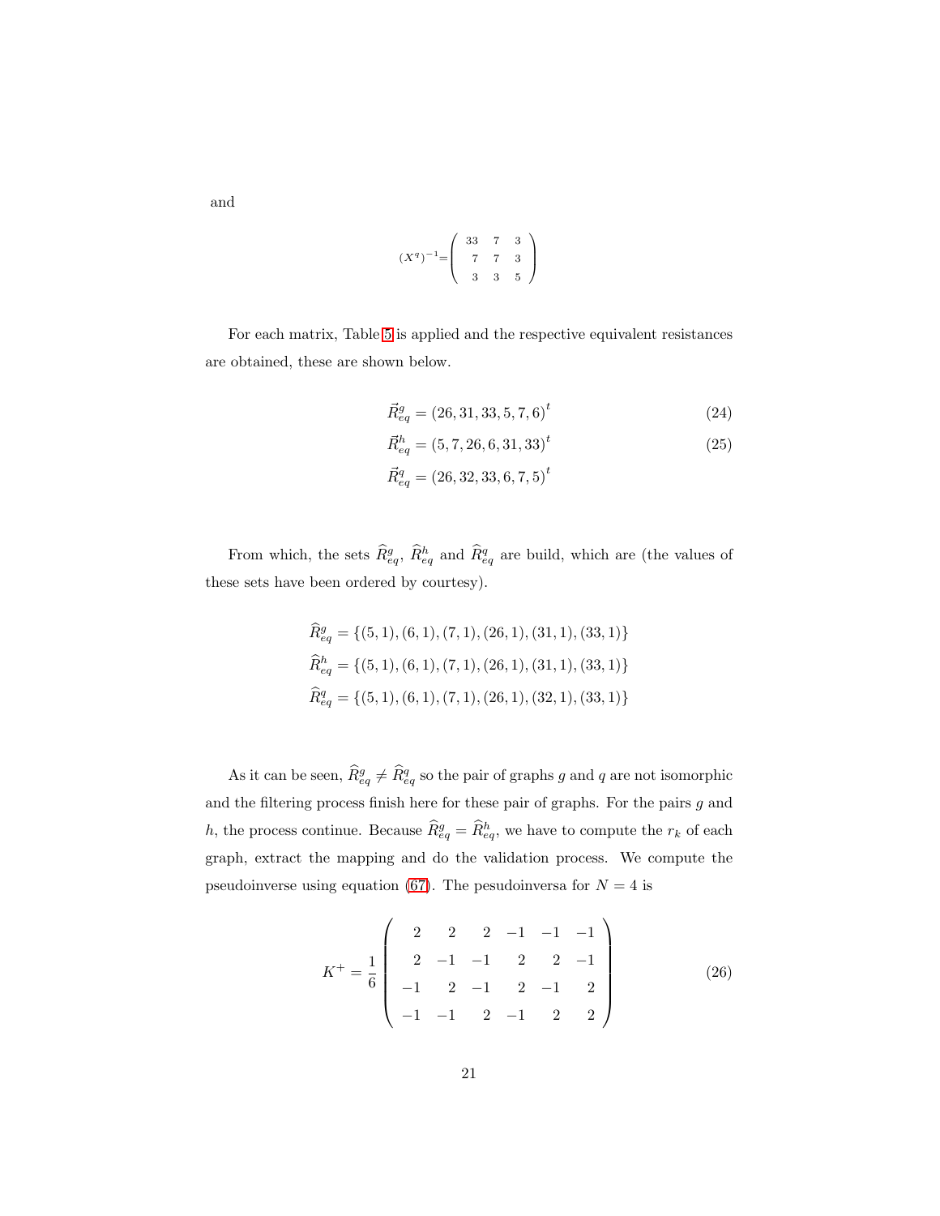and

$$(X^q)^{-1} = \begin{pmatrix} 33 & 7 & 3 \\ 7 & 7 & 3 \\ 3 & 3 & 5 \end{pmatrix}$$

For each matrix, Table 5 is applied and the respective equivalent resistances are obtained, these are shown below.

$$\vec{R}^g_{eq} = (26, 31, 33, 5, 7, 6)^t \tag{24}$$

$$\vec{R}^h_{eq} = (5, 7, 26, 6, 31, 33)^t \tag{25}$$

$$\vec{R}^q_{eq} = (26, 32, 33, 6, 7, 5)^t$$

From which, the sets $\widehat{R}^g_{eq}$, $\widehat{R}^h_{eq}$ and $\widehat{R}^q_{eq}$ are build, which are (the values of these sets have been ordered by courtesy).

$$\widehat{R}^g_{eq} = \{(5, 1), (6, 1), (7, 1), (26, 1), (31, 1), (33, 1)\}$$

$$\widehat{R}^h_{eq} = \{(5, 1), (6, 1), (7, 1), (26, 1), (31, 1), (33, 1)\}$$

$$\widehat{R}^q_{eq} = \{(5, 1), (6, 1), (7, 1), (26, 1), (32, 1), (33, 1)\}$$

As it can be seen, $\widehat{R}^g_{eq} \neq \widehat{R}^q_{eq}$ so the pair of graphs $g$ and $q$ are not isomorphic and the filtering process finish here for these pair of graphs. For the pairs $g$ and $h$, the process continue. Because $\widehat{R}^g_{eq} = \widehat{R}^h_{eq}$, we have to compute the $r_k$ of each graph, extract the mapping and do the validation process. We compute the pseudoinverse using equation (67). The pesudoinversa for $N = 4$ is

$$K^+ = \frac{1}{6} \begin{pmatrix} 2 & 2 & 2 & -1 & -1 & -1 \\ 2 & -1 & -1 & 2 & 2 & -1 \\ -1 & 2 & -1 & 2 & -1 & 2 \\ -1 & -1 & 2 & -1 & 2 & 2 \end{pmatrix} \tag{26}$$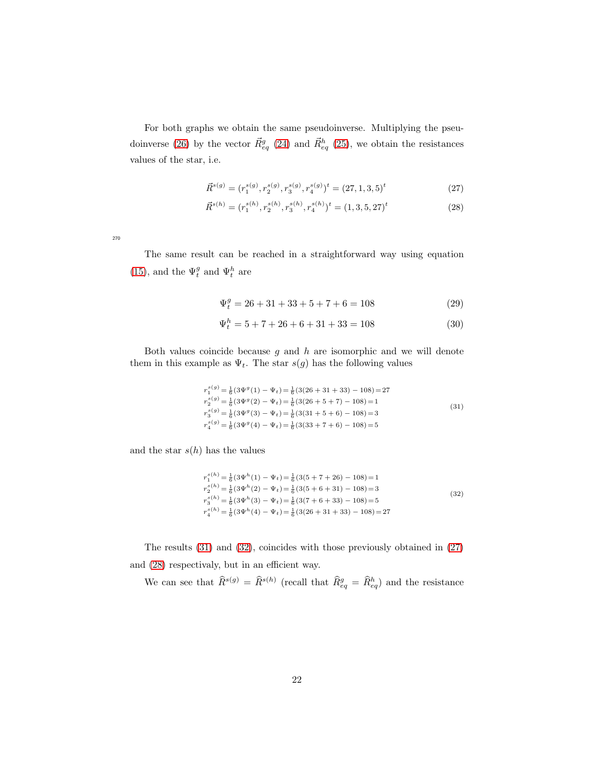For both graphs we obtain the same pseudoinverse. Multiplying the pseudoinverse (26) by the vector $\vec{R}_{eq}^{g}$ (24) and $\vec{R}_{eq}^{h}$ (25), we obtain the resistances values of the star, i.e.

$$\vec{R}^{s(g)} = (r_1^{s(g)}, r_2^{s(g)}, r_3^{s(g)}, r_4^{s(g)})^t = (27, 1, 3, 5)^t \tag{27}$$

$$\vec{R}^{s(h)} = (r_1^{s(h)}, r_2^{s(h)}, r_3^{s(h)}, r_4^{s(h)})^t = (1, 3, 5, 27)^t \tag{28}$$

The same result can be reached in a straightforward way using equation (15), and the $\Psi_t^g$ and $\Psi_t^h$ are

$$\Psi_t^g = 26 + 31 + 33 + 5 + 7 + 6 = 108 \tag{29}$$

$$\Psi_t^h = 5 + 7 + 26 + 6 + 31 + 33 = 108 \tag{30}$$

Both values coincide because $g$ and $h$ are isomorphic and we will denote them in this example as $\Psi_t$. The star $s(g)$ has the following values

$$\begin{aligned}
r_1^{s(g)} &= \tfrac{1}{6}(3\Psi^g(1) - \Psi_t) = \tfrac{1}{6}(3(26+31+33) - 108) = 27\\
r_2^{s(g)} &= \tfrac{1}{6}(3\Psi^g(2) - \Psi_t) = \tfrac{1}{6}(3(26+5+7) - 108) = 1\\
r_3^{s(g)} &= \tfrac{1}{6}(3\Psi^g(3) - \Psi_t) = \tfrac{1}{6}(3(31+5+6) - 108) = 3\\
r_4^{s(g)} &= \tfrac{1}{6}(3\Psi^g(4) - \Psi_t) = \tfrac{1}{6}(3(33+7+6) - 108) = 5
\end{aligned} \tag{31}$$

and the star $s(h)$ has the values

$$\begin{aligned}
r_1^{s(h)} &= \tfrac{1}{6}(3\Psi^h(1) - \Psi_t) = \tfrac{1}{6}(3(5+7+26) - 108) = 1\\
r_2^{s(h)} &= \tfrac{1}{6}(3\Psi^h(2) - \Psi_t) = \tfrac{1}{6}(3(5+6+31) - 108) = 3\\
r_3^{s(h)} &= \tfrac{1}{6}(3\Psi^h(3) - \Psi_t) = \tfrac{1}{6}(3(7+6+33) - 108) = 5\\
r_4^{s(h)} &= \tfrac{1}{6}(3\Psi^h(4) - \Psi_t) = \tfrac{1}{6}(3(26+31+33) - 108) = 27
\end{aligned} \tag{32}$$

The results (31) and (32), coincides with those previously obtained in (27) and (28) respectivaly, but in an efficient way.

We can see that $\widehat{R}^{s(g)} = \widehat{R}^{s(h)}$ (recall that $\widehat{R}_{eq}^{g} = \widehat{R}_{eq}^{h}$) and the resistance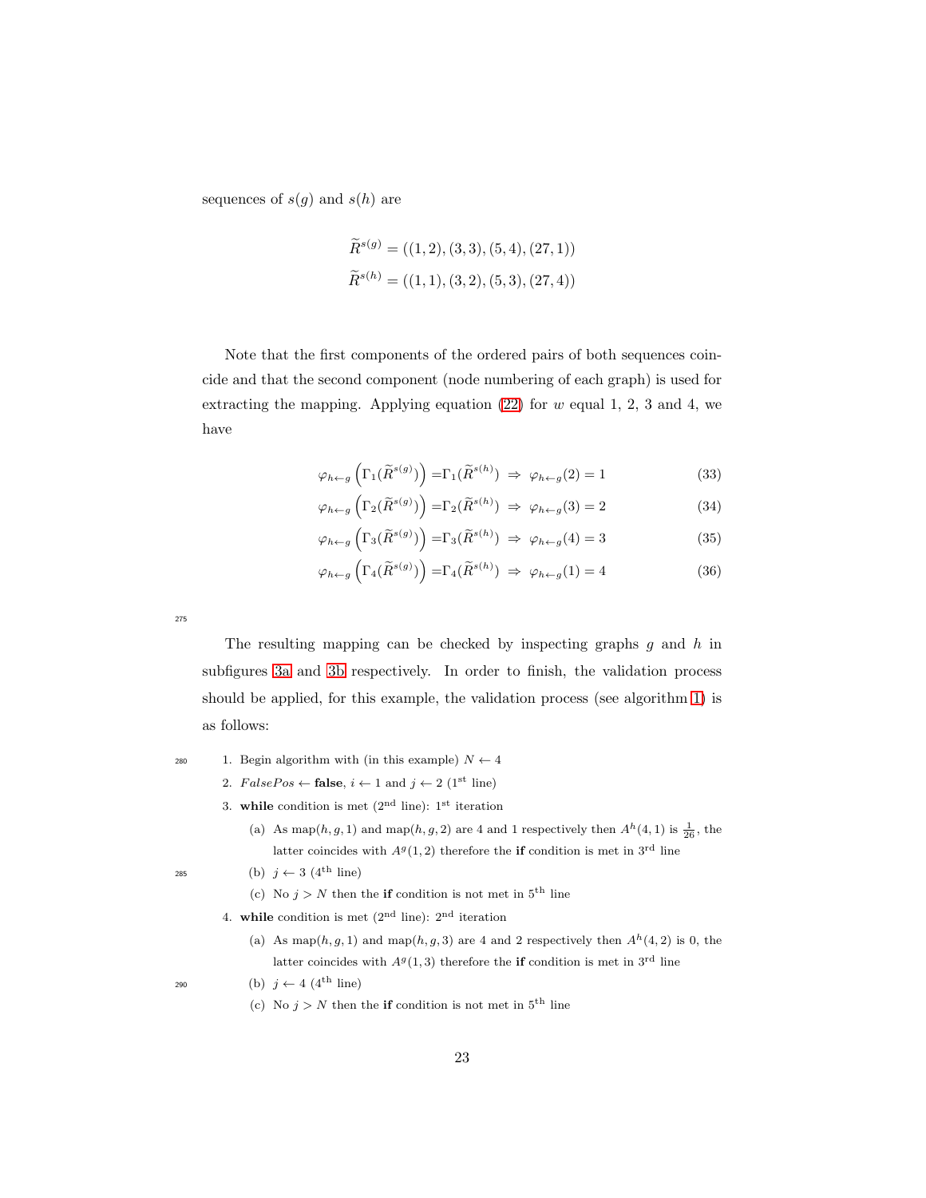sequences of $s(g)$ and $s(h)$ are

$$\widetilde{R}^{s(g)} = ((1,2),(3,3),(5,4),(27,1))$$
$$\widetilde{R}^{s(h)} = ((1,1),(3,2),(5,3),(27,4))$$

Note that the first components of the ordered pairs of both sequences coincide and that the second component (node numbering of each graph) is used for extracting the mapping. Applying equation (22) for $w$ equal 1, 2, 3 and 4, we have

$$\varphi_{h\leftarrow g}\left(\Gamma_1(\widetilde{R}^{s(g)})\right) = \Gamma_1(\widetilde{R}^{s(h)}) \Rightarrow \varphi_{h\leftarrow g}(2) = 1 \tag{33}$$
$$\varphi_{h\leftarrow g}\left(\Gamma_2(\widetilde{R}^{s(g)})\right) = \Gamma_2(\widetilde{R}^{s(h)}) \Rightarrow \varphi_{h\leftarrow g}(3) = 2 \tag{34}$$
$$\varphi_{h\leftarrow g}\left(\Gamma_3(\widetilde{R}^{s(g)})\right) = \Gamma_3(\widetilde{R}^{s(h)}) \Rightarrow \varphi_{h\leftarrow g}(4) = 3 \tag{35}$$
$$\varphi_{h\leftarrow g}\left(\Gamma_4(\widetilde{R}^{s(g)})\right) = \Gamma_4(\widetilde{R}^{s(h)}) \Rightarrow \varphi_{h\leftarrow g}(1) = 4 \tag{36}$$

The resulting mapping can be checked by inspecting graphs $g$ and $h$ in subfigures 3a and 3b respectively. In order to finish, the validation process should be applied, for this example, the validation process (see algorithm 1) is as follows:

1. Begin algorithm with (in this example) $N \leftarrow 4$
2. $FalsePos \leftarrow$ **false**, $i \leftarrow 1$ and $j \leftarrow 2$ (1st line)
3. **while** condition is met (2nd line): 1st iteration
   (a) As map$(h, g, 1)$ and map$(h, g, 2)$ are 4 and 1 respectively then $A^h(4, 1)$ is $\frac{1}{26}$, the latter coincides with $A^g(1, 2)$ therefore the **if** condition is met in 3rd line
   (b) $j \leftarrow 3$ (4th line)
   (c) No $j > N$ then the **if** condition is not met in 5th line
4. **while** condition is met (2nd line): 2nd iteration
   (a) As map$(h, g, 1)$ and map$(h, g, 3)$ are 4 and 2 respectively then $A^h(4, 2)$ is 0, the latter coincides with $A^g(1, 3)$ therefore the **if** condition is met in 3rd line
   (b) $j \leftarrow 4$ (4th line)
   (c) No $j > N$ then the **if** condition is not met in 5th line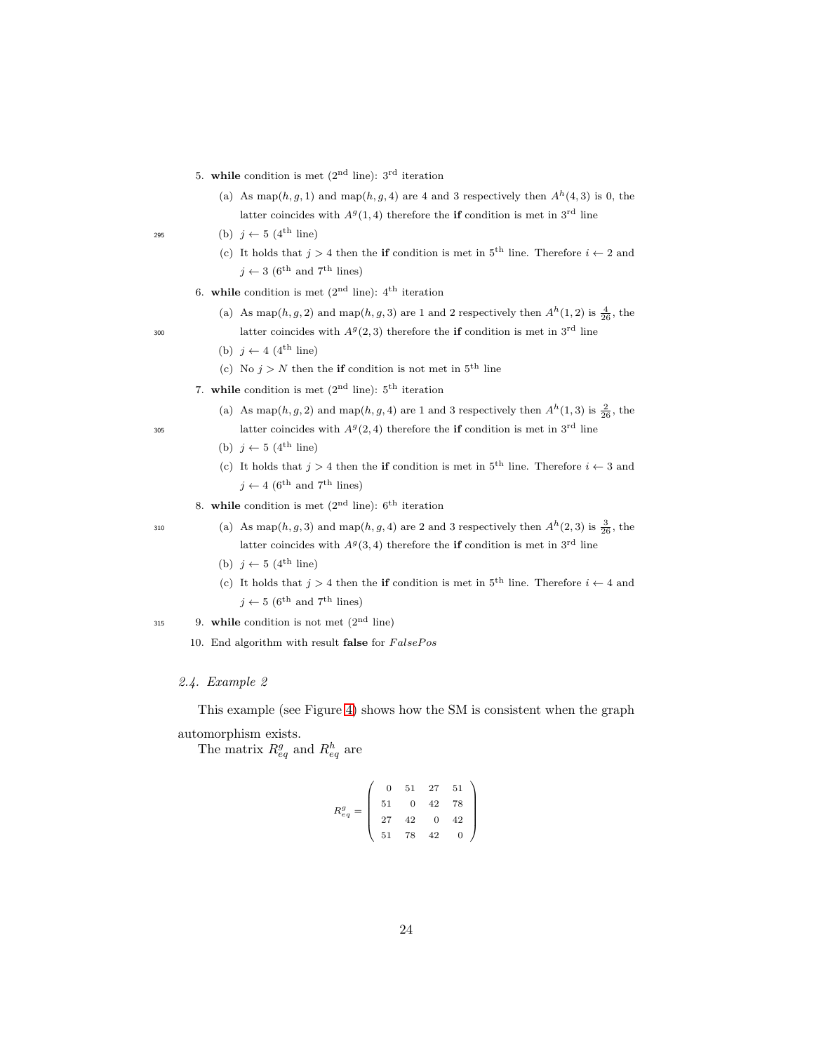5. **while** condition is met (2[nd] line): 3[rd] iteration
   (a) As map$(h, g, 1)$ and map$(h, g, 4)$ are 4 and 3 respectively then $A^h(4, 3)$ is 0, the latter coincides with $A^g(1, 4)$ therefore the **if** condition is met in 3[rd] line
   (b) $j \leftarrow 5$ (4[th] line)
   (c) It holds that $j > 4$ then the **if** condition is met in 5[th] line. Therefore $i \leftarrow 2$ and $j \leftarrow 3$ (6[th] and 7[th] lines)
6. **while** condition is met (2[nd] line): 4[th] iteration
   (a) As map$(h, g, 2)$ and map$(h, g, 3)$ are 1 and 2 respectively then $A^h(1, 2)$ is $\frac{4}{26}$, the latter coincides with $A^g(2, 3)$ therefore the **if** condition is met in 3[rd] line
   (b) $j \leftarrow 4$ (4[th] line)
   (c) No $j > N$ then the **if** condition is not met in 5[th] line
7. **while** condition is met (2[nd] line): 5[th] iteration
   (a) As map$(h, g, 2)$ and map$(h, g, 4)$ are 1 and 3 respectively then $A^h(1, 3)$ is $\frac{2}{26}$, the latter coincides with $A^g(2, 4)$ therefore the **if** condition is met in 3[rd] line
   (b) $j \leftarrow 5$ (4[th] line)
   (c) It holds that $j > 4$ then the **if** condition is met in 5[th] line. Therefore $i \leftarrow 3$ and $j \leftarrow 4$ (6[th] and 7[th] lines)
8. **while** condition is met (2[nd] line): 6[th] iteration
   (a) As map$(h, g, 3)$ and map$(h, g, 4)$ are 2 and 3 respectively then $A^h(2, 3)$ is $\frac{3}{26}$, the latter coincides with $A^g(3, 4)$ therefore the **if** condition is met in 3[rd] line
   (b) $j \leftarrow 5$ (4[th] line)
   (c) It holds that $j > 4$ then the **if** condition is met in 5[th] line. Therefore $i \leftarrow 4$ and $j \leftarrow 5$ (6[th] and 7[th] lines)
9. **while** condition is not met (2[nd] line)
10. End algorithm with result **false** for $FalsePos$

### *2.4. Example 2*

This example (see Figure 4) shows how the SM is consistent when the graph automorphism exists.

The matrix $R^g_{eq}$ and $R^h_{eq}$ are

$$R^g_{eq} = \begin{pmatrix} 0 & 51 & 27 & 51 \\ 51 & 0 & 42 & 78 \\ 27 & 42 & 0 & 42 \\ 51 & 78 & 42 & 0 \end{pmatrix}$$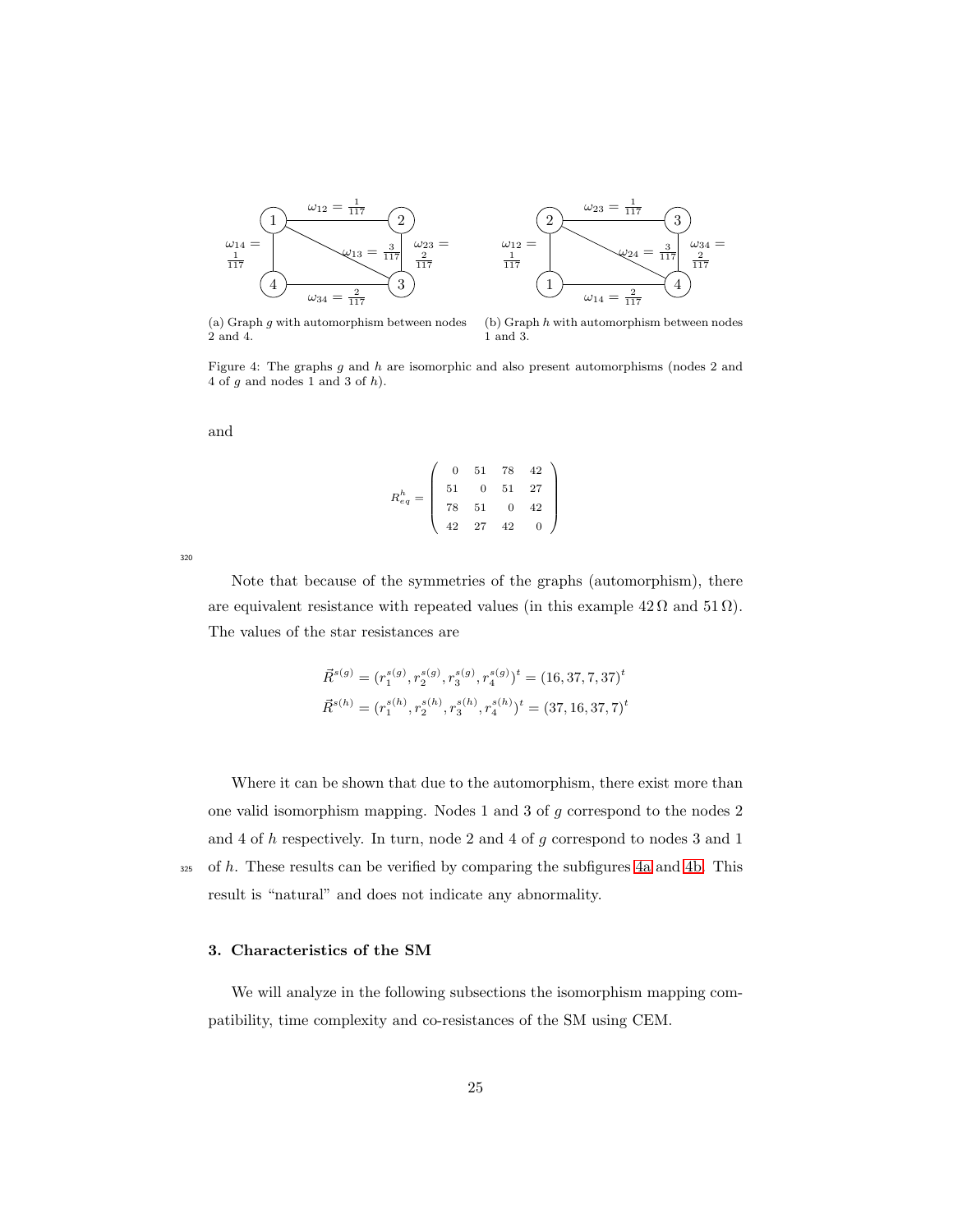(a) Graph $g$ with automorphism between nodes 2 and 4.

(b) Graph $h$ with automorphism between nodes 1 and 3.

Figure 4: The graphs $g$ and $h$ are isomorphic and also present automorphisms (nodes 2 and 4 of $g$ and nodes 1 and 3 of $h$).

and

$$
R_{eq}^{h} = \begin{pmatrix} 0 & 51 & 78 & 42 \\ 51 & 0 & 51 & 27 \\ 78 & 51 & 0 & 42 \\ 42 & 27 & 42 & 0 \end{pmatrix}
$$

Note that because of the symmetries of the graphs (automorphism), there are equivalent resistance with repeated values (in this example $42\,\Omega$ and $51\,\Omega$). The values of the star resistances are

$$
\vec{R}^{s(g)} = (r_1^{s(g)}, r_2^{s(g)}, r_3^{s(g)}, r_4^{s(g)})^t = (16, 37, 7, 37)^t
$$
$$
\vec{R}^{s(h)} = (r_1^{s(h)}, r_2^{s(h)}, r_3^{s(h)}, r_4^{s(h)})^t = (37, 16, 37, 7)^t
$$

Where it can be shown that due to the automorphism, there exist more than one valid isomorphism mapping. Nodes 1 and 3 of $g$ correspond to the nodes 2 and 4 of $h$ respectively. In turn, node 2 and 4 of $g$ correspond to nodes 3 and 1 of $h$. These results can be verified by comparing the subfigures 4a and 4b. This result is "natural" and does not indicate any abnormality.

## 3. Characteristics of the SM

We will analyze in the following subsections the isomorphism mapping compatibility, time complexity and co-resistances of the SM using CEM.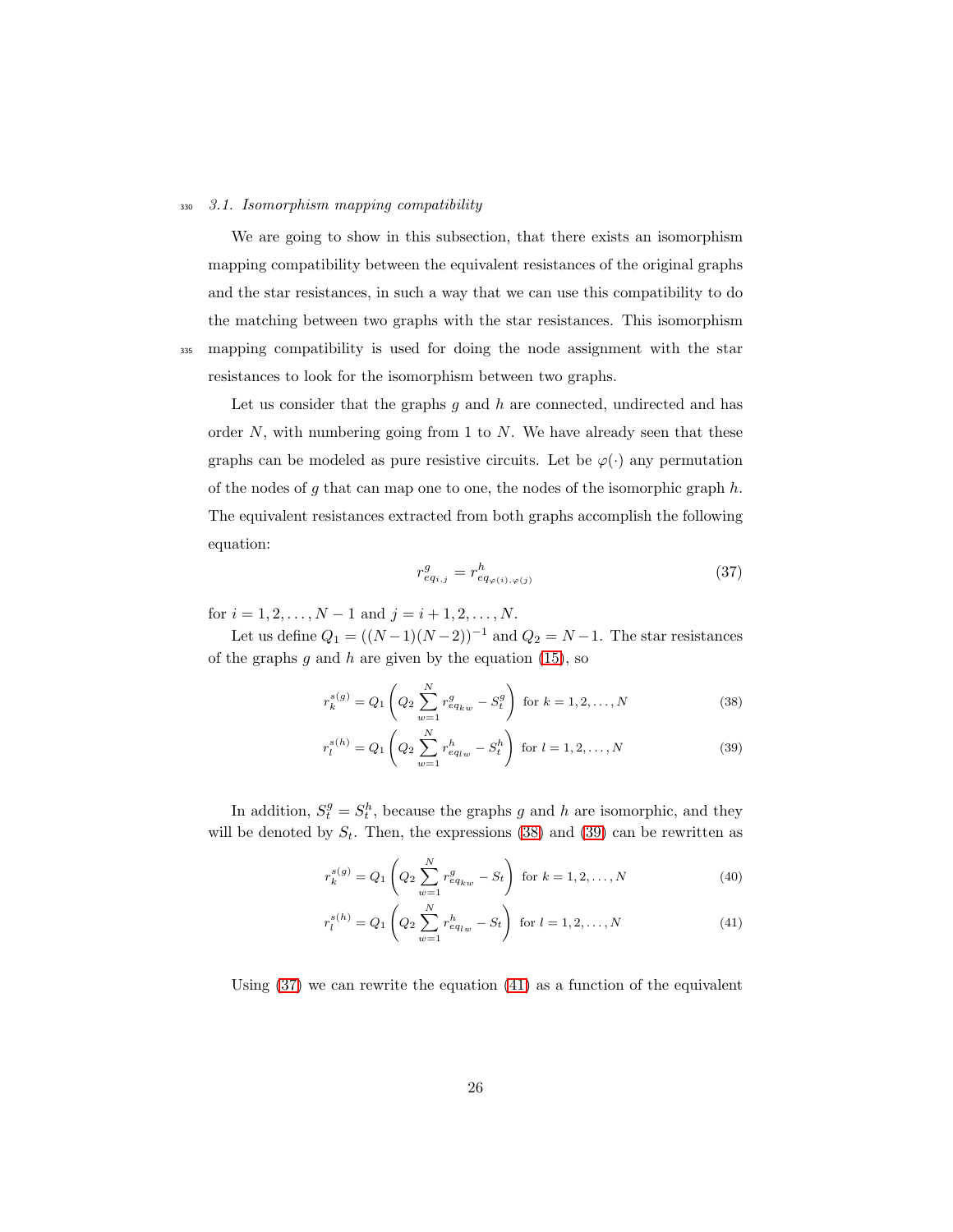### 3.1. Isomorphism mapping compatibility

We are going to show in this subsection, that there exists an isomorphism mapping compatibility between the equivalent resistances of the original graphs and the star resistances, in such a way that we can use this compatibility to do the matching between two graphs with the star resistances. This isomorphism mapping compatibility is used for doing the node assignment with the star resistances to look for the isomorphism between two graphs.

Let us consider that the graphs $g$ and $h$ are connected, undirected and has order $N$, with numbering going from 1 to $N$. We have already seen that these graphs can be modeled as pure resistive circuits. Let be $\varphi(\cdot)$ any permutation of the nodes of $g$ that can map one to one, the nodes of the isomorphic graph $h$. The equivalent resistances extracted from both graphs accomplish the following equation:

$$r^g_{eq_{i,j}} = r^h_{eq_{\varphi(i),\varphi(j)}} \tag{37}$$

for $i = 1, 2, \ldots, N-1$ and $j = i+1, 2, \ldots, N$.

Let us define $Q_1 = ((N-1)(N-2))^{-1}$ and $Q_2 = N-1$. The star resistances of the graphs $g$ and $h$ are given by the equation (15), so

$$r^{s(g)}_k = Q_1 \left( Q_2 \sum_{w=1}^{N} r^g_{eq_{kw}} - S^g_t \right) \text{ for } k = 1, 2, \ldots, N \tag{38}$$

$$r^{s(h)}_l = Q_1 \left( Q_2 \sum_{w=1}^{N} r^h_{eq_{lw}} - S^h_t \right) \text{ for } l = 1, 2, \ldots, N \tag{39}$$

In addition, $S^g_t = S^h_t$, because the graphs $g$ and $h$ are isomorphic, and they will be denoted by $S_t$. Then, the expressions (38) and (39) can be rewritten as

$$r^{s(g)}_k = Q_1 \left( Q_2 \sum_{w=1}^{N} r^g_{eq_{kw}} - S_t \right) \text{ for } k = 1, 2, \ldots, N \tag{40}$$

$$r^{s(h)}_l = Q_1 \left( Q_2 \sum_{w=1}^{N} r^h_{eq_{lw}} - S_t \right) \text{ for } l = 1, 2, \ldots, N \tag{41}$$

Using (37) we can rewrite the equation (41) as a function of the equivalent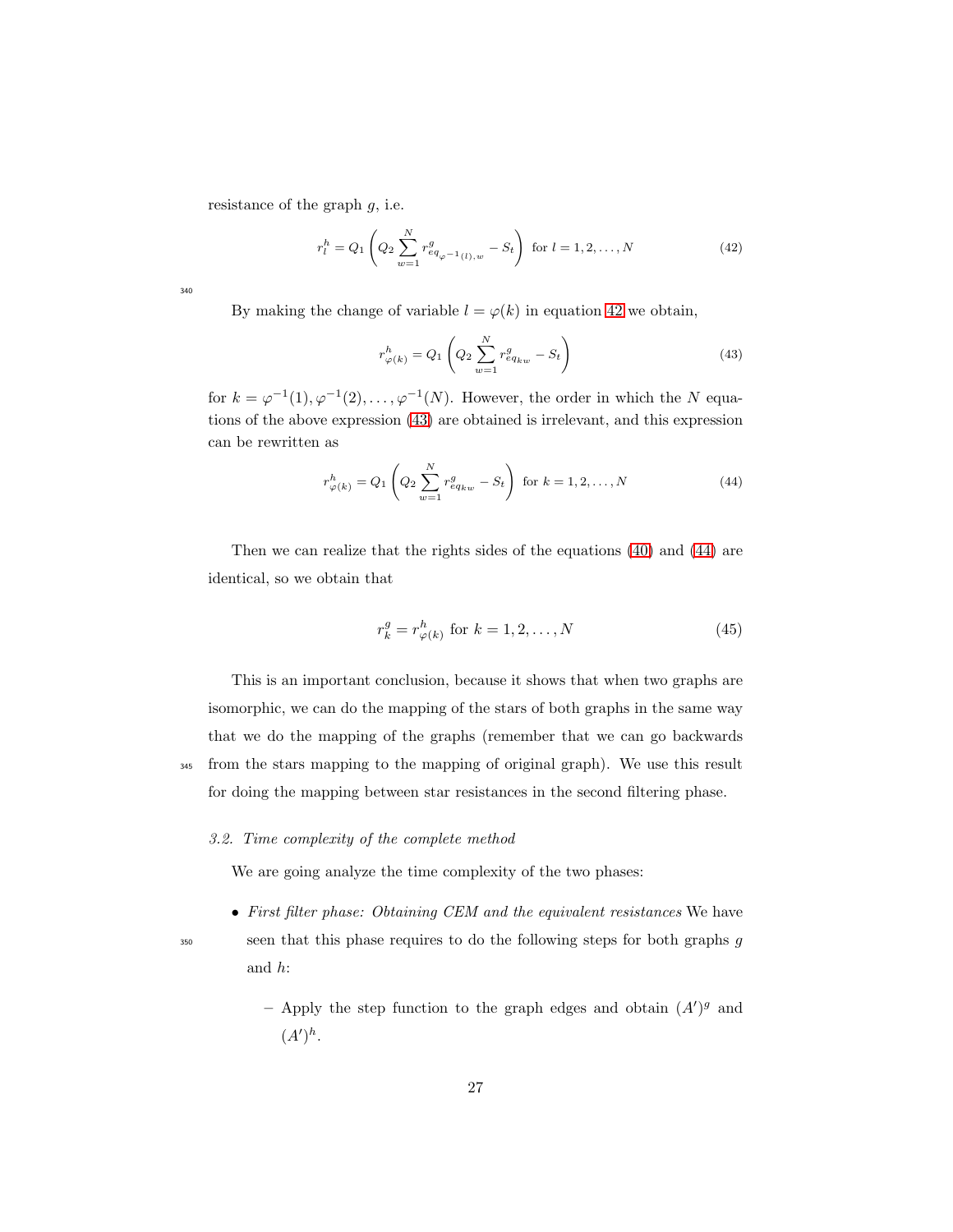resistance of the graph $g$, i.e.

$$r_l^h = Q_1 \left( Q_2 \sum_{w=1}^{N} r^g_{eq_{\varphi^{-1}(l),w}} - S_t \right) \text{ for } l = 1, 2, \ldots, N \tag{42}$$

By making the change of variable $l = \varphi(k)$ in equation 42 we obtain,

$$r^h_{\varphi(k)} = Q_1 \left( Q_2 \sum_{w=1}^{N} r^g_{eq_{kw}} - S_t \right) \tag{43}$$

for $k = \varphi^{-1}(1), \varphi^{-1}(2), \ldots, \varphi^{-1}(N)$. However, the order in which the $N$ equations of the above expression (43) are obtained is irrelevant, and this expression can be rewritten as

$$r^h_{\varphi(k)} = Q_1 \left( Q_2 \sum_{w=1}^{N} r^g_{eq_{kw}} - S_t \right) \text{ for } k = 1, 2, \ldots, N \tag{44}$$

Then we can realize that the rights sides of the equations (40) and (44) are identical, so we obtain that

$$r_k^g = r^h_{\varphi(k)} \text{ for } k = 1, 2, \ldots, N \tag{45}$$

This is an important conclusion, because it shows that when two graphs are isomorphic, we can do the mapping of the stars of both graphs in the same way that we do the mapping of the graphs (remember that we can go backwards from the stars mapping to the mapping of original graph). We use this result for doing the mapping between star resistances in the second filtering phase.

### 3.2. Time complexity of the complete method

We are going analyze the time complexity of the two phases:

- *First filter phase: Obtaining CEM and the equivalent resistances* We have seen that this phase requires to do the following steps for both graphs $g$ and $h$:
  - Apply the step function to the graph edges and obtain $(A')^g$ and $(A')^h$.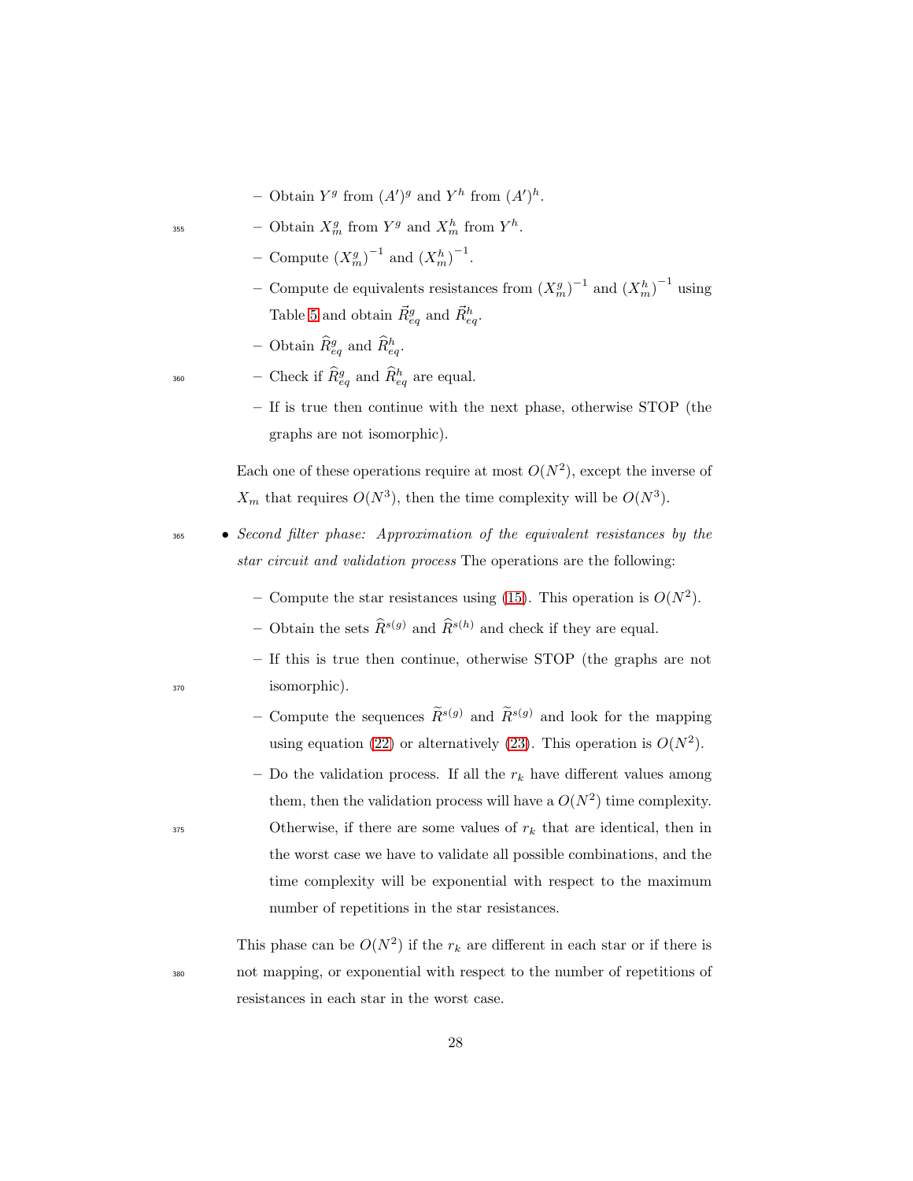- Obtain $Y^g$ from $(A')^g$ and $Y^h$ from $(A')^h$.
  - Obtain $X_m^g$ from $Y^g$ and $X_m^h$ from $Y^h$.
  - Compute $(X_m^g)^{-1}$ and $(X_m^h)^{-1}$.
  - Compute de equivalents resistances from $(X_m^g)^{-1}$ and $(X_m^h)^{-1}$ using Table 5 and obtain $\vec{R}_{eq}^g$ and $\vec{R}_{eq}^h$.
  - Obtain $\widehat{R}_{eq}^g$ and $\widehat{R}_{eq}^h$.
  - Check if $\widehat{R}_{eq}^g$ and $\widehat{R}_{eq}^h$ are equal.
  - If is true then continue with the next phase, otherwise STOP (the graphs are not isomorphic).

  Each one of these operations require at most $O(N^2)$, except the inverse of $X_m$ that requires $O(N^3)$, then the time complexity will be $O(N^3)$.

- *Second filter phase: Approximation of the equivalent resistances by the star circuit and validation process* The operations are the following:
  - Compute the star resistances using (15). This operation is $O(N^2)$.
  - Obtain the sets $\widehat{R}^{s(g)}$ and $\widehat{R}^{s(h)}$ and check if they are equal.
  - If this is true then continue, otherwise STOP (the graphs are not isomorphic).
  - Compute the sequences $\widetilde{R}^{s(g)}$ and $\widetilde{R}^{s(g)}$ and look for the mapping using equation (22) or alternatively (23). This operation is $O(N^2)$.
  - Do the validation process. If all the $r_k$ have different values among them, then the validation process will have a $O(N^2)$ time complexity. Otherwise, if there are some values of $r_k$ that are identical, then in the worst case we have to validate all possible combinations, and the time complexity will be exponential with respect to the maximum number of repetitions in the star resistances.

  This phase can be $O(N^2)$ if the $r_k$ are different in each star or if there is not mapping, or exponential with respect to the number of repetitions of resistances in each star in the worst case.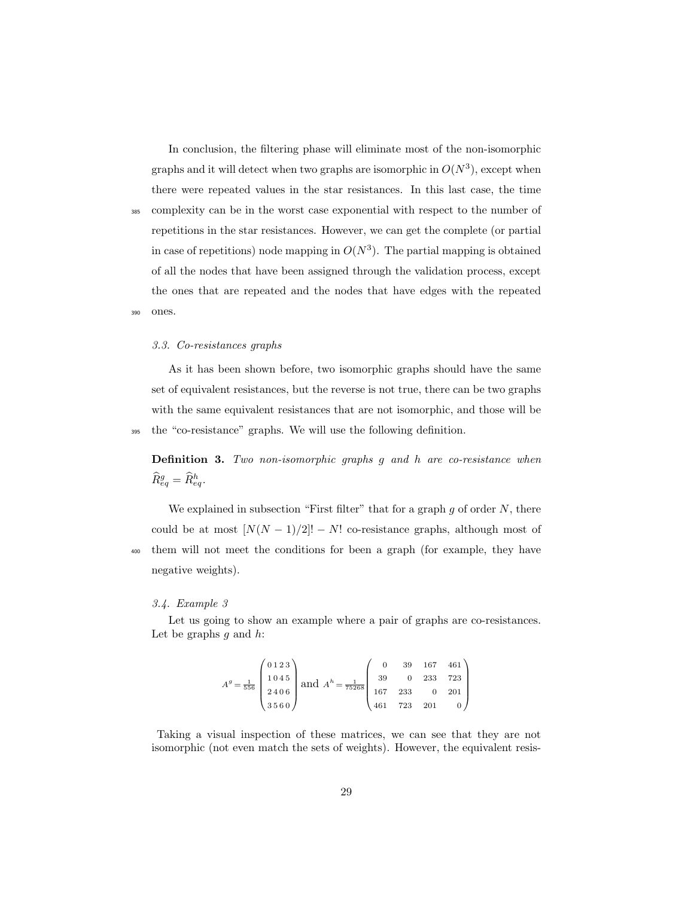In conclusion, the filtering phase will eliminate most of the non-isomorphic graphs and it will detect when two graphs are isomorphic in $O(N^3)$, except when there were repeated values in the star resistances. In this last case, the time complexity can be in the worst case exponential with respect to the number of repetitions in the star resistances. However, we can get the complete (or partial in case of repetitions) node mapping in $O(N^3)$. The partial mapping is obtained of all the nodes that have been assigned through the validation process, except the ones that are repeated and the nodes that have edges with the repeated ones.

### 3.3. Co-resistances graphs

As it has been shown before, two isomorphic graphs should have the same set of equivalent resistances, but the reverse is not true, there can be two graphs with the same equivalent resistances that are not isomorphic, and those will be the "co-resistance" graphs. We will use the following definition.

**Definition 3.** *Two non-isomorphic graphs $g$ and $h$ are co-resistance when $\widehat{R}^g_{eq} = \widehat{R}^h_{eq}$.*

We explained in subsection "First filter" that for a graph $g$ of order $N$, there could be at most $[N(N-1)/2]! - N!$ co-resistance graphs, although most of them will not meet the conditions for been a graph (for example, they have negative weights).

### 3.4. Example 3

Let us going to show an example where a pair of graphs are co-resistances. Let be graphs $g$ and $h$:

$$A^g = \frac{1}{556}\begin{pmatrix} 0 & 1 & 2 & 3 \\ 1 & 0 & 4 & 5 \\ 2 & 4 & 0 & 6 \\ 3 & 5 & 6 & 0 \end{pmatrix} \text{ and } A^h = \frac{1}{75268}\begin{pmatrix} 0 & 39 & 167 & 461 \\ 39 & 0 & 233 & 723 \\ 167 & 233 & 0 & 201 \\ 461 & 723 & 201 & 0 \end{pmatrix}$$

Taking a visual inspection of these matrices, we can see that they are not isomorphic (not even match the sets of weights). However, the equivalent resis-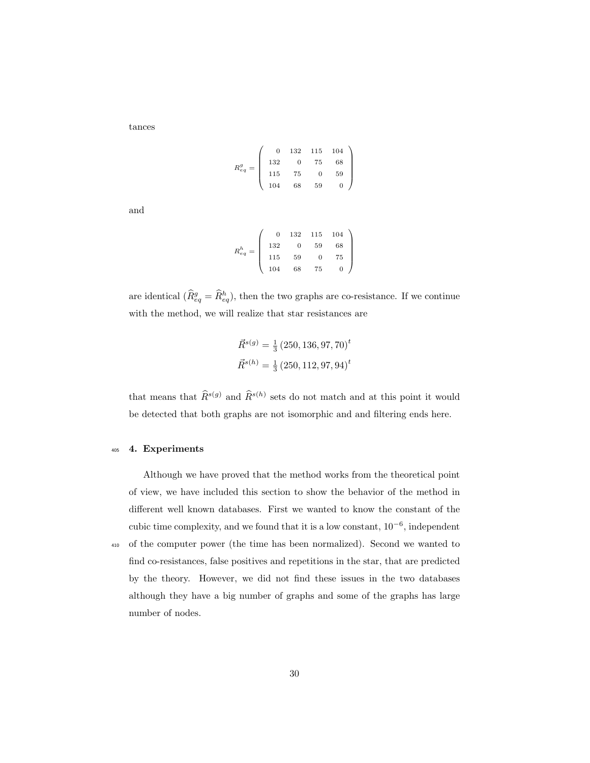tances

$$
R_{eq}^{g} = \begin{pmatrix} 0 & 132 & 115 & 104 \\ 132 & 0 & 75 & 68 \\ 115 & 75 & 0 & 59 \\ 104 & 68 & 59 & 0 \end{pmatrix}
$$

and

$$
R_{eq}^{h} = \begin{pmatrix} 0 & 132 & 115 & 104 \\ 132 & 0 & 59 & 68 \\ 115 & 59 & 0 & 75 \\ 104 & 68 & 75 & 0 \end{pmatrix}
$$

are identical ($\widehat{R}_{eq}^{g} = \widehat{R}_{eq}^{h}$), then the two graphs are co-resistance. If we continue with the method, we will realize that star resistances are

$$
\vec{R}^{s(g)} = \tfrac{1}{3}\left(250, 136, 97, 70\right)^{t}
$$
$$
\vec{R}^{s(h)} = \tfrac{1}{3}\left(250, 112, 97, 94\right)^{t}
$$

that means that $\widehat{R}^{s(g)}$ and $\widehat{R}^{s(h)}$ sets do not match and at this point it would be detected that both graphs are not isomorphic and and filtering ends here.

## 4. Experiments

Although we have proved that the method works from the theoretical point of view, we have included this section to show the behavior of the method in different well known databases. First we wanted to know the constant of the cubic time complexity, and we found that it is a low constant, $10^{-6}$, independent of the computer power (the time has been normalized). Second we wanted to find co-resistances, false positives and repetitions in the star, that are predicted by the theory. However, we did not find these issues in the two databases although they have a big number of graphs and some of the graphs has large number of nodes.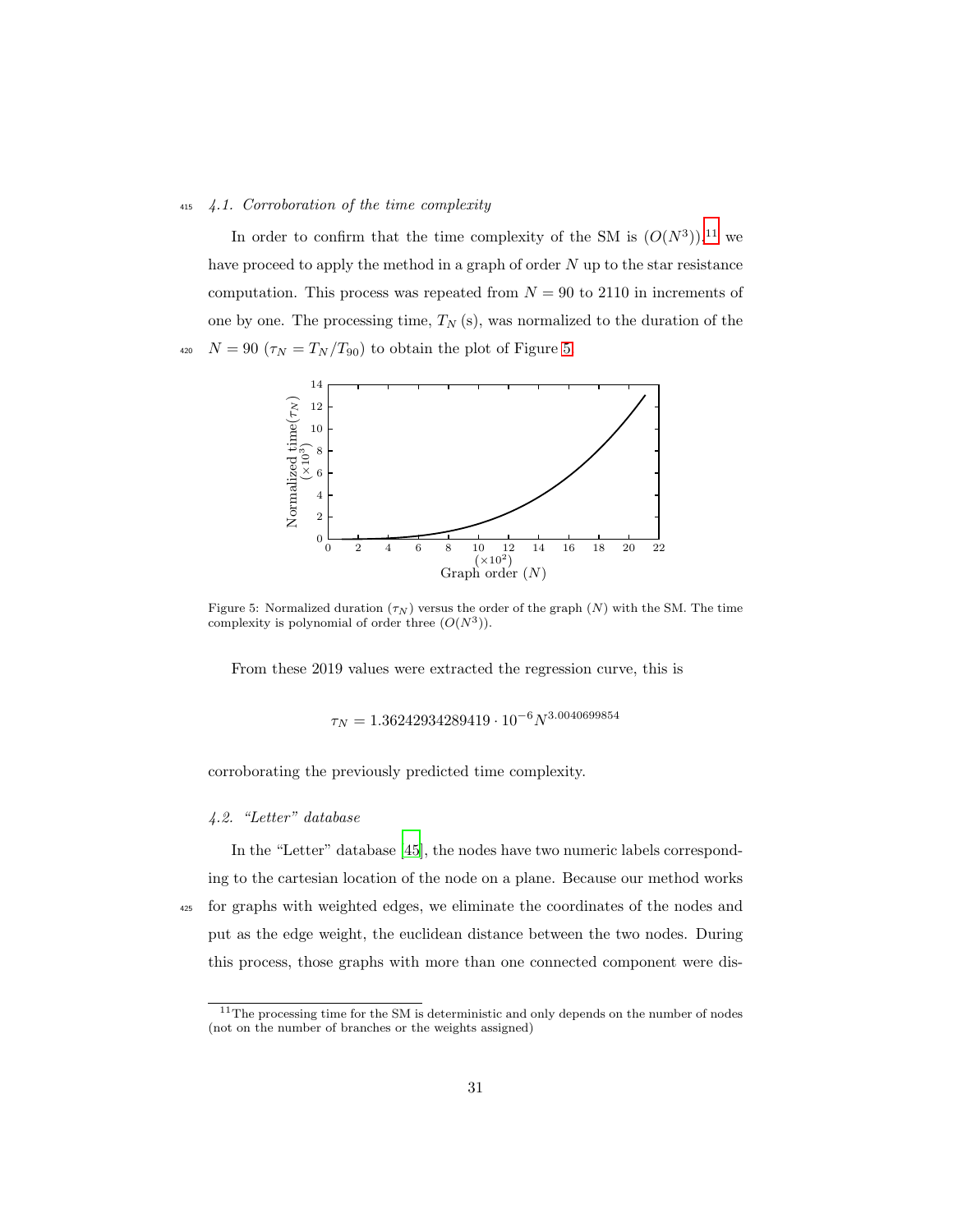### 4.1. Corroboration of the time complexity

In order to confirm that the time complexity of the SM is $(O(N^3))$,[11] we have proceed to apply the method in a graph of order $N$ up to the star resistance computation. This process was repeated from $N = 90$ to 2110 in increments of one by one. The processing time, $T_N$ (s), was normalized to the duration of the $N = 90$ ($\tau_N = T_N/T_{90}$) to obtain the plot of Figure 5.

Figure 5: Normalized duration ($\tau_N$) versus the order of the graph ($N$) with the SM. The time complexity is polynomial of order three ($O(N^3)$).

From these 2019 values were extracted the regression curve, this is

$$\tau_N = 1.36242934289419 \cdot 10^{-6} N^{3.0040699854}$$

corroborating the previously predicted time complexity.

### 4.2. "Letter" database

In the "Letter" database [45], the nodes have two numeric labels corresponding to the cartesian location of the node on a plane. Because our method works for graphs with weighted edges, we eliminate the coordinates of the nodes and put as the edge weight, the euclidean distance between the two nodes. During this process, those graphs with more than one connected component were dis-

[11] The processing time for the SM is deterministic and only depends on the number of nodes (not on the number of branches or the weights assigned)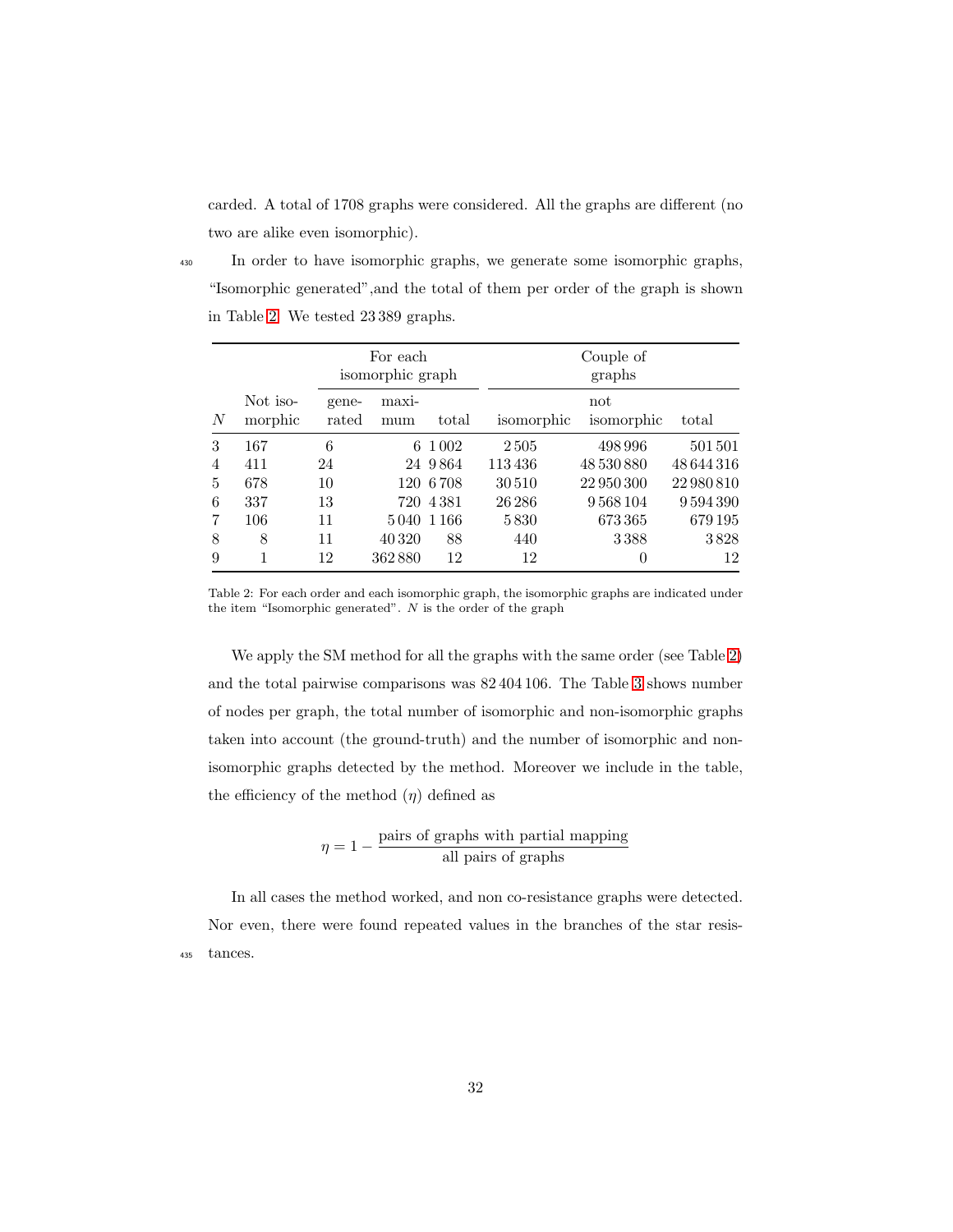carded. A total of 1708 graphs were considered. All the graphs are different (no two are alike even isomorphic).

In order to have isomorphic graphs, we generate some isomorphic graphs, “Isomorphic generated”,and the total of them per order of the graph is shown in Table 2. We tested 23 389 graphs.

| | | For each isomorphic graph | | | Couple of graphs | | |
|---|---|---|---|---|---|---|---|
| $N$ | Not isomorphic | generated | maximum | total | isomorphic | not isomorphic | total |
| 3 | 167 | 6 | 6 | 1 002 | 2 505 | 498 996 | 501 501 |
| 4 | 411 | 24 | 24 | 9 864 | 113 436 | 48 530 880 | 48 644 316 |
| 5 | 678 | 10 | 120 | 6 708 | 30 510 | 22 950 300 | 22 980 810 |
| 6 | 337 | 13 | 720 | 4 381 | 26 286 | 9 568 104 | 9 594 390 |
| 7 | 106 | 11 | 5 040 | 1 166 | 5 830 | 673 365 | 679 195 |
| 8 | 8 | 11 | 40 320 | 88 | 440 | 3 388 | 3 828 |
| 9 | 1 | 12 | 362 880 | 12 | 12 | 0 | 12 |

Table 2: For each order and each isomorphic graph, the isomorphic graphs are indicated under the item “Isomorphic generated”. $N$ is the order of the graph

We apply the SM method for all the graphs with the same order (see Table 2) and the total pairwise comparisons was 82 404 106. The Table 3 shows number of nodes per graph, the total number of isomorphic and non-isomorphic graphs taken into account (the ground-truth) and the number of isomorphic and non-isomorphic graphs detected by the method. Moreover we include in the table, the efficiency of the method ($\eta$) defined as

$$\eta = 1 - \frac{\text{pairs of graphs with partial mapping}}{\text{all pairs of graphs}}$$

In all cases the method worked, and non co-resistance graphs were detected. Nor even, there were found repeated values in the branches of the star resistances.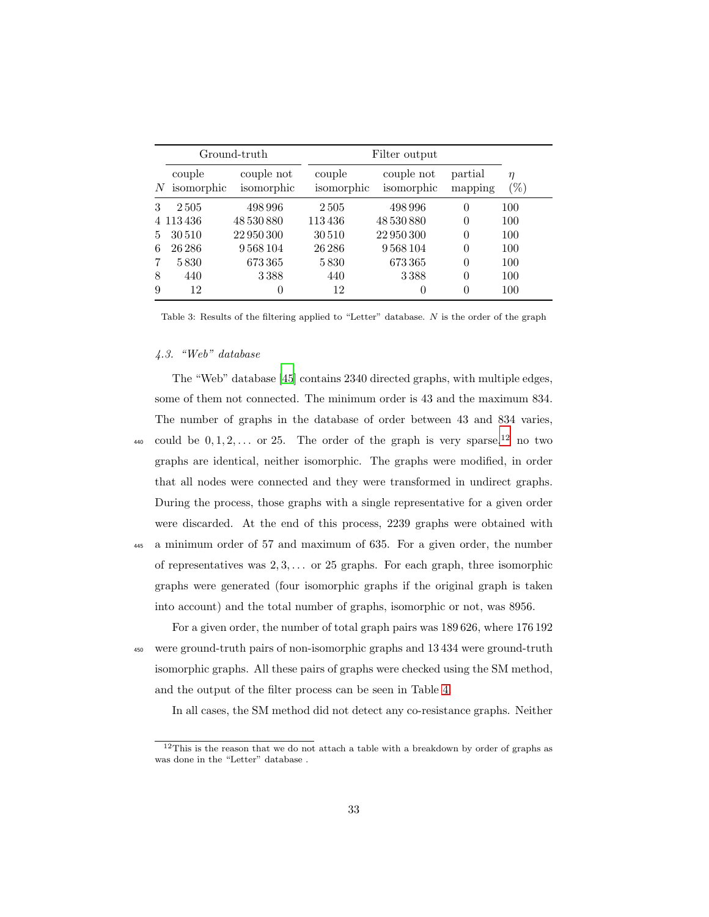| | Ground-truth | | Filter output | | | |
|---|---|---|---|---|---|---|
| $N$ | couple isomorphic | couple not isomorphic | couple isomorphic | couple not isomorphic | partial mapping | $\eta$ (%) |
| 3 | 2 505 | 498 996 | 2 505 | 498 996 | 0 | 100 |
| 4 | 113 436 | 48 530 880 | 113 436 | 48 530 880 | 0 | 100 |
| 5 | 30 510 | 22 950 300 | 30 510 | 22 950 300 | 0 | 100 |
| 6 | 26 286 | 9 568 104 | 26 286 | 9 568 104 | 0 | 100 |
| 7 | 5 830 | 673 365 | 5 830 | 673 365 | 0 | 100 |
| 8 | 440 | 3 388 | 440 | 3 388 | 0 | 100 |
| 9 | 12 | 0 | 12 | 0 | 0 | 100 |

Table 3: Results of the filtering applied to "Letter" database. $N$ is the order of the graph

### 4.3. "Web" database

The "Web" database [45] contains 2340 directed graphs, with multiple edges, some of them not connected. The minimum order is 43 and the maximum 834. The number of graphs in the database of order between 43 and 834 varies, could be $0, 1, 2, \dots$ or 25. The order of the graph is very sparse,[12] no two graphs are identical, neither isomorphic. The graphs were modified, in order that all nodes were connected and they were transformed in undirect graphs. During the process, those graphs with a single representative for a given order were discarded. At the end of this process, 2239 graphs were obtained with a minimum order of 57 and maximum of 635. For a given order, the number of representatives was $2, 3, \dots$ or 25 graphs. For each graph, three isomorphic graphs were generated (four isomorphic graphs if the original graph is taken into account) and the total number of graphs, isomorphic or not, was 8956.

For a given order, the number of total graph pairs was 189 626, where 176 192 were ground-truth pairs of non-isomorphic graphs and 13 434 were ground-truth isomorphic graphs. All these pairs of graphs were checked using the SM method, and the output of the filter process can be seen in Table 4.

In all cases, the SM method did not detect any co-resistance graphs. Neither

[12] This is the reason that we do not attach a table with a breakdown by order of graphs as was done in the "Letter" database .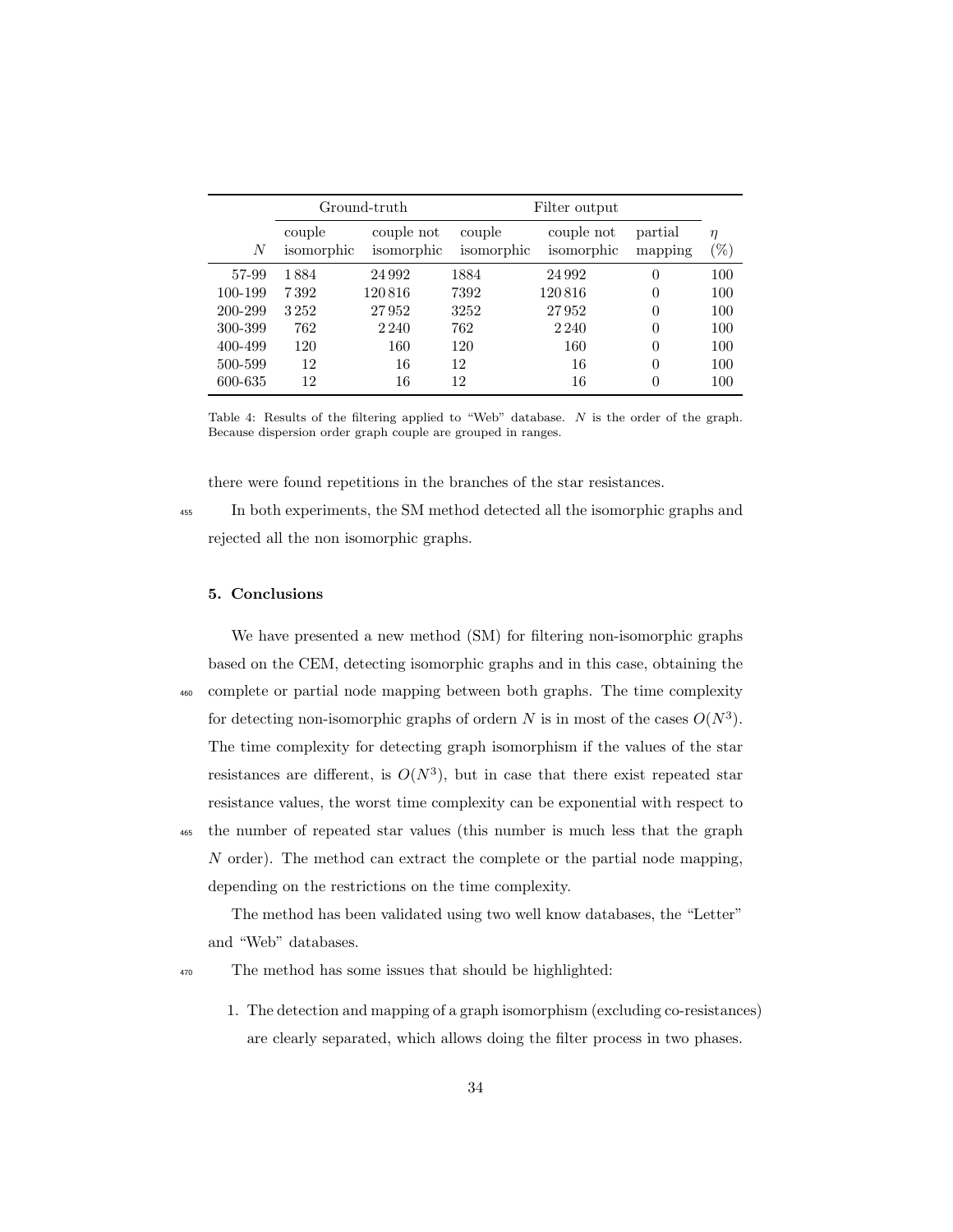| | Ground-truth | | Filter output | | | |
|---|---|---|---|---|---|---|
| $N$ | couple isomorphic | couple not isomorphic | couple isomorphic | couple not isomorphic | partial mapping | $\eta$ (%) |
| 57-99 | 1 884 | 24 992 | 1884 | 24 992 | 0 | 100 |
| 100-199 | 7 392 | 120 816 | 7392 | 120 816 | 0 | 100 |
| 200-299 | 3 252 | 27 952 | 3252 | 27 952 | 0 | 100 |
| 300-399 | 762 | 2 240 | 762 | 2 240 | 0 | 100 |
| 400-499 | 120 | 160 | 120 | 160 | 0 | 100 |
| 500-599 | 12 | 16 | 12 | 16 | 0 | 100 |
| 600-635 | 12 | 16 | 12 | 16 | 0 | 100 |

Table 4: Results of the filtering applied to "Web" database. $N$ is the order of the graph. Because dispersion order graph couple are grouped in ranges.

there were found repetitions in the branches of the star resistances.

In both experiments, the SM method detected all the isomorphic graphs and rejected all the non isomorphic graphs.

## 5. Conclusions

We have presented a new method (SM) for filtering non-isomorphic graphs based on the CEM, detecting isomorphic graphs and in this case, obtaining the complete or partial node mapping between both graphs. The time complexity for detecting non-isomorphic graphs of ordern $N$ is in most of the cases $O(N^3)$. The time complexity for detecting graph isomorphism if the values of the star resistances are different, is $O(N^3)$, but in case that there exist repeated star resistance values, the worst time complexity can be exponential with respect to the number of repeated star values (this number is much less that the graph $N$ order). The method can extract the complete or the partial node mapping, depending on the restrictions on the time complexity.

The method has been validated using two well know databases, the "Letter" and "Web" databases.

The method has some issues that should be highlighted:

1. The detection and mapping of a graph isomorphism (excluding co-resistances) are clearly separated, which allows doing the filter process in two phases.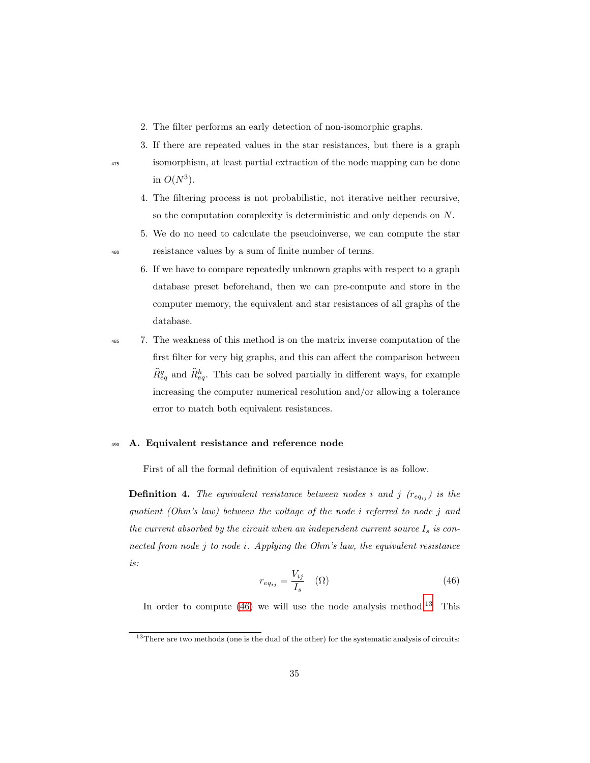2. The filter performs an early detection of non-isomorphic graphs.
3. If there are repeated values in the star resistances, but there is a graph isomorphism, at least partial extraction of the node mapping can be done in $O(N^3)$.
4. The filtering process is not probabilistic, not iterative neither recursive, so the computation complexity is deterministic and only depends on $N$.
5. We do no need to calculate the pseudoinverse, we can compute the star resistance values by a sum of finite number of terms.
6. If we have to compare repeatedly unknown graphs with respect to a graph database preset beforehand, then we can pre-compute and store in the computer memory, the equivalent and star resistances of all graphs of the database.
7. The weakness of this method is on the matrix inverse computation of the first filter for very big graphs, and this can affect the comparison between $\widehat{R}^g_{eq}$ and $\widehat{R}^h_{eq}$. This can be solved partially in different ways, for example increasing the computer numerical resolution and/or allowing a tolerance error to match both equivalent resistances.

### A. Equivalent resistance and reference node

First of all the formal definition of equivalent resistance is as follow.

**Definition 4.** *The equivalent resistance between nodes $i$ and $j$ ($r_{eq_{ij}}$) is the quotient (Ohm's law) between the voltage of the node $i$ referred to node $j$ and the current absorbed by the circuit when an independent current source $I_s$ is connected from node $j$ to node $i$. Applying the Ohm's law, the equivalent resistance is:*

$$r_{eq_{ij}} = \frac{V_{ij}}{I_s} \quad (\Omega) \tag{46}$$

In order to compute (46) we will use the node analysis method[13]. This

[13] There are two methods (one is the dual of the other) for the systematic analysis of circuits: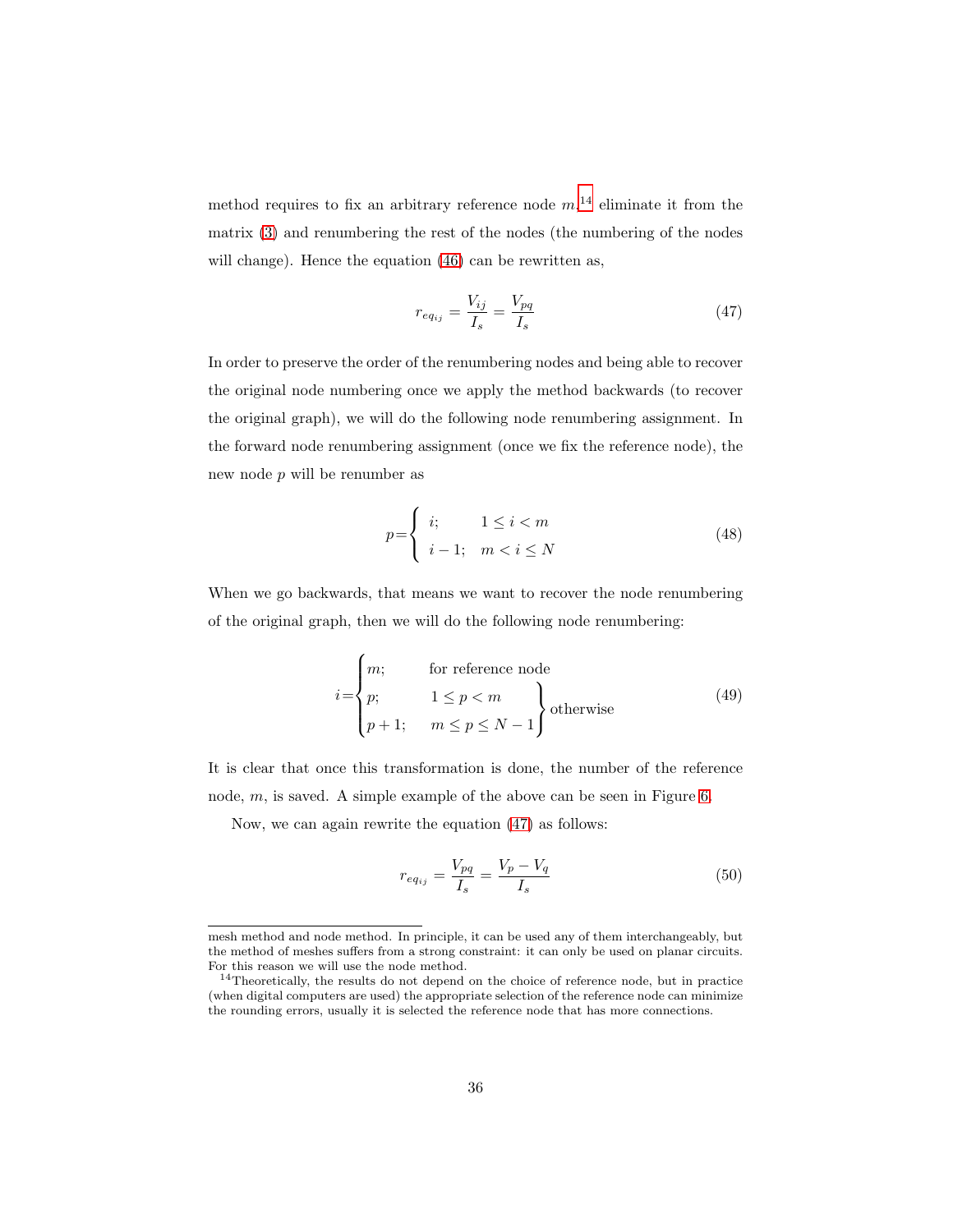method requires to fix an arbitrary reference node $m$,[14] eliminate it from the matrix (3) and renumbering the rest of the nodes (the numbering of the nodes will change). Hence the equation (46) can be rewritten as,

$$r_{eq_{ij}} = \frac{V_{ij}}{I_s} = \frac{V_{pq}}{I_s} \tag{47}$$

In order to preserve the order of the renumbering nodes and being able to recover the original node numbering once we apply the method backwards (to recover the original graph), we will do the following node renumbering assignment. In the forward node renumbering assignment (once we fix the reference node), the new node $p$ will be renumber as

$$p = \begin{cases} i; & 1 \leq i < m \\ i-1; & m < i \leq N \end{cases} \tag{48}$$

When we go backwards, that means we want to recover the node renumbering of the original graph, then we will do the following node renumbering:

$$i = \begin{cases} m; & \text{for reference node} \\ \left.\begin{array}{ll} p; & 1 \leq p < m \\ p+1; & m \leq p \leq N-1 \end{array}\right\} & \text{otherwise} \end{cases} \tag{49}$$

It is clear that once this transformation is done, the number of the reference node, $m$, is saved. A simple example of the above can be seen in Figure 6.

Now, we can again rewrite the equation (47) as follows:

$$r_{eq_{ij}} = \frac{V_{pq}}{I_s} = \frac{V_p - V_q}{I_s} \tag{50}$$

---

mesh method and node method. In principle, it can be used any of them interchangeably, but the method of meshes suffers from a strong constraint: it can only be used on planar circuits. For this reason we will use the node method.

[14] Theoretically, the results do not depend on the choice of reference node, but in practice (when digital computers are used) the appropriate selection of the reference node can minimize the rounding errors, usually it is selected the reference node that has more connections.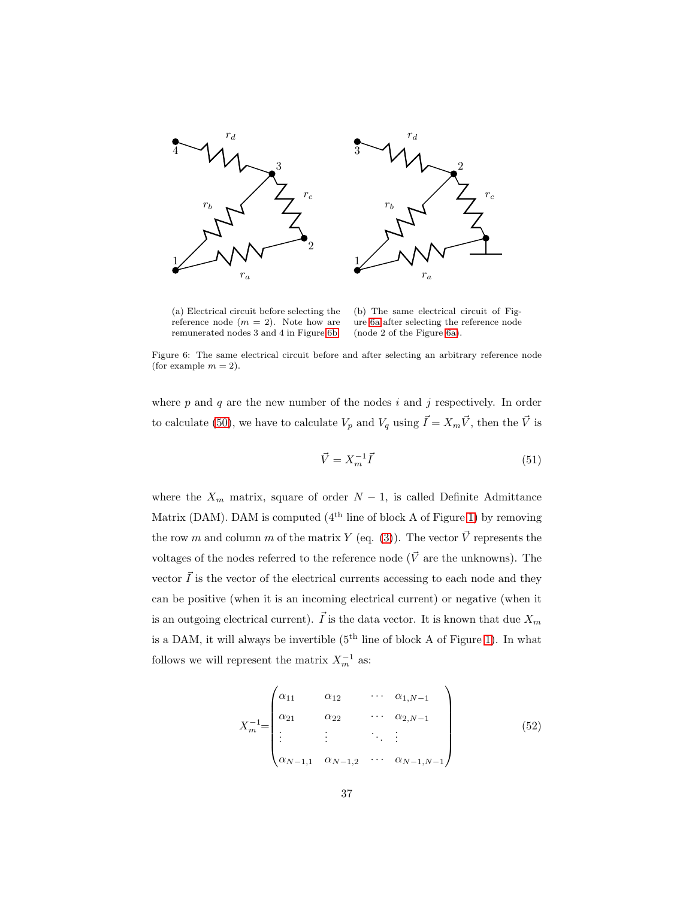(a) Electrical circuit before selecting the reference node ($m = 2$). Note how are remunerated nodes 3 and 4 in Figure 6b.

(b) The same electrical circuit of Figure 6a after selecting the reference node (node 2 of the Figure 6a).

Figure 6: The same electrical circuit before and after selecting an arbitrary reference node (for example $m = 2$).

where $p$ and $q$ are the new number of the nodes $i$ and $j$ respectively. In order to calculate (50), we have to calculate $V_p$ and $V_q$ using $\vec{I} = X_m\vec{V}$, then the $\vec{V}$ is

$$\vec{V} = X_m^{-1}\vec{I} \tag{51}$$

where the $X_m$ matrix, square of order $N-1$, is called Definite Admittance Matrix (DAM). DAM is computed (4th line of block A of Figure 1) by removing the row $m$ and column $m$ of the matrix $Y$ (eq. (3)). The vector $\vec{V}$ represents the voltages of the nodes referred to the reference node ($\vec{V}$ are the unknowns). The vector $\vec{I}$ is the vector of the electrical currents accessing to each node and they can be positive (when it is an incoming electrical current) or negative (when it is an outgoing electrical current). $\vec{I}$ is the data vector. It is known that due $X_m$ is a DAM, it will always be invertible (5th line of block A of Figure 1). In what follows we will represent the matrix $X_m^{-1}$ as:

$$X_m^{-1}=\begin{pmatrix} \alpha_{11} & \alpha_{12} & \cdots & \alpha_{1,N-1} \\ \alpha_{21} & \alpha_{22} & \cdots & \alpha_{2,N-1} \\ \vdots & \vdots & \ddots & \vdots \\ \alpha_{N-1,1} & \alpha_{N-1,2} & \cdots & \alpha_{N-1,N-1} \end{pmatrix} \tag{52}$$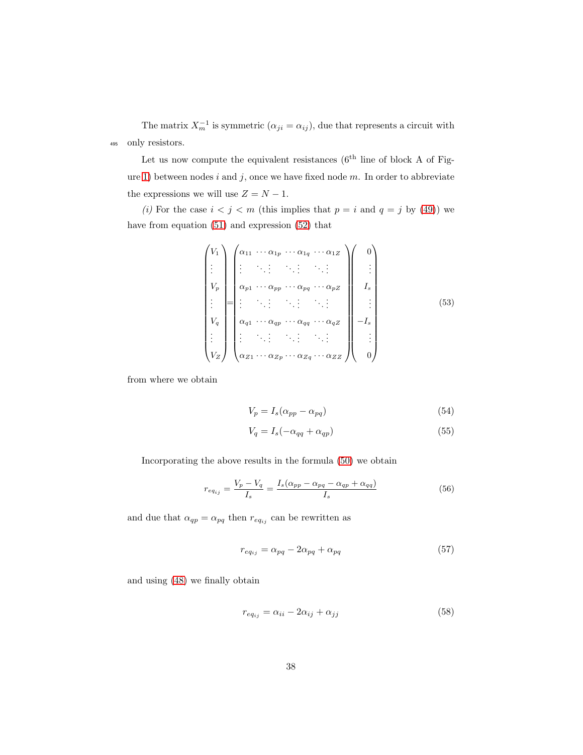The matrix $X_m^{-1}$ is symmetric ($\alpha_{ji} = \alpha_{ij}$), due that represents a circuit with only resistors.

Let us now compute the equivalent resistances (6[th] line of block A of Figure 1) between nodes $i$ and $j$, once we have fixed node $m$. In order to abbreviate the expressions we will use $Z = N - 1$.

*(i)* For the case $i < j < m$ (this implies that $p = i$ and $q = j$ by (49)) we have from equation (51) and expression (52) that

$$\begin{pmatrix} V_1 \\ \vdots \\ V_p \\ \vdots \\ V_q \\ \vdots \\ V_Z \end{pmatrix} = \begin{pmatrix} \alpha_{11} & \cdots \alpha_{1p} & \cdots \alpha_{1q} & \cdots \alpha_{1Z} \\ \vdots & \ddots \vdots & \ddots \vdots & \ddots \vdots \\ \alpha_{p1} & \cdots \alpha_{pp} & \cdots \alpha_{pq} & \cdots \alpha_{pZ} \\ \vdots & \ddots \vdots & \ddots \vdots & \ddots \vdots \\ \alpha_{q1} & \cdots \alpha_{qp} & \cdots \alpha_{qq} & \cdots \alpha_{qZ} \\ \vdots & \ddots \vdots & \ddots \vdots & \ddots \vdots \\ \alpha_{Z1} & \cdots \alpha_{Zp} & \cdots \alpha_{Zq} & \cdots \alpha_{ZZ} \end{pmatrix} \begin{pmatrix} 0 \\ \vdots \\ I_s \\ \vdots \\ -I_s \\ \vdots \\ 0 \end{pmatrix} \tag{53}$$

from where we obtain

$$V_p = I_s(\alpha_{pp} - \alpha_{pq}) \tag{54}$$

$$V_q = I_s(-\alpha_{qq} + \alpha_{qp}) \tag{55}$$

Incorporating the above results in the formula (50) we obtain

$$r_{eq_{ij}} = \frac{V_p - V_q}{I_s} = \frac{I_s(\alpha_{pp} - \alpha_{pq} - \alpha_{qp} + \alpha_{qq})}{I_s} \tag{56}$$

and due that $\alpha_{qp} = \alpha_{pq}$ then $r_{eq_{ij}}$ can be rewritten as

$$r_{eq_{ij}} = \alpha_{pq} - 2\alpha_{pq} + \alpha_{pq} \tag{57}$$

and using (48) we finally obtain

$$r_{eq_{ij}} = \alpha_{ii} - 2\alpha_{ij} + \alpha_{jj} \tag{58}$$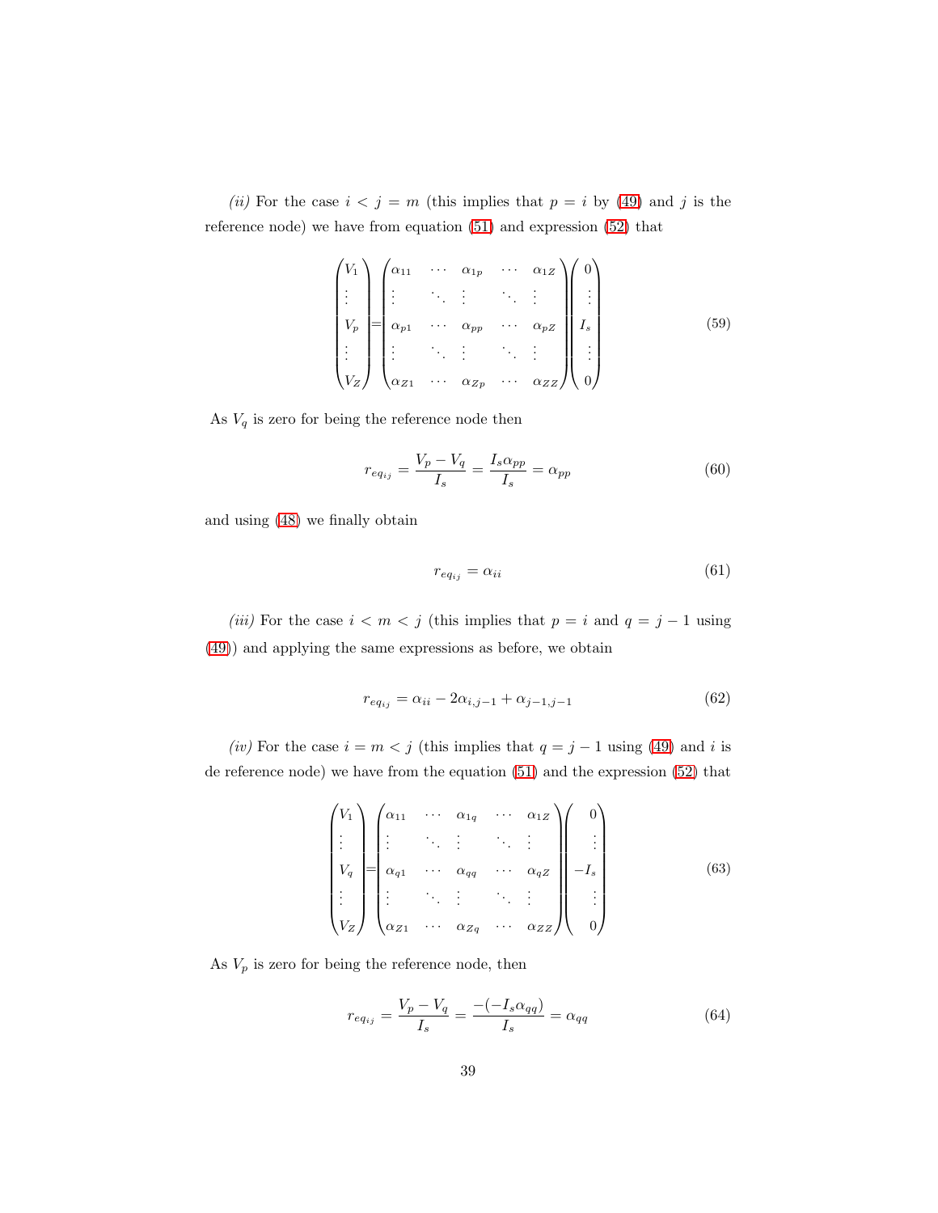*(ii)* For the case $i < j = m$ (this implies that $p = i$ by (49) and $j$ is the reference node) we have from equation (51) and expression (52) that

$$\begin{pmatrix} V_1 \\ \vdots \\ V_p \\ \vdots \\ V_Z \end{pmatrix} = \begin{pmatrix} \alpha_{11} & \cdots & \alpha_{1p} & \cdots & \alpha_{1Z} \\ \vdots & \ddots & \vdots & \ddots & \vdots \\ \alpha_{p1} & \cdots & \alpha_{pp} & \cdots & \alpha_{pZ} \\ \vdots & \ddots & \vdots & \ddots & \vdots \\ \alpha_{Z1} & \cdots & \alpha_{Zp} & \cdots & \alpha_{ZZ} \end{pmatrix} \begin{pmatrix} 0 \\ \vdots \\ I_s \\ \vdots \\ 0 \end{pmatrix} \tag{59}$$

As $V_q$ is zero for being the reference node then

$$r_{eq_{ij}} = \frac{V_p - V_q}{I_s} = \frac{I_s \alpha_{pp}}{I_s} = \alpha_{pp} \tag{60}$$

and using (48) we finally obtain

$$r_{eq_{ij}} = \alpha_{ii} \tag{61}$$

*(iii)* For the case $i < m < j$ (this implies that $p = i$ and $q = j - 1$ using (49)) and applying the same expressions as before, we obtain

$$r_{eq_{ij}} = \alpha_{ii} - 2\alpha_{i,j-1} + \alpha_{j-1,j-1} \tag{62}$$

*(iv)* For the case $i = m < j$ (this implies that $q = j - 1$ using (49) and $i$ is de reference node) we have from the equation (51) and the expression (52) that

$$\begin{pmatrix} V_1 \\ \vdots \\ V_q \\ \vdots \\ V_Z \end{pmatrix} = \begin{pmatrix} \alpha_{11} & \cdots & \alpha_{1q} & \cdots & \alpha_{1Z} \\ \vdots & \ddots & \vdots & \ddots & \vdots \\ \alpha_{q1} & \cdots & \alpha_{qq} & \cdots & \alpha_{qZ} \\ \vdots & \ddots & \vdots & \ddots & \vdots \\ \alpha_{Z1} & \cdots & \alpha_{Zq} & \cdots & \alpha_{ZZ} \end{pmatrix} \begin{pmatrix} 0 \\ \vdots \\ -I_s \\ \vdots \\ 0 \end{pmatrix} \tag{63}$$

As $V_p$ is zero for being the reference node, then

$$r_{eq_{ij}} = \frac{V_p - V_q}{I_s} = \frac{-(-I_s \alpha_{qq})}{I_s} = \alpha_{qq} \tag{64}$$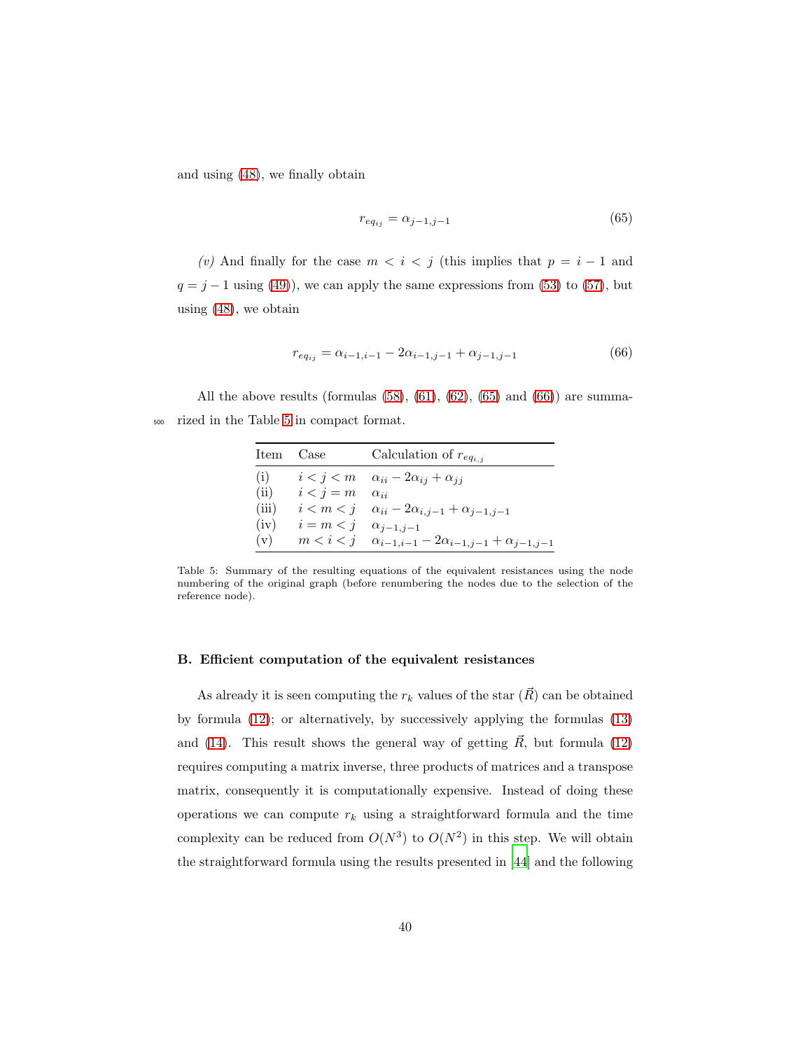and using (48), we finally obtain

$$r_{eq_{ij}} = \alpha_{j-1,j-1} \tag{65}$$

*(v)* And finally for the case $m < i < j$ (this implies that $p = i-1$ and $q = j-1$ using (49)), we can apply the same expressions from (53) to (57), but using (48), we obtain

$$r_{eq_{ij}} = \alpha_{i-1,i-1} - 2\alpha_{i-1,j-1} + \alpha_{j-1,j-1} \tag{66}$$

All the above results (formulas (58), (61), (62), (65) and (66)) are summarized in the Table 5 in compact format.

| Item | Case | Calculation of $r_{eq_{i,j}}$ |
|---|---|---|
| (i) | $i < j < m$ | $\alpha_{ii} - 2\alpha_{ij} + \alpha_{jj}$ |
| (ii) | $i < j = m$ | $\alpha_{ii}$ |
| (iii) | $i < m < j$ | $\alpha_{ii} - 2\alpha_{i,j-1} + \alpha_{j-1,j-1}$ |
| (iv) | $i = m < j$ | $\alpha_{j-1,j-1}$ |
| (v) | $m < i < j$ | $\alpha_{i-1,i-1} - 2\alpha_{i-1,j-1} + \alpha_{j-1,j-1}$ |

Table 5: Summary of the resulting equations of the equivalent resistances using the node numbering of the original graph (before renumbering the nodes due to the selection of the reference node).

### B. Efficient computation of the equivalent resistances

As already it is seen computing the $r_k$ values of the star ($\vec{R}$) can be obtained by formula (12); or alternatively, by successively applying the formulas (13) and (14). This result shows the general way of getting $\vec{R}$, but formula (12) requires computing a matrix inverse, three products of matrices and a transpose matrix, consequently it is computationally expensive. Instead of doing these operations we can compute $r_k$ using a straightforward formula and the time complexity can be reduced from $O(N^3)$ to $O(N^2)$ in this step. We will obtain the straightforward formula using the results presented in [44] and the following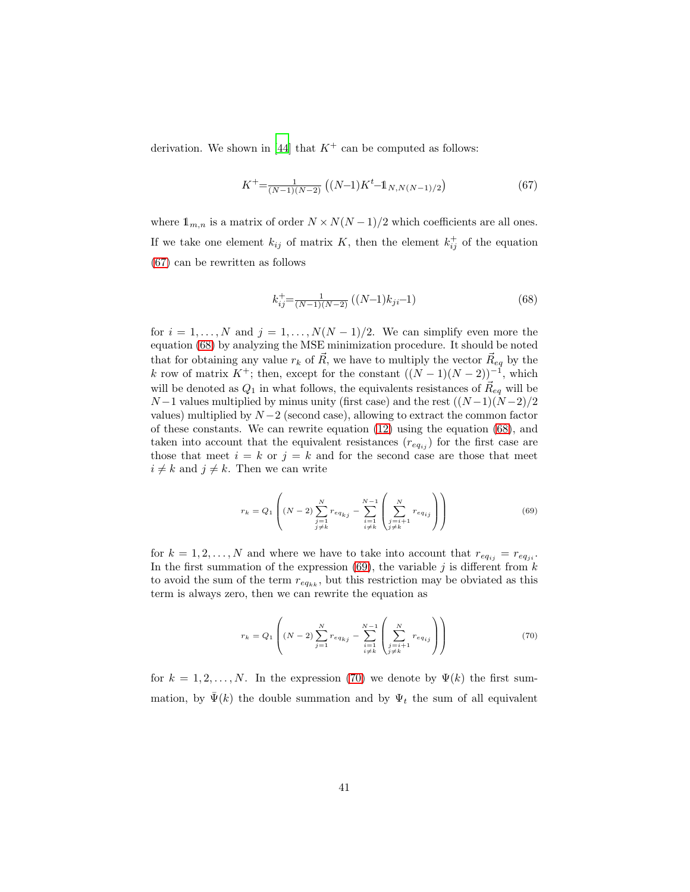derivation. We shown in [44] that $K^+$ can be computed as follows:

$$K^+ = \frac{1}{(N-1)(N-2)} \left( (N-1)K^t - \mathbb{1}_{N,N(N-1)/2} \right) \tag{67}$$

where $\mathbb{1}_{m,n}$ is a matrix of order $N \times N(N-1)/2$ which coefficients are all ones. If we take one element $k_{ij}$ of matrix $K$, then the element $k^+_{ij}$ of the equation (67) can be rewritten as follows

$$k^+_{ij} = \frac{1}{(N-1)(N-2)} \left( (N-1)k_{ji} - 1 \right) \tag{68}$$

for $i = 1, \ldots, N$ and $j = 1, \ldots, N(N-1)/2$. We can simplify even more the equation (68) by analyzing the MSE minimization procedure. It should be noted that for obtaining any value $r_k$ of $\vec{R}$, we have to multiply the vector $\vec{R}_{eq}$ by the $k$ row of matrix $K^+$; then, except for the constant $((N-1)(N-2))^{-1}$, which will be denoted as $Q_1$ in what follows, the equivalents resistances of $\vec{R}_{eq}$ will be $N-1$ values multiplied by minus unity (first case) and the rest ($(N-1)(N-2)/2$ values) multiplied by $N-2$ (second case), allowing to extract the common factor of these constants. We can rewrite equation (12) using the equation (68), and taken into account that the equivalent resistances ($r_{eq_{ij}}$) for the first case are those that meet $i = k$ or $j = k$ and for the second case are those that meet $i \neq k$ and $j \neq k$. Then we can write

$$r_k = Q_1 \left( (N-2) \sum_{\substack{j=1 \\ j \neq k}}^{N} r_{eq_{kj}} - \sum_{\substack{i=1 \\ i \neq k}}^{N-1} \left( \sum_{\substack{j=i+1 \\ j \neq k}}^{N} r_{eq_{ij}} \right) \right) \tag{69}$$

for $k = 1, 2, \ldots, N$ and where we have to take into account that $r_{eq_{ij}} = r_{eq_{ji}}$. In the first summation of the expression (69), the variable $j$ is different from $k$ to avoid the sum of the term $r_{eq_{kk}}$, but this restriction may be obviated as this term is always zero, then we can rewrite the equation as

$$r_k = Q_1 \left( (N-2) \sum_{j=1}^{N} r_{eq_{kj}} - \sum_{\substack{i=1 \\ i \neq k}}^{N-1} \left( \sum_{\substack{j=i+1 \\ j \neq k}}^{N} r_{eq_{ij}} \right) \right) \tag{70}$$

for $k = 1, 2, \ldots, N$. In the expression (70) we denote by $\Psi(k)$ the first summation, by $\bar{\Psi}(k)$ the double summation and by $\Psi_t$ the sum of all equivalent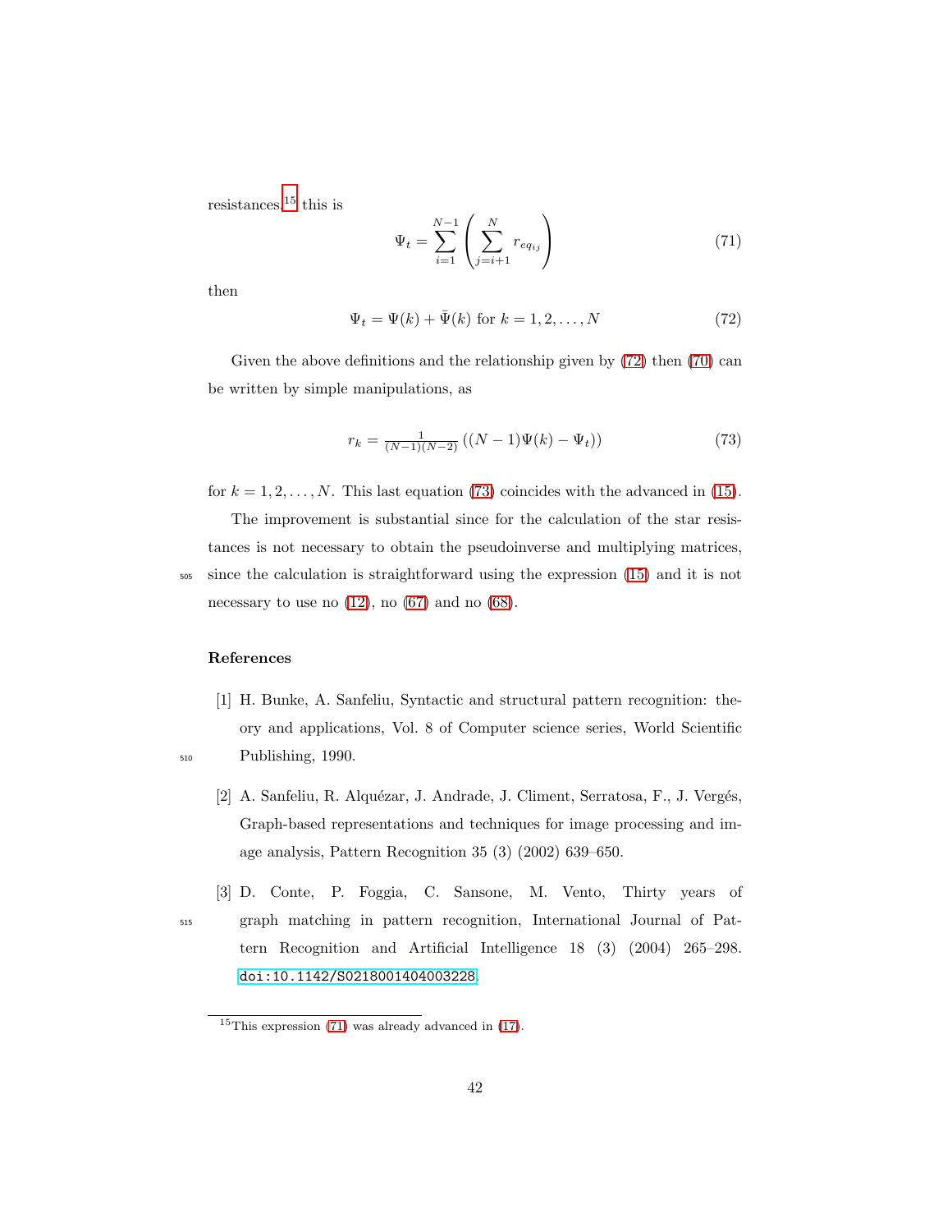resistances,[15] this is

$$\Psi_t = \sum_{i=1}^{N-1} \left( \sum_{j=i+1}^{N} r_{eq_{ij}} \right) \tag{71}$$

then

$$\Psi_t = \Psi(k) + \bar{\Psi}(k) \text{ for } k = 1, 2, \ldots, N \tag{72}$$

Given the above definitions and the relationship given by (72) then (70) can be written by simple manipulations, as

$$r_k = \tfrac{1}{(N-1)(N-2)} \left( (N-1)\Psi(k) - \Psi_t) \right) \tag{73}$$

for $k = 1, 2, \ldots, N$. This last equation (73) coincides with the advanced in (15).

The improvement is substantial since for the calculation of the star resistances is not necessary to obtain the pseudoinverse and multiplying matrices, since the calculation is straightforward using the expression (15) and it is not necessary to use no (12), no (67) and no (68).

## References

[1] H. Bunke, A. Sanfeliu, Syntactic and structural pattern recognition: theory and applications, Vol. 8 of Computer science series, World Scientific Publishing, 1990.

[2] A. Sanfeliu, R. Alquézar, J. Andrade, J. Climent, Serratosa, F., J. Vergés, Graph-based representations and techniques for image processing and image analysis, Pattern Recognition 35 (3) (2002) 639–650.

[3] D. Conte, P. Foggia, C. Sansone, M. Vento, Thirty years of graph matching in pattern recognition, International Journal of Pattern Recognition and Artificial Intelligence 18 (3) (2004) 265–298. doi:10.1142/S0218001404003228.

[15] This expression (71) was already advanced in (17).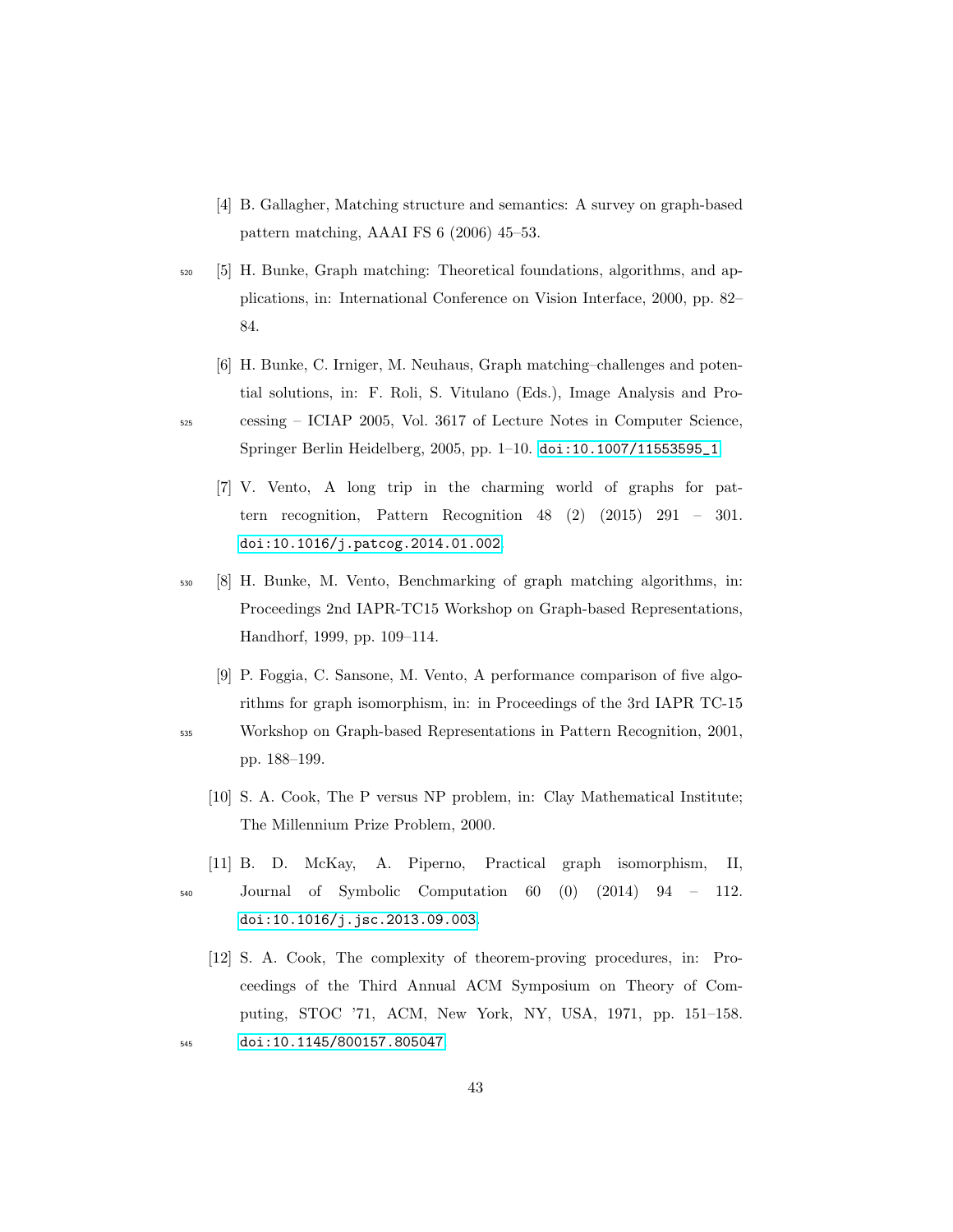[4] B. Gallagher, Matching structure and semantics: A survey on graph-based pattern matching, AAAI FS 6 (2006) 45–53.

[5] H. Bunke, Graph matching: Theoretical foundations, algorithms, and applications, in: International Conference on Vision Interface, 2000, pp. 82–84.

[6] H. Bunke, C. Irniger, M. Neuhaus, Graph matching–challenges and potential solutions, in: F. Roli, S. Vitulano (Eds.), Image Analysis and Processing – ICIAP 2005, Vol. 3617 of Lecture Notes in Computer Science, Springer Berlin Heidelberg, 2005, pp. 1–10. doi:10.1007/11553595_1.

[7] V. Vento, A long trip in the charming world of graphs for pattern recognition, Pattern Recognition 48 (2) (2015) 291 – 301. doi:10.1016/j.patcog.2014.01.002.

[8] H. Bunke, M. Vento, Benchmarking of graph matching algorithms, in: Proceedings 2nd IAPR-TC15 Workshop on Graph-based Representations, Handhorf, 1999, pp. 109–114.

[9] P. Foggia, C. Sansone, M. Vento, A performance comparison of five algorithms for graph isomorphism, in: in Proceedings of the 3rd IAPR TC-15 Workshop on Graph-based Representations in Pattern Recognition, 2001, pp. 188–199.

[10] S. A. Cook, The P versus NP problem, in: Clay Mathematical Institute; The Millennium Prize Problem, 2000.

[11] B. D. McKay, A. Piperno, Practical graph isomorphism, II, Journal of Symbolic Computation 60 (0) (2014) 94 – 112. doi:10.1016/j.jsc.2013.09.003.

[12] S. A. Cook, The complexity of theorem-proving procedures, in: Proceedings of the Third Annual ACM Symposium on Theory of Computing, STOC '71, ACM, New York, NY, USA, 1971, pp. 151–158. doi:10.1145/800157.805047.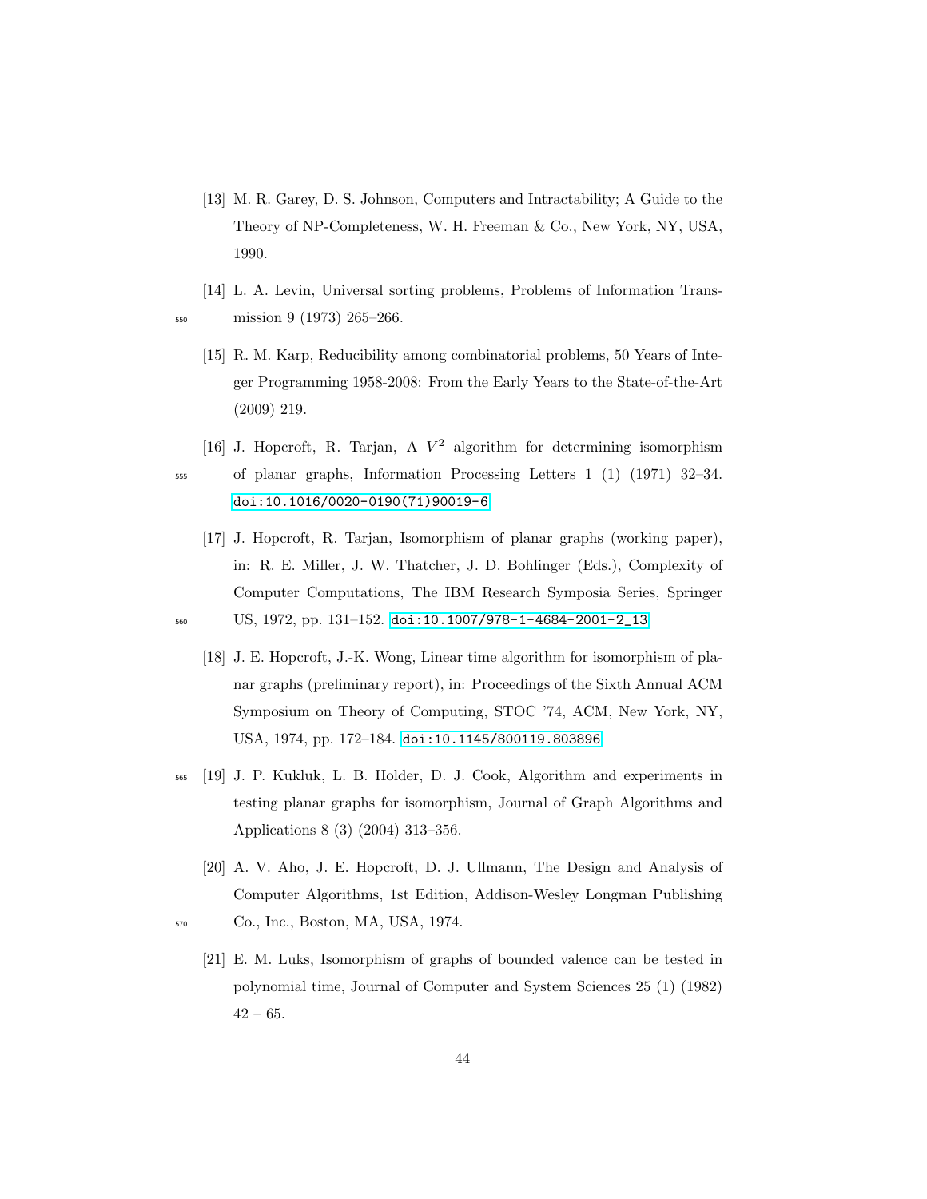[13] M. R. Garey, D. S. Johnson, Computers and Intractability; A Guide to the Theory of NP-Completeness, W. H. Freeman & Co., New York, NY, USA, 1990.

[14] L. A. Levin, Universal sorting problems, Problems of Information Transmission 9 (1973) 265–266.

[15] R. M. Karp, Reducibility among combinatorial problems, 50 Years of Integer Programming 1958-2008: From the Early Years to the State-of-the-Art (2009) 219.

[16] J. Hopcroft, R. Tarjan, A $V^2$ algorithm for determining isomorphism of planar graphs, Information Processing Letters 1 (1) (1971) 32–34. doi:10.1016/0020-0190(71)90019-6.

[17] J. Hopcroft, R. Tarjan, Isomorphism of planar graphs (working paper), in: R. E. Miller, J. W. Thatcher, J. D. Bohlinger (Eds.), Complexity of Computer Computations, The IBM Research Symposia Series, Springer US, 1972, pp. 131–152. doi:10.1007/978-1-4684-2001-2_13.

[18] J. E. Hopcroft, J.-K. Wong, Linear time algorithm for isomorphism of planar graphs (preliminary report), in: Proceedings of the Sixth Annual ACM Symposium on Theory of Computing, STOC '74, ACM, New York, NY, USA, 1974, pp. 172–184. doi:10.1145/800119.803896.

[19] J. P. Kukluk, L. B. Holder, D. J. Cook, Algorithm and experiments in testing planar graphs for isomorphism, Journal of Graph Algorithms and Applications 8 (3) (2004) 313–356.

[20] A. V. Aho, J. E. Hopcroft, D. J. Ullmann, The Design and Analysis of Computer Algorithms, 1st Edition, Addison-Wesley Longman Publishing Co., Inc., Boston, MA, USA, 1974.

[21] E. M. Luks, Isomorphism of graphs of bounded valence can be tested in polynomial time, Journal of Computer and System Sciences 25 (1) (1982) 42 – 65.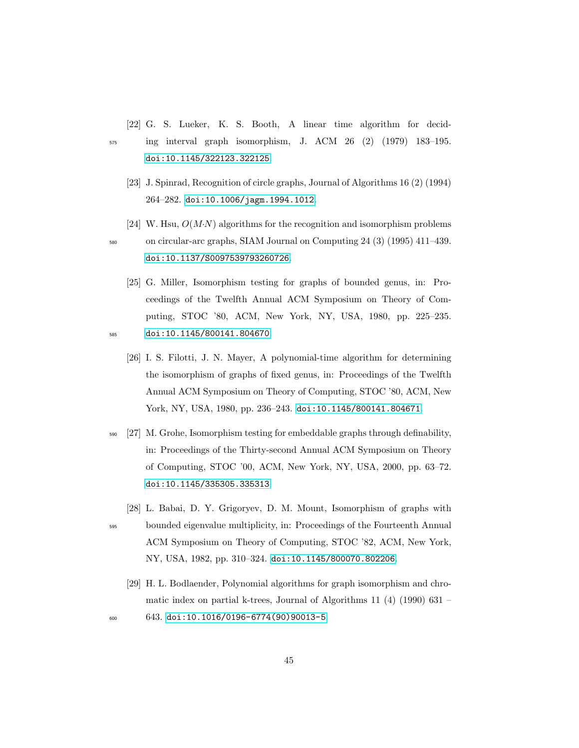[22] G. S. Lueker, K. S. Booth, A linear time algorithm for deciding interval graph isomorphism, J. ACM 26 (2) (1979) 183–195. doi:10.1145/322123.322125.

[23] J. Spinrad, Recognition of circle graphs, Journal of Algorithms 16 (2) (1994) 264–282. doi:10.1006/jagm.1994.1012.

[24] W. Hsu, $O(M{\cdot}N)$ algorithms for the recognition and isomorphism problems on circular-arc graphs, SIAM Journal on Computing 24 (3) (1995) 411–439. doi:10.1137/S0097539793260726.

[25] G. Miller, Isomorphism testing for graphs of bounded genus, in: Proceedings of the Twelfth Annual ACM Symposium on Theory of Computing, STOC '80, ACM, New York, NY, USA, 1980, pp. 225–235. doi:10.1145/800141.804670.

[26] I. S. Filotti, J. N. Mayer, A polynomial-time algorithm for determining the isomorphism of graphs of fixed genus, in: Proceedings of the Twelfth Annual ACM Symposium on Theory of Computing, STOC '80, ACM, New York, NY, USA, 1980, pp. 236–243. doi:10.1145/800141.804671.

[27] M. Grohe, Isomorphism testing for embeddable graphs through definability, in: Proceedings of the Thirty-second Annual ACM Symposium on Theory of Computing, STOC '00, ACM, New York, NY, USA, 2000, pp. 63–72. doi:10.1145/335305.335313.

[28] L. Babai, D. Y. Grigoryev, D. M. Mount, Isomorphism of graphs with bounded eigenvalue multiplicity, in: Proceedings of the Fourteenth Annual ACM Symposium on Theory of Computing, STOC '82, ACM, New York, NY, USA, 1982, pp. 310–324. doi:10.1145/800070.802206.

[29] H. L. Bodlaender, Polynomial algorithms for graph isomorphism and chromatic index on partial k-trees, Journal of Algorithms 11 (4) (1990) 631 – 643. doi:10.1016/0196-6774(90)90013-5.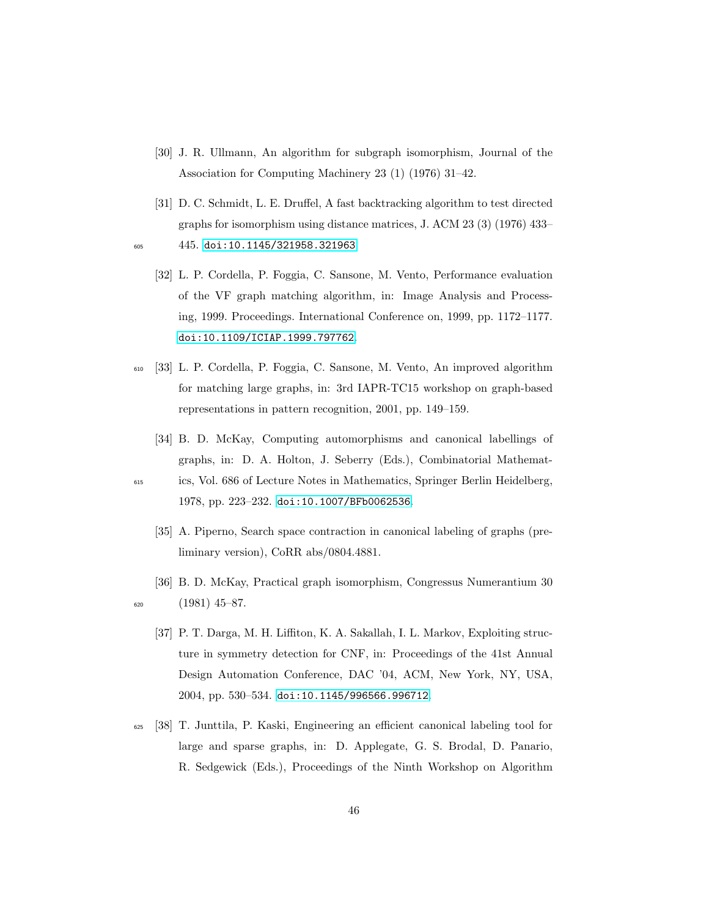[30] J. R. Ullmann, An algorithm for subgraph isomorphism, Journal of the Association for Computing Machinery 23 (1) (1976) 31–42.

[31] D. C. Schmidt, L. E. Druffel, A fast backtracking algorithm to test directed graphs for isomorphism using distance matrices, J. ACM 23 (3) (1976) 433–445. doi:10.1145/321958.321963.

[32] L. P. Cordella, P. Foggia, C. Sansone, M. Vento, Performance evaluation of the VF graph matching algorithm, in: Image Analysis and Processing, 1999. Proceedings. International Conference on, 1999, pp. 1172–1177. doi:10.1109/ICIAP.1999.797762.

[33] L. P. Cordella, P. Foggia, C. Sansone, M. Vento, An improved algorithm for matching large graphs, in: 3rd IAPR-TC15 workshop on graph-based representations in pattern recognition, 2001, pp. 149–159.

[34] B. D. McKay, Computing automorphisms and canonical labellings of graphs, in: D. A. Holton, J. Seberry (Eds.), Combinatorial Mathematics, Vol. 686 of Lecture Notes in Mathematics, Springer Berlin Heidelberg, 1978, pp. 223–232. doi:10.1007/BFb0062536.

[35] A. Piperno, Search space contraction in canonical labeling of graphs (preliminary version), CoRR abs/0804.4881.

[36] B. D. McKay, Practical graph isomorphism, Congressus Numerantium 30 (1981) 45–87.

[37] P. T. Darga, M. H. Liffiton, K. A. Sakallah, I. L. Markov, Exploiting structure in symmetry detection for CNF, in: Proceedings of the 41st Annual Design Automation Conference, DAC '04, ACM, New York, NY, USA, 2004, pp. 530–534. doi:10.1145/996566.996712.

[38] T. Junttila, P. Kaski, Engineering an efficient canonical labeling tool for large and sparse graphs, in: D. Applegate, G. S. Brodal, D. Panario, R. Sedgewick (Eds.), Proceedings of the Ninth Workshop on Algorithm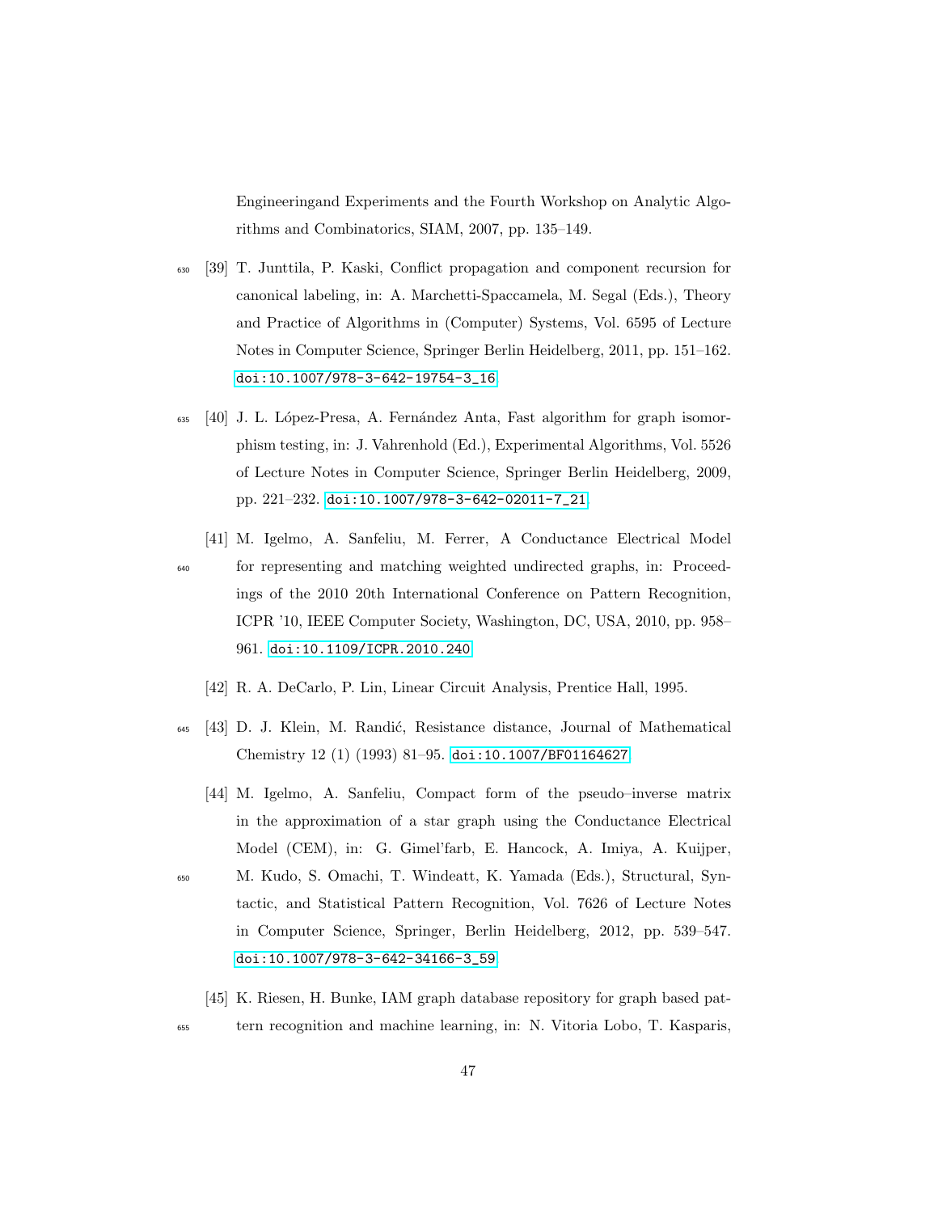Engineeringand Experiments and the Fourth Workshop on Analytic Algorithms and Combinatorics, SIAM, 2007, pp. 135–149.

[39] T. Junttila, P. Kaski, Conflict propagation and component recursion for canonical labeling, in: A. Marchetti-Spaccamela, M. Segal (Eds.), Theory and Practice of Algorithms in (Computer) Systems, Vol. 6595 of Lecture Notes in Computer Science, Springer Berlin Heidelberg, 2011, pp. 151–162. doi:10.1007/978-3-642-19754-3_16.

[40] J. L. López-Presa, A. Fernández Anta, Fast algorithm for graph isomorphism testing, in: J. Vahrenhold (Ed.), Experimental Algorithms, Vol. 5526 of Lecture Notes in Computer Science, Springer Berlin Heidelberg, 2009, pp. 221–232. doi:10.1007/978-3-642-02011-7_21.

[41] M. Igelmo, A. Sanfeliu, M. Ferrer, A Conductance Electrical Model for representing and matching weighted undirected graphs, in: Proceedings of the 2010 20th International Conference on Pattern Recognition, ICPR '10, IEEE Computer Society, Washington, DC, USA, 2010, pp. 958–961. doi:10.1109/ICPR.2010.240.

[42] R. A. DeCarlo, P. Lin, Linear Circuit Analysis, Prentice Hall, 1995.

[43] D. J. Klein, M. Randić, Resistance distance, Journal of Mathematical Chemistry 12 (1) (1993) 81–95. doi:10.1007/BF01164627.

[44] M. Igelmo, A. Sanfeliu, Compact form of the pseudo–inverse matrix in the approximation of a star graph using the Conductance Electrical Model (CEM), in: G. Gimel'farb, E. Hancock, A. Imiya, A. Kuijper, M. Kudo, S. Omachi, T. Windeatt, K. Yamada (Eds.), Structural, Syntactic, and Statistical Pattern Recognition, Vol. 7626 of Lecture Notes in Computer Science, Springer, Berlin Heidelberg, 2012, pp. 539–547. doi:10.1007/978-3-642-34166-3_59.

[45] K. Riesen, H. Bunke, IAM graph database repository for graph based pattern recognition and machine learning, in: N. Vitoria Lobo, T. Kasparis,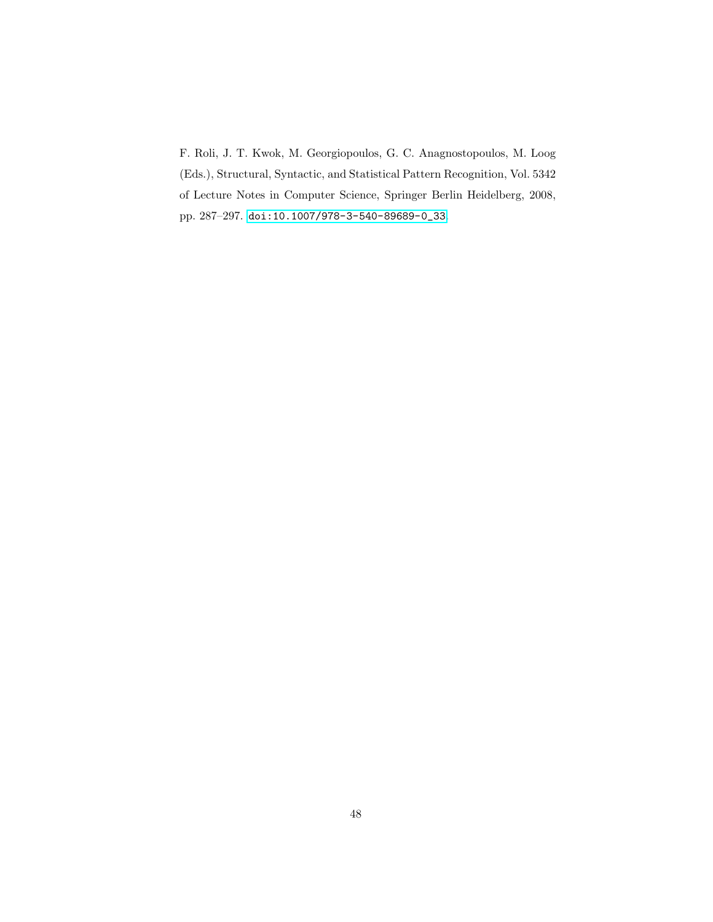F. Roli, J. T. Kwok, M. Georgiopoulos, G. C. Anagnostopoulos, M. Loog (Eds.), Structural, Syntactic, and Statistical Pattern Recognition, Vol. 5342 of Lecture Notes in Computer Science, Springer Berlin Heidelberg, 2008, pp. 287–297. doi:10.1007/978-3-540-89689-0_33.